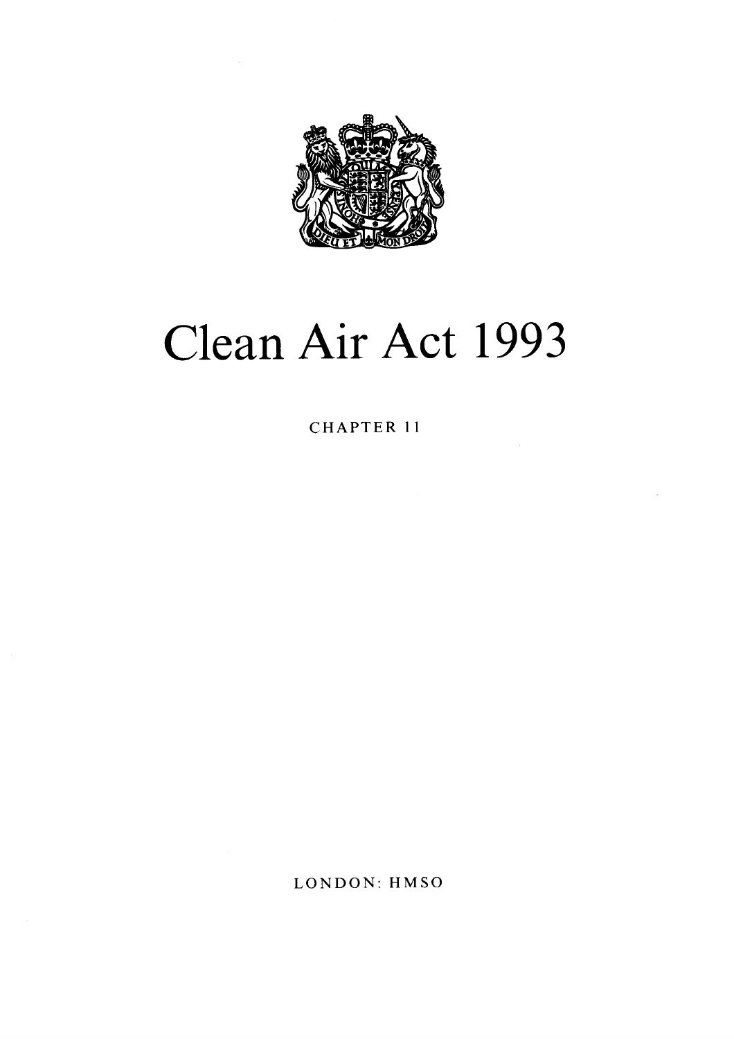# Clean Air Act 1993

CHAPTER 11

LONDON: HMSO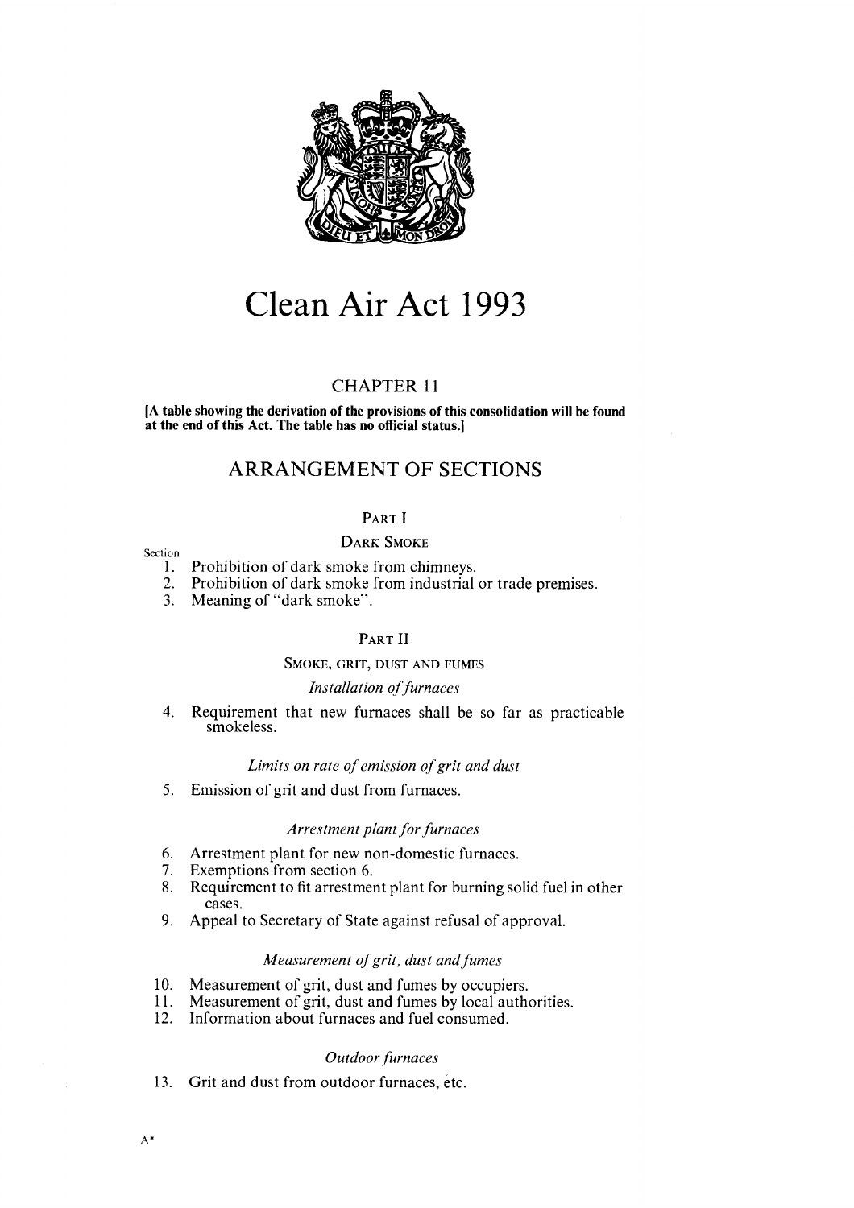# Clean Air Act 1993

## CHAPTER 11

**[A table showing the derivation of the provisions of this consolidation will be found at the end of this Act. The table has no official status.]**

## ARRANGEMENT OF SECTIONS

### PART I

#### DARK SMOKE

Section

1. Prohibition of dark smoke from chimneys.
2. Prohibition of dark smoke from industrial or trade premises.
3. Meaning of "dark smoke".

### PART II

#### SMOKE, GRIT, DUST AND FUMES

*Installation of furnaces*

4. Requirement that new furnaces shall be so far as practicable smokeless.

*Limits on rate of emission of grit and dust*

5. Emission of grit and dust from furnaces.

*Arrestment plant for furnaces*

6. Arrestment plant for new non-domestic furnaces.
7. Exemptions from section 6.
8. Requirement to fit arrestment plant for burning solid fuel in other cases.
9. Appeal to Secretary of State against refusal of approval.

*Measurement of grit, dust and fumes*

10. Measurement of grit, dust and fumes by occupiers.
11. Measurement of grit, dust and fumes by local authorities.
12. Information about furnaces and fuel consumed.

*Outdoor furnaces*

13. Grit and dust from outdoor furnaces, etc.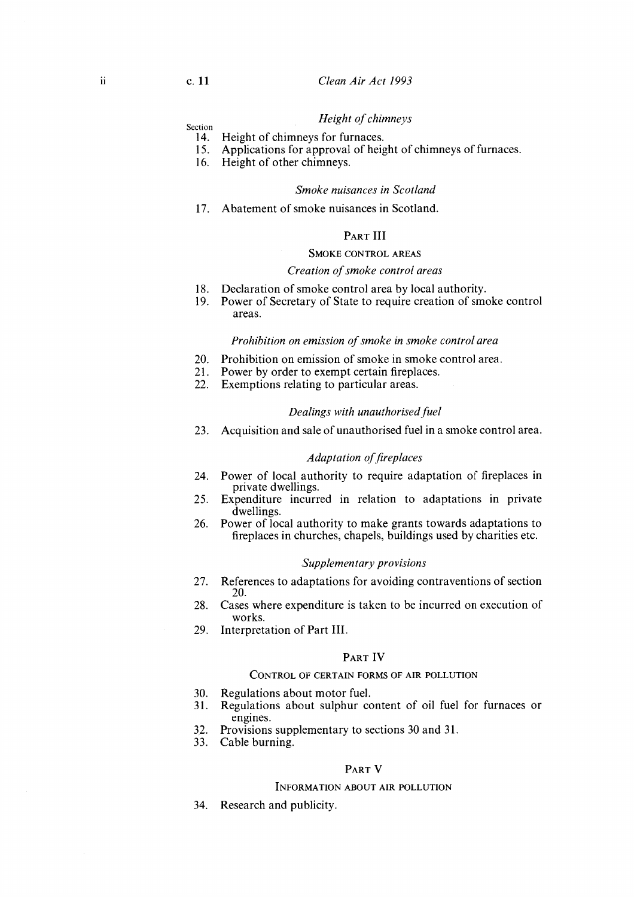*Height of chimneys*

Section

14. Height of chimneys for furnaces.
15. Applications for approval of height of chimneys of furnaces.
16. Height of other chimneys.

*Smoke nuisances in Scotland*

17. Abatement of smoke nuisances in Scotland.

## PART III

### SMOKE CONTROL AREAS

*Creation of smoke control areas*

18. Declaration of smoke control area by local authority.
19. Power of Secretary of State to require creation of smoke control areas.

*Prohibition on emission of smoke in smoke control area*

20. Prohibition on emission of smoke in smoke control area.
21. Power by order to exempt certain fireplaces.
22. Exemptions relating to particular areas.

*Dealings with unauthorised fuel*

23. Acquisition and sale of unauthorised fuel in a smoke control area.

*Adaptation of fireplaces*

24. Power of local authority to require adaptation of fireplaces in private dwellings.
25. Expenditure incurred in relation to adaptations in private dwellings.
26. Power of local authority to make grants towards adaptations to fireplaces in churches, chapels, buildings used by charities etc.

*Supplementary provisions*

27. References to adaptations for avoiding contraventions of section 20.
28. Cases where expenditure is taken to be incurred on execution of works.
29. Interpretation of Part III.

## PART IV

### CONTROL OF CERTAIN FORMS OF AIR POLLUTION

30. Regulations about motor fuel.
31. Regulations about sulphur content of oil fuel for furnaces or engines.
32. Provisions supplementary to sections 30 and 31.
33. Cable burning.

## PART V

### INFORMATION ABOUT AIR POLLUTION

34. Research and publicity.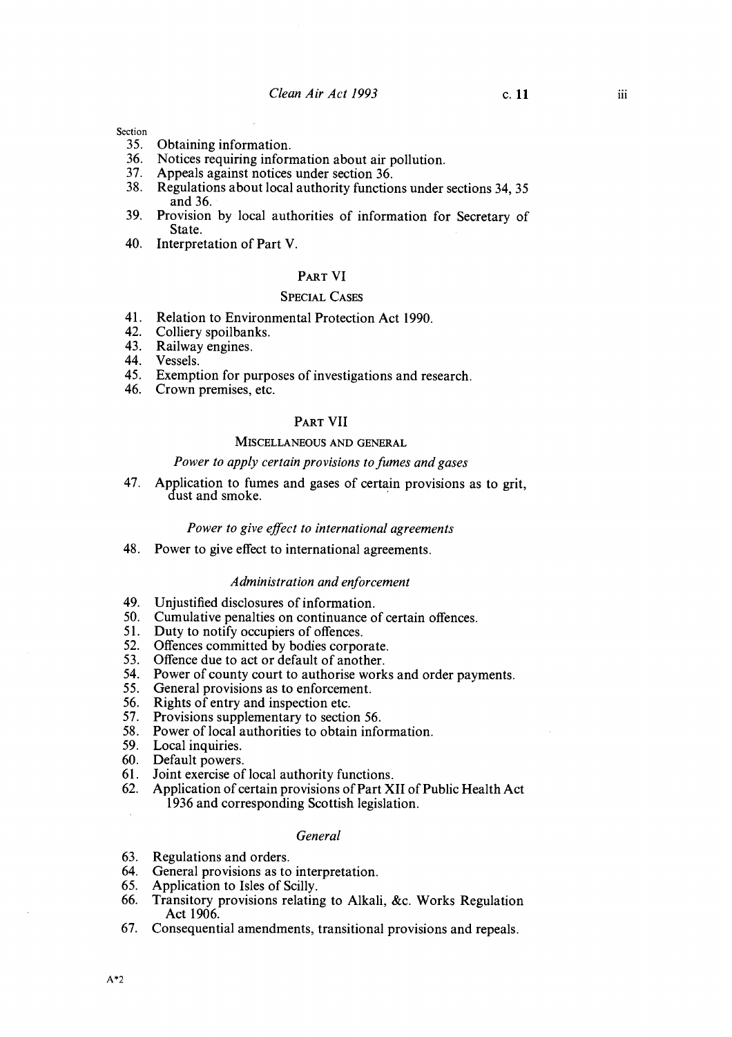Section

35. Obtaining information.
36. Notices requiring information about air pollution.
37. Appeals against notices under section 36.
38. Regulations about local authority functions under sections 34, 35 and 36.
39. Provision by local authorities of information for Secretary of State.
40. Interpretation of Part V.

## PART VI

### SPECIAL CASES

41. Relation to Environmental Protection Act 1990.
42. Colliery spoilbanks.
43. Railway engines.
44. Vessels.
45. Exemption for purposes of investigations and research.
46. Crown premises, etc.

## PART VII

### MISCELLANEOUS AND GENERAL

*Power to apply certain provisions to fumes and gases*

47. Application to fumes and gases of certain provisions as to grit, dust and smoke.

*Power to give effect to international agreements*

48. Power to give effect to international agreements.

*Administration and enforcement*

49. Unjustified disclosures of information.
50. Cumulative penalties on continuance of certain offences.
51. Duty to notify occupiers of offences.
52. Offences committed by bodies corporate.
53. Offence due to act or default of another.
54. Power of county court to authorise works and order payments.
55. General provisions as to enforcement.
56. Rights of entry and inspection etc.
57. Provisions supplementary to section 56.
58. Power of local authorities to obtain information.
59. Local inquiries.
60. Default powers.
61. Joint exercise of local authority functions.
62. Application of certain provisions of Part XII of Public Health Act 1936 and corresponding Scottish legislation.

*General*

63. Regulations and orders.
64. General provisions as to interpretation.
65. Application to Isles of Scilly.
66. Transitory provisions relating to Alkali, &c. Works Regulation Act 1906.
67. Consequential amendments, transitional provisions and repeals.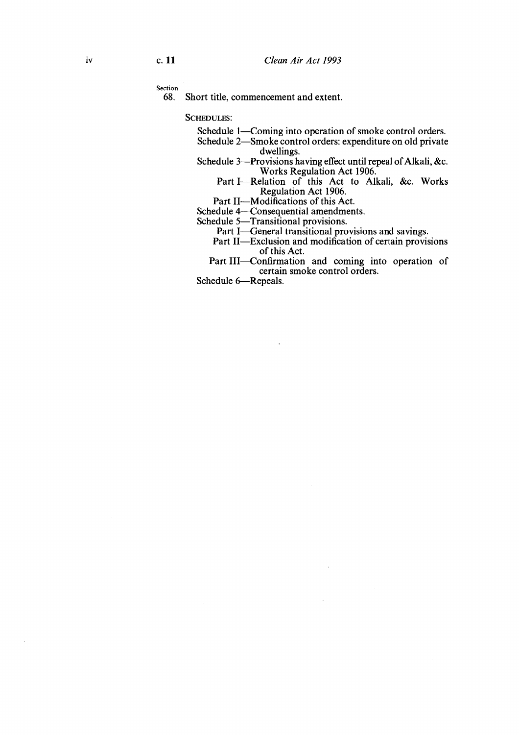Section

68. Short title, commencement and extent.

SCHEDULES:

Schedule 1—Coming into operation of smoke control orders.

Schedule 2—Smoke control orders: expenditure on old private dwellings.

Schedule 3—Provisions having effect until repeal of Alkali, &c. Works Regulation Act 1906.

- Part I—Relation of this Act to Alkali, &c. Works Regulation Act 1906.
- Part II—Modifications of this Act.

Schedule 4—Consequential amendments.

Schedule 5—Transitional provisions.

- Part I—General transitional provisions and savings.
- Part II—Exclusion and modification of certain provisions of this Act.
- Part III—Confirmation and coming into operation of certain smoke control orders.

Schedule 6—Repeals.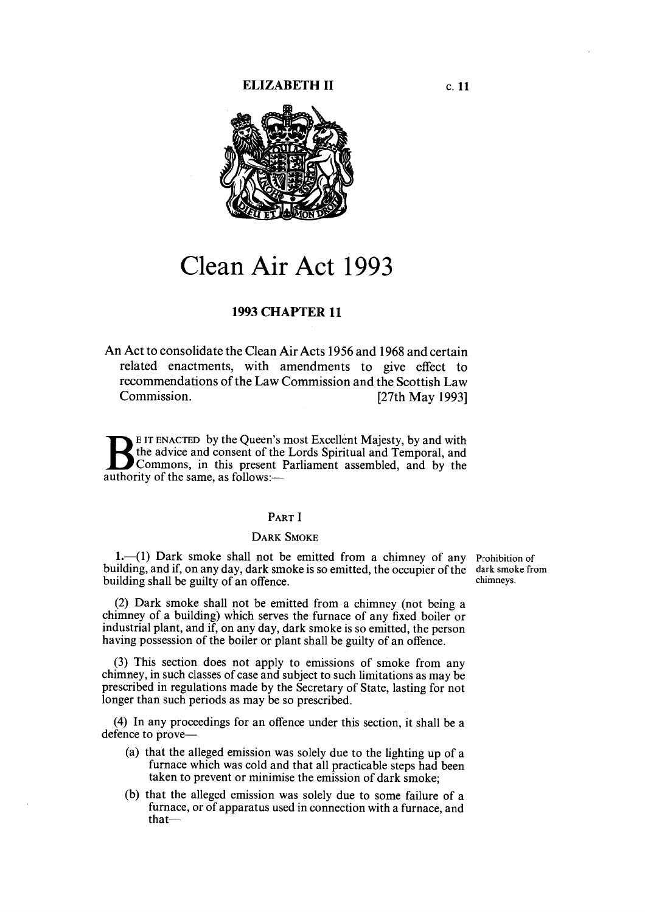ELIZABETH II c. 11

# Clean Air Act 1993

## 1993 CHAPTER 11

An Act to consolidate the Clean Air Acts 1956 and 1968 and certain related enactments, with amendments to give effect to recommendations of the Law Commission and the Scottish Law Commission. [27th May 1993]

BE IT ENACTED by the Queen's most Excellent Majesty, by and with the advice and consent of the Lords Spiritual and Temporal, and Commons, in this present Parliament assembled, and by the authority of the same, as follows:—

### PART I

### DARK SMOKE

**Prohibition of dark smoke from chimneys.**

**1.**—(1) Dark smoke shall not be emitted from a chimney of any building, and if, on any day, dark smoke is so emitted, the occupier of the building shall be guilty of an offence.

(2) Dark smoke shall not be emitted from a chimney (not being a chimney of a building) which serves the furnace of any fixed boiler or industrial plant, and if, on any day, dark smoke is so emitted, the person having possession of the boiler or plant shall be guilty of an offence.

(3) This section does not apply to emissions of smoke from any chimney, in such classes of case and subject to such limitations as may be prescribed in regulations made by the Secretary of State, lasting for not longer than such periods as may be so prescribed.

(4) In any proceedings for an offence under this section, it shall be a defence to prove—

(a) that the alleged emission was solely due to the lighting up of a furnace which was cold and that all practicable steps had been taken to prevent or minimise the emission of dark smoke;

(b) that the alleged emission was solely due to some failure of a furnace, or of apparatus used in connection with a furnace, and that—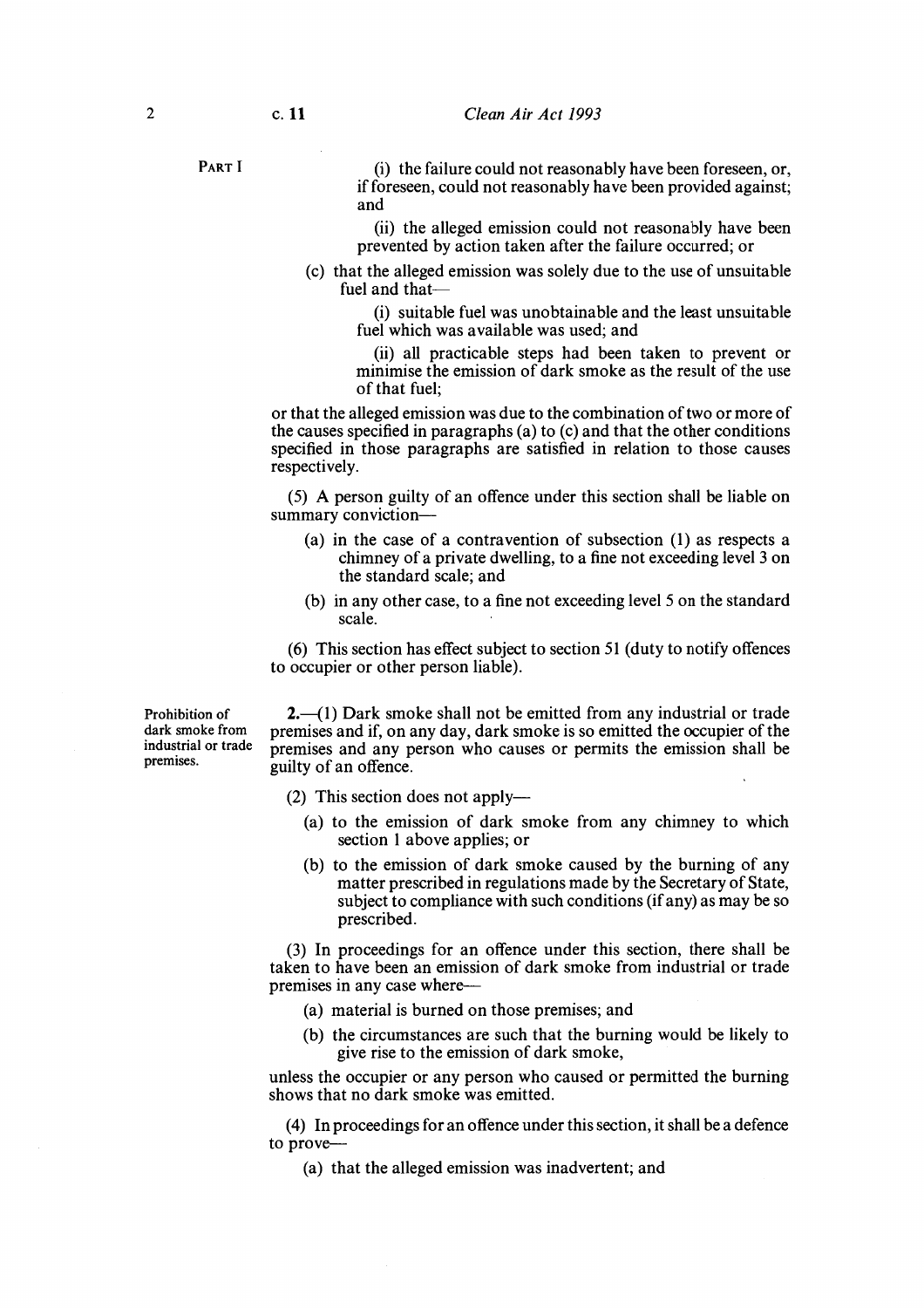(i) the failure could not reasonably have been foreseen, or, if foreseen, could not reasonably have been provided against; and

(ii) the alleged emission could not reasonably have been prevented by action taken after the failure occurred; or

(c) that the alleged emission was solely due to the use of unsuitable fuel and that—

(i) suitable fuel was unobtainable and the least unsuitable fuel which was available was used; and

(ii) all practicable steps had been taken to prevent or minimise the emission of dark smoke as the result of the use of that fuel;

or that the alleged emission was due to the combination of two or more of the causes specified in paragraphs (a) to (c) and that the other conditions specified in those paragraphs are satisfied in relation to those causes respectively.

(5) A person guilty of an offence under this section shall be liable on summary conviction—

(a) in the case of a contravention of subsection (1) as respects a chimney of a private dwelling, to a fine not exceeding level 3 on the standard scale; and

(b) in any other case, to a fine not exceeding level 5 on the standard scale.

(6) This section has effect subject to section 51 (duty to notify offences to occupier or other person liable).

Prohibition of dark smoke from industrial or trade premises.

**2.**—(1) Dark smoke shall not be emitted from any industrial or trade premises and if, on any day, dark smoke is so emitted the occupier of the premises and any person who causes or permits the emission shall be guilty of an offence.

(2) This section does not apply—

(a) to the emission of dark smoke from any chimney to which section 1 above applies; or

(b) to the emission of dark smoke caused by the burning of any matter prescribed in regulations made by the Secretary of State, subject to compliance with such conditions (if any) as may be so prescribed.

(3) In proceedings for an offence under this section, there shall be taken to have been an emission of dark smoke from industrial or trade premises in any case where—

(a) material is burned on those premises; and

(b) the circumstances are such that the burning would be likely to give rise to the emission of dark smoke,

unless the occupier or any person who caused or permitted the burning shows that no dark smoke was emitted.

(4) In proceedings for an offence under this section, it shall be a defence to prove—

(a) that the alleged emission was inadvertent; and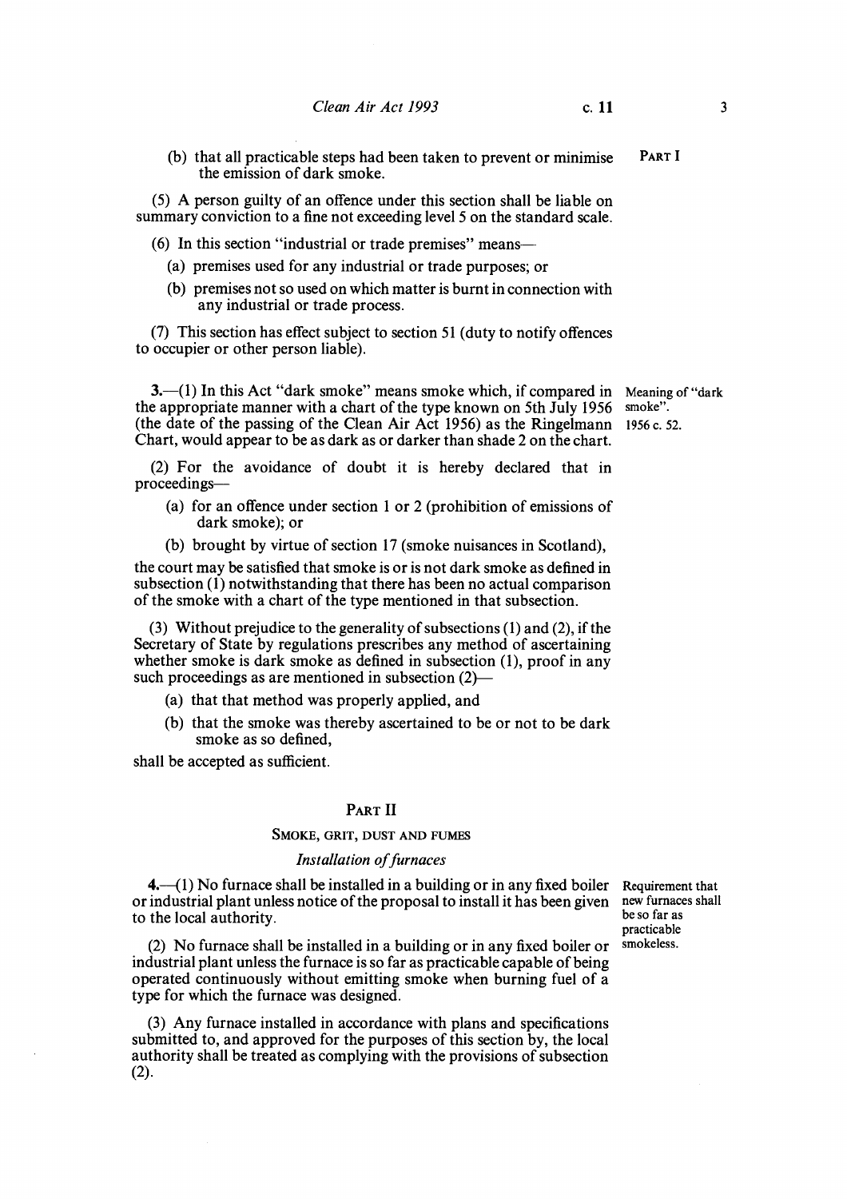(b) that all practicable steps had been taken to prevent or minimise the emission of dark smoke.

(5) A person guilty of an offence under this section shall be liable on summary conviction to a fine not exceeding level 5 on the standard scale.

(6) In this section "industrial or trade premises" means—

(a) premises used for any industrial or trade purposes; or

(b) premises not so used on which matter is burnt in connection with any industrial or trade process.

(7) This section has effect subject to section 51 (duty to notify offences to occupier or other person liable).

Meaning of "dark smoke".

**3.**—(1) In this Act "dark smoke" means smoke which, if compared in the appropriate manner with a chart of the type known on 5th July 1956 (the date of the passing of the Clean Air Act 1956) as the Ringelmann Chart, would appear to be as dark as or darker than shade 2 on the chart.

1956 c. 52.

(2) For the avoidance of doubt it is hereby declared that in proceedings—

(a) for an offence under section 1 or 2 (prohibition of emissions of dark smoke); or

(b) brought by virtue of section 17 (smoke nuisances in Scotland),

the court may be satisfied that smoke is or is not dark smoke as defined in subsection (1) notwithstanding that there has been no actual comparison of the smoke with a chart of the type mentioned in that subsection.

(3) Without prejudice to the generality of subsections (1) and (2), if the Secretary of State by regulations prescribes any method of ascertaining whether smoke is dark smoke as defined in subsection (1), proof in any such proceedings as are mentioned in subsection (2)—

(a) that that method was properly applied, and

(b) that the smoke was thereby ascertained to be or not to be dark smoke as so defined,

shall be accepted as sufficient.

## PART II

### SMOKE, GRIT, DUST AND FUMES

#### *Installation of furnaces*

Requirement that new furnaces shall be so far as practicable smokeless.

**4.**—(1) No furnace shall be installed in a building or in any fixed boiler or industrial plant unless notice of the proposal to install it has been given to the local authority.

(2) No furnace shall be installed in a building or in any fixed boiler or industrial plant unless the furnace is so far as practicable capable of being operated continuously without emitting smoke when burning fuel of a type for which the furnace was designed.

(3) Any furnace installed in accordance with plans and specifications submitted to, and approved for the purposes of this section by, the local authority shall be treated as complying with the provisions of subsection (2).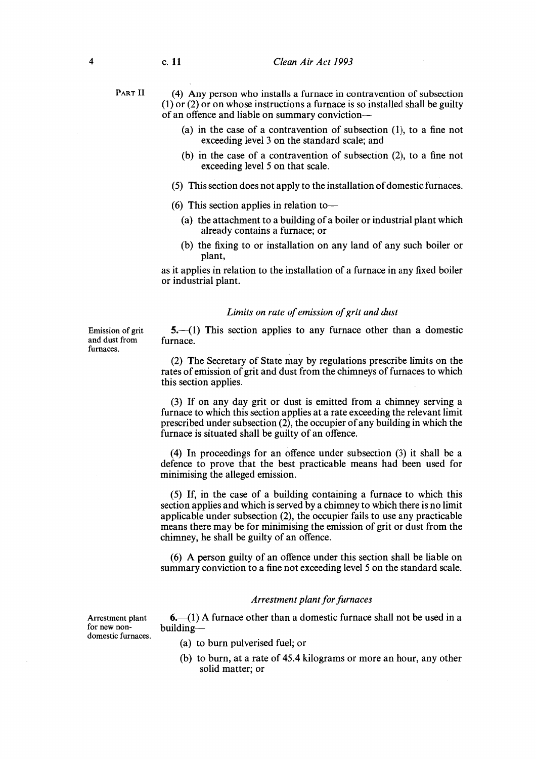(4) Any person who installs a furnace in contravention of subsection (1) or (2) or on whose instructions a furnace is so installed shall be guilty of an offence and liable on summary conviction—

(a) in the case of a contravention of subsection (1), to a fine not exceeding level 3 on the standard scale; and

(b) in the case of a contravention of subsection (2), to a fine not exceeding level 5 on that scale.

(5) This section does not apply to the installation of domestic furnaces.

(6) This section applies in relation to—

(a) the attachment to a building of a boiler or industrial plant which already contains a furnace; or

(b) the fixing to or installation on any land of any such boiler or plant,

as it applies in relation to the installation of a furnace in any fixed boiler or industrial plant.

*Limits on rate of emission of grit and dust*

Emission of grit and dust from furnaces.

**5.**—(1) This section applies to any furnace other than a domestic furnace.

(2) The Secretary of State may by regulations prescribe limits on the rates of emission of grit and dust from the chimneys of furnaces to which this section applies.

(3) If on any day grit or dust is emitted from a chimney serving a furnace to which this section applies at a rate exceeding the relevant limit prescribed under subsection (2), the occupier of any building in which the furnace is situated shall be guilty of an offence.

(4) In proceedings for an offence under subsection (3) it shall be a defence to prove that the best practicable means had been used for minimising the alleged emission.

(5) If, in the case of a building containing a furnace to which this section applies and which is served by a chimney to which there is no limit applicable under subsection (2), the occupier fails to use any practicable means there may be for minimising the emission of grit or dust from the chimney, he shall be guilty of an offence.

(6) A person guilty of an offence under this section shall be liable on summary conviction to a fine not exceeding level 5 on the standard scale.

*Arrestment plant for furnaces*

Arrestment plant for new non-domestic furnaces.

**6.**—(1) A furnace other than a domestic furnace shall not be used in a building—

(a) to burn pulverised fuel; or

(b) to burn, at a rate of 45.4 kilograms or more an hour, any other solid matter; or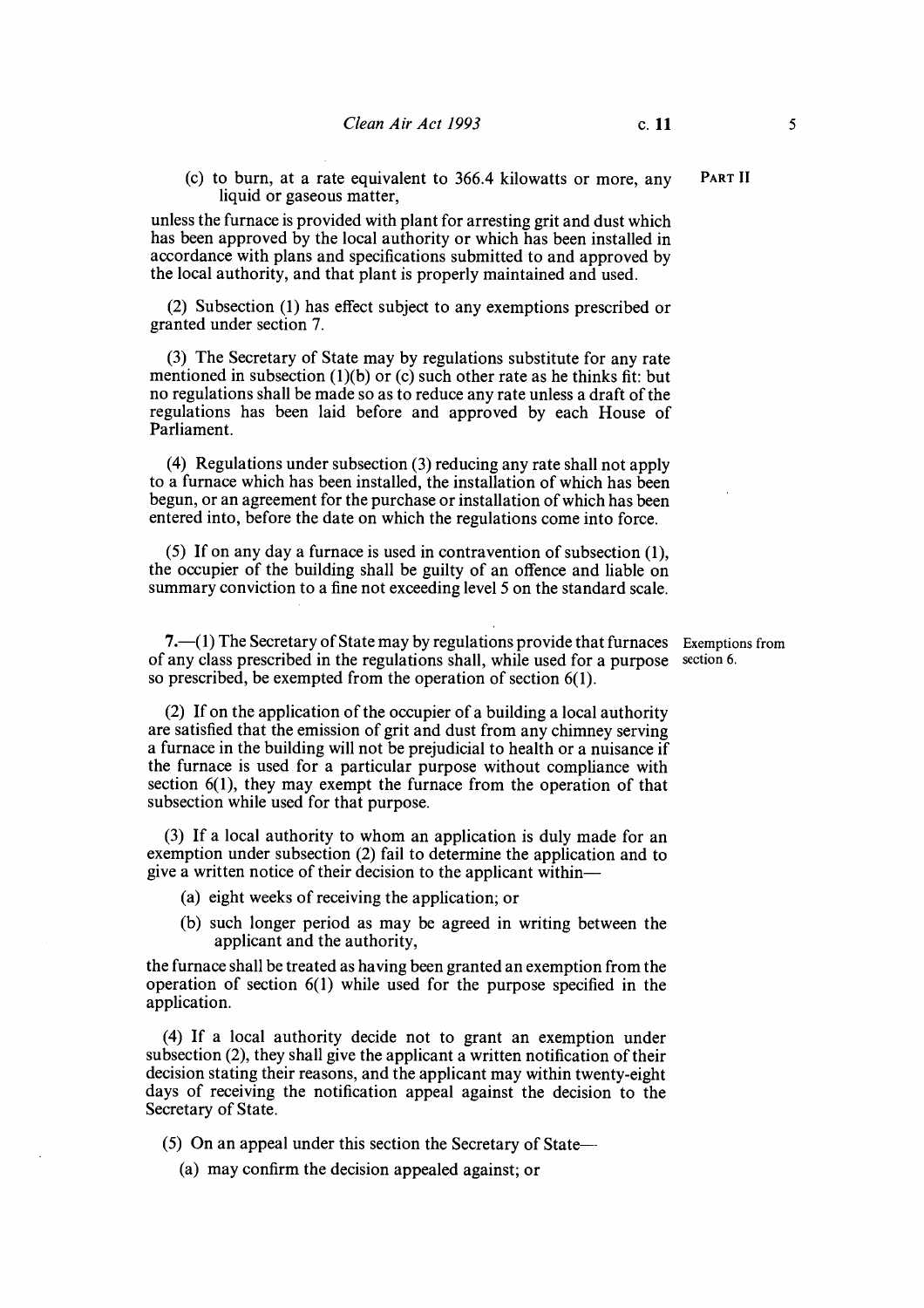(c) to burn, at a rate equivalent to 366.4 kilowatts or more, any liquid or gaseous matter,

unless the furnace is provided with plant for arresting grit and dust which has been approved by the local authority or which has been installed in accordance with plans and specifications submitted to and approved by the local authority, and that plant is properly maintained and used.

(2) Subsection (1) has effect subject to any exemptions prescribed or granted under section 7.

(3) The Secretary of State may by regulations substitute for any rate mentioned in subsection (1)(b) or (c) such other rate as he thinks fit: but no regulations shall be made so as to reduce any rate unless a draft of the regulations has been laid before and approved by each House of Parliament.

(4) Regulations under subsection (3) reducing any rate shall not apply to a furnace which has been installed, the installation of which has been begun, or an agreement for the purchase or installation of which has been entered into, before the date on which the regulations come into force.

(5) If on any day a furnace is used in contravention of subsection (1), the occupier of the building shall be guilty of an offence and liable on summary conviction to a fine not exceeding level 5 on the standard scale.

**Exemptions from section 6.**

**7.**—(1) The Secretary of State may by regulations provide that furnaces of any class prescribed in the regulations shall, while used for a purpose so prescribed, be exempted from the operation of section 6(1).

(2) If on the application of the occupier of a building a local authority are satisfied that the emission of grit and dust from any chimney serving a furnace in the building will not be prejudicial to health or a nuisance if the furnace is used for a particular purpose without compliance with section 6(1), they may exempt the furnace from the operation of that subsection while used for that purpose.

(3) If a local authority to whom an application is duly made for an exemption under subsection (2) fail to determine the application and to give a written notice of their decision to the applicant within—

(a) eight weeks of receiving the application; or

(b) such longer period as may be agreed in writing between the applicant and the authority,

the furnace shall be treated as having been granted an exemption from the operation of section 6(1) while used for the purpose specified in the application.

(4) If a local authority decide not to grant an exemption under subsection (2), they shall give the applicant a written notification of their decision stating their reasons, and the applicant may within twenty-eight days of receiving the notification appeal against the decision to the Secretary of State.

(5) On an appeal under this section the Secretary of State—

(a) may confirm the decision appealed against; or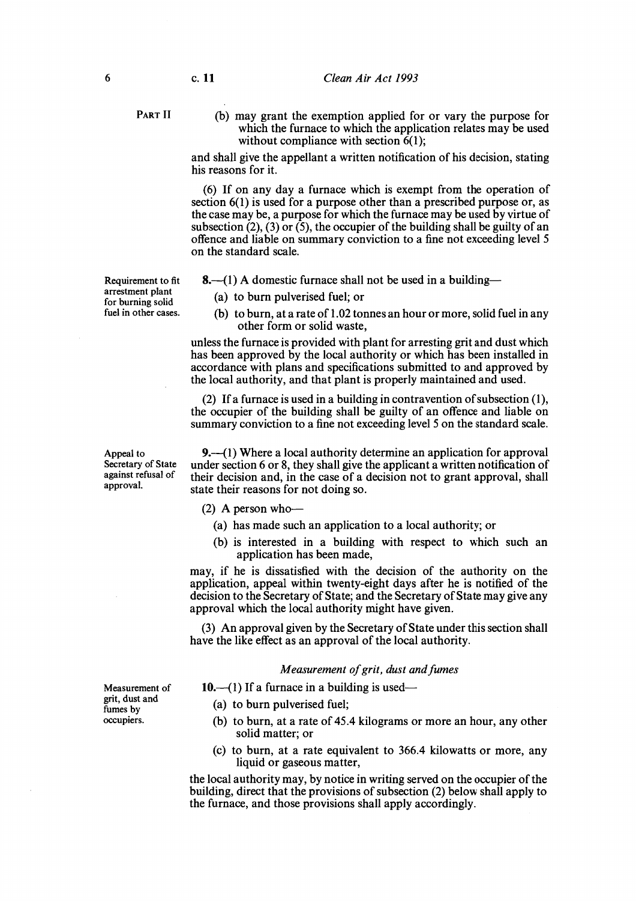PART II

(b) may grant the exemption applied for or vary the purpose for which the furnace to which the application relates may be used without compliance with section 6(1);

and shall give the appellant a written notification of his decision, stating his reasons for it.

(6) If on any day a furnace which is exempt from the operation of section 6(1) is used for a purpose other than a prescribed purpose or, as the case may be, a purpose for which the furnace may be used by virtue of subsection (2), (3) or (5), the occupier of the building shall be guilty of an offence and liable on summary conviction to a fine not exceeding level 5 on the standard scale.

*Requirement to fit arrestment plant for burning solid fuel in other cases.*

**8.**—(1) A domestic furnace shall not be used in a building—

(a) to burn pulverised fuel; or

(b) to burn, at a rate of 1.02 tonnes an hour or more, solid fuel in any other form or solid waste,

unless the furnace is provided with plant for arresting grit and dust which has been approved by the local authority or which has been installed in accordance with plans and specifications submitted to and approved by the local authority, and that plant is properly maintained and used.

(2) If a furnace is used in a building in contravention of subsection (1), the occupier of the building shall be guilty of an offence and liable on summary conviction to a fine not exceeding level 5 on the standard scale.

*Appeal to Secretary of State against refusal of approval.*

**9.**—(1) Where a local authority determine an application for approval under section 6 or 8, they shall give the applicant a written notification of their decision and, in the case of a decision not to grant approval, shall state their reasons for not doing so.

(2) A person who—

(a) has made such an application to a local authority; or

(b) is interested in a building with respect to which such an application has been made,

may, if he is dissatisfied with the decision of the authority on the application, appeal within twenty-eight days after he is notified of the decision to the Secretary of State; and the Secretary of State may give any approval which the local authority might have given.

(3) An approval given by the Secretary of State under this section shall have the like effect as an approval of the local authority.

### *Measurement of grit, dust and fumes*

*Measurement of grit, dust and fumes by occupiers.*

**10.**—(1) If a furnace in a building is used—

(a) to burn pulverised fuel;

(b) to burn, at a rate of 45.4 kilograms or more an hour, any other solid matter; or

(c) to burn, at a rate equivalent to 366.4 kilowatts or more, any liquid or gaseous matter,

the local authority may, by notice in writing served on the occupier of the building, direct that the provisions of subsection (2) below shall apply to the furnace, and those provisions shall apply accordingly.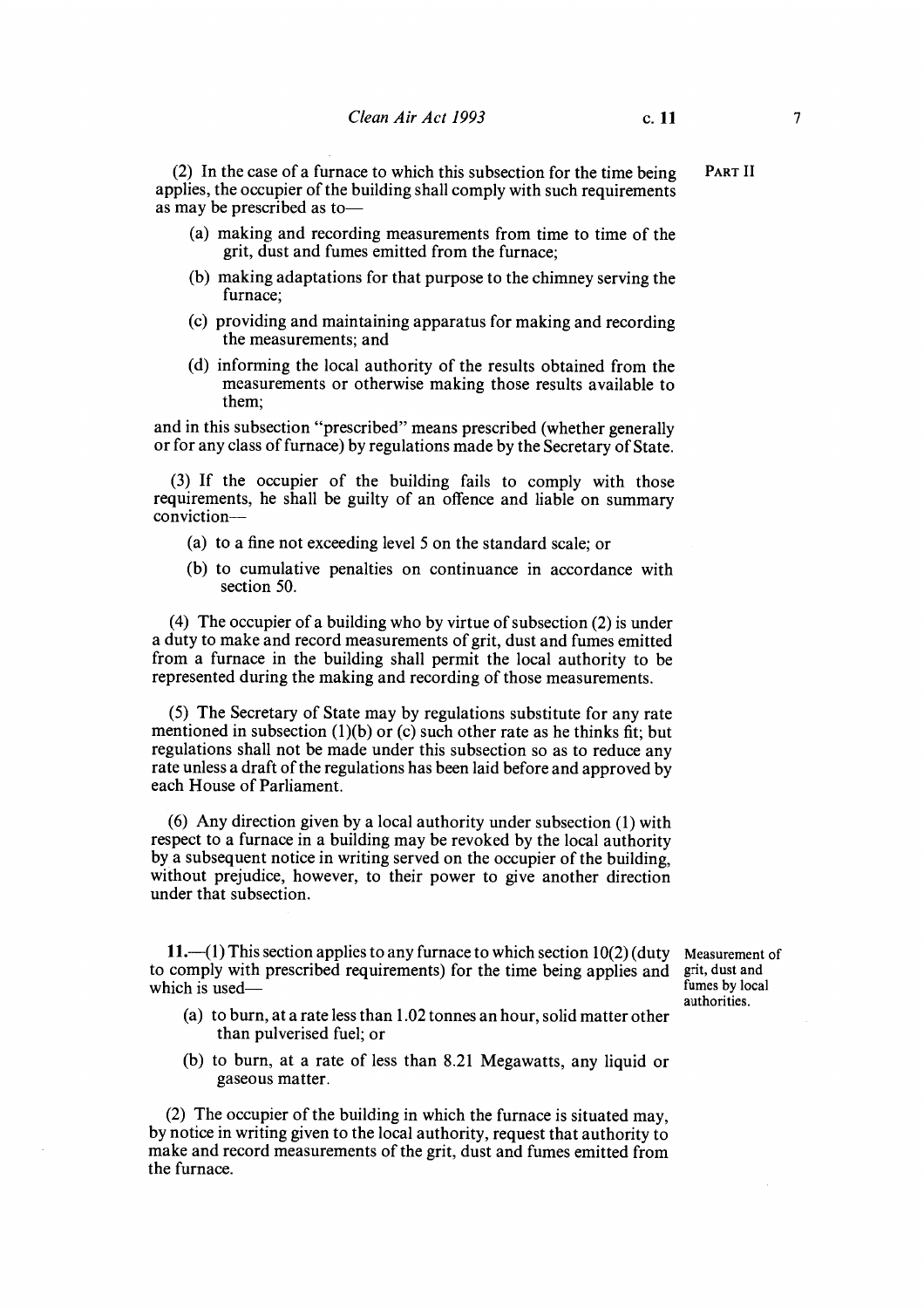(2) In the case of a furnace to which this subsection for the time being applies, the occupier of the building shall comply with such requirements as may be prescribed as to—

- (a) making and recording measurements from time to time of the grit, dust and fumes emitted from the furnace;
- (b) making adaptations for that purpose to the chimney serving the furnace;
- (c) providing and maintaining apparatus for making and recording the measurements; and
- (d) informing the local authority of the results obtained from the measurements or otherwise making those results available to them;

and in this subsection "prescribed" means prescribed (whether generally or for any class of furnace) by regulations made by the Secretary of State.

(3) If the occupier of the building fails to comply with those requirements, he shall be guilty of an offence and liable on summary conviction—

- (a) to a fine not exceeding level 5 on the standard scale; or
- (b) to cumulative penalties on continuance in accordance with section 50.

(4) The occupier of a building who by virtue of subsection (2) is under a duty to make and record measurements of grit, dust and fumes emitted from a furnace in the building shall permit the local authority to be represented during the making and recording of those measurements.

(5) The Secretary of State may by regulations substitute for any rate mentioned in subsection (1)(b) or (c) such other rate as he thinks fit; but regulations shall not be made under this subsection so as to reduce any rate unless a draft of the regulations has been laid before and approved by each House of Parliament.

(6) Any direction given by a local authority under subsection (1) with respect to a furnace in a building may be revoked by the local authority by a subsequent notice in writing served on the occupier of the building, without prejudice, however, to their power to give another direction under that subsection.

**Measurement of grit, dust and fumes by local authorities.**

**11.**—(1) This section applies to any furnace to which section 10(2) (duty to comply with prescribed requirements) for the time being applies and which is used—

- (a) to burn, at a rate less than 1.02 tonnes an hour, solid matter other than pulverised fuel; or
- (b) to burn, at a rate of less than 8.21 Megawatts, any liquid or gaseous matter.

(2) The occupier of the building in which the furnace is situated may, by notice in writing given to the local authority, request that authority to make and record measurements of the grit, dust and fumes emitted from the furnace.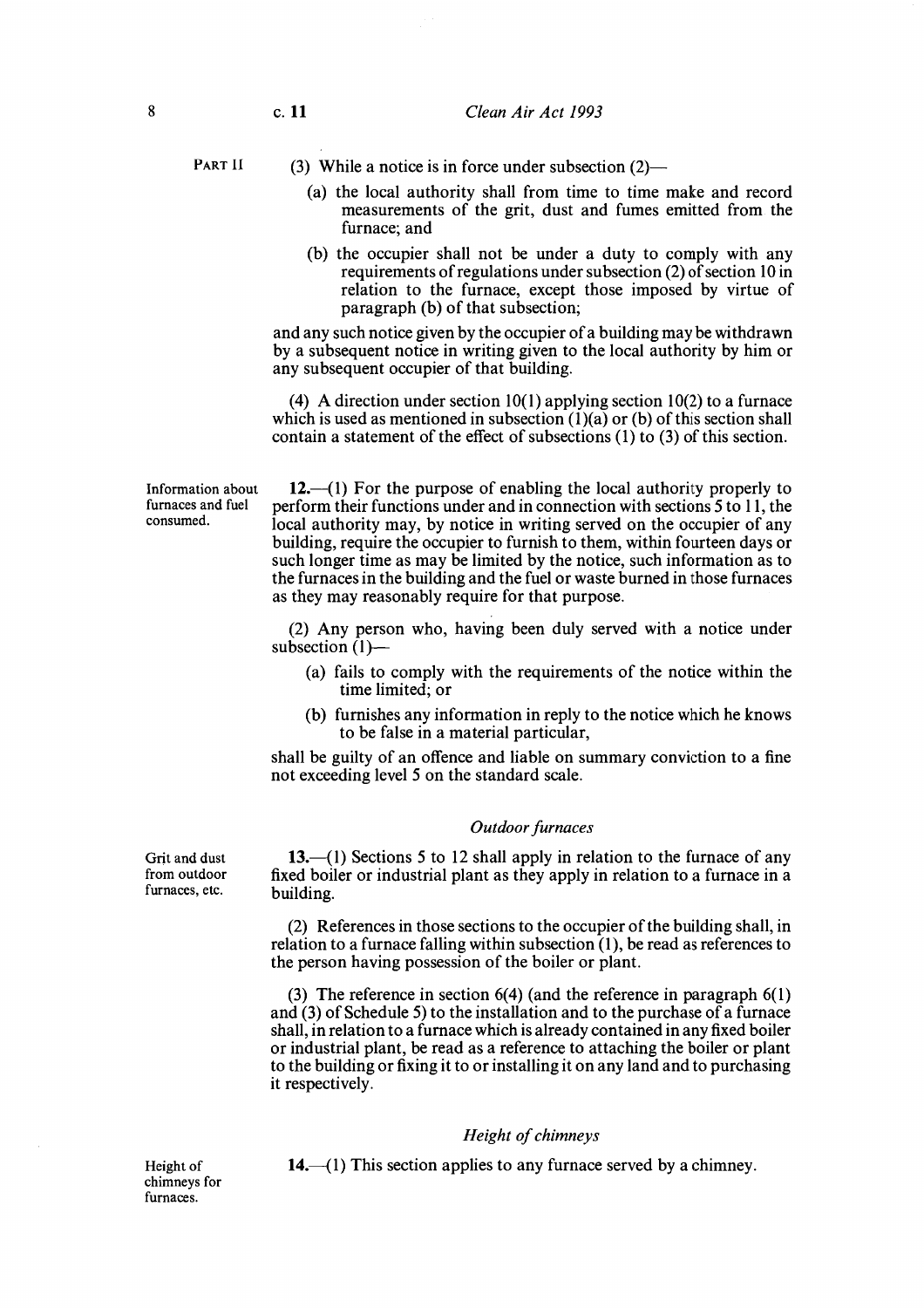PART II

(3) While a notice is in force under subsection (2)—

- (a) the local authority shall from time to time make and record measurements of the grit, dust and fumes emitted from the furnace; and
- (b) the occupier shall not be under a duty to comply with any requirements of regulations under subsection (2) of section 10 in relation to the furnace, except those imposed by virtue of paragraph (b) of that subsection;

and any such notice given by the occupier of a building may be withdrawn by a subsequent notice in writing given to the local authority by him or any subsequent occupier of that building.

(4) A direction under section 10(1) applying section 10(2) to a furnace which is used as mentioned in subsection (1)(a) or (b) of this section shall contain a statement of the effect of subsections (1) to (3) of this section.

Information about furnaces and fuel consumed.

**12.**—(1) For the purpose of enabling the local authority properly to perform their functions under and in connection with sections 5 to 11, the local authority may, by notice in writing served on the occupier of any building, require the occupier to furnish to them, within fourteen days or such longer time as may be limited by the notice, such information as to the furnaces in the building and the fuel or waste burned in those furnaces as they may reasonably require for that purpose.

(2) Any person who, having been duly served with a notice under subsection (1)—

- (a) fails to comply with the requirements of the notice within the time limited; or
- (b) furnishes any information in reply to the notice which he knows to be false in a material particular,

shall be guilty of an offence and liable on summary conviction to a fine not exceeding level 5 on the standard scale.

### *Outdoor furnaces*

Grit and dust from outdoor furnaces, etc.

**13.**—(1) Sections 5 to 12 shall apply in relation to the furnace of any fixed boiler or industrial plant as they apply in relation to a furnace in a building.

(2) References in those sections to the occupier of the building shall, in relation to a furnace falling within subsection (1), be read as references to the person having possession of the boiler or plant.

(3) The reference in section 6(4) (and the reference in paragraph 6(1) and (3) of Schedule 5) to the installation and to the purchase of a furnace shall, in relation to a furnace which is already contained in any fixed boiler or industrial plant, be read as a reference to attaching the boiler or plant to the building or fixing it to or installing it on any land and to purchasing it respectively.

### *Height of chimneys*

Height of chimneys for furnaces.

**14.**—(1) This section applies to any furnace served by a chimney.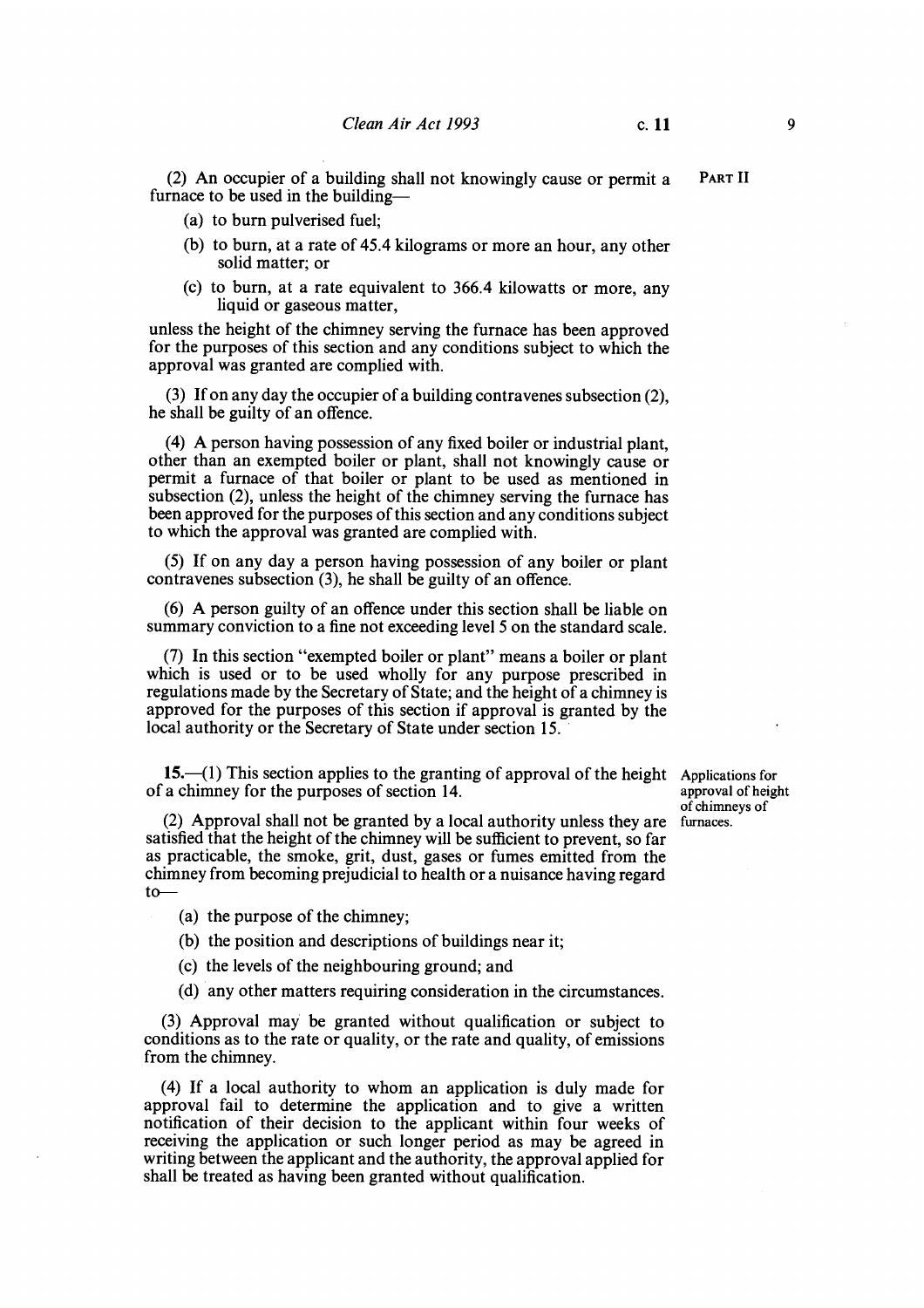(2) An occupier of a building shall not knowingly cause or permit a furnace to be used in the building—

(a) to burn pulverised fuel;

(b) to burn, at a rate of 45.4 kilograms or more an hour, any other solid matter; or

(c) to burn, at a rate equivalent to 366.4 kilowatts or more, any liquid or gaseous matter,

unless the height of the chimney serving the furnace has been approved for the purposes of this section and any conditions subject to which the approval was granted are complied with.

(3) If on any day the occupier of a building contravenes subsection (2), he shall be guilty of an offence.

(4) A person having possession of any fixed boiler or industrial plant, other than an exempted boiler or plant, shall not knowingly cause or permit a furnace of that boiler or plant to be used as mentioned in subsection (2), unless the height of the chimney serving the furnace has been approved for the purposes of this section and any conditions subject to which the approval was granted are complied with.

(5) If on any day a person having possession of any boiler or plant contravenes subsection (3), he shall be guilty of an offence.

(6) A person guilty of an offence under this section shall be liable on summary conviction to a fine not exceeding level 5 on the standard scale.

(7) In this section "exempted boiler or plant" means a boiler or plant which is used or to be used wholly for any purpose prescribed in regulations made by the Secretary of State; and the height of a chimney is approved for the purposes of this section if approval is granted by the local authority or the Secretary of State under section 15.

**Applications for approval of height of chimneys of furnaces.**

**15.**—(1) This section applies to the granting of approval of the height of a chimney for the purposes of section 14.

(2) Approval shall not be granted by a local authority unless they are satisfied that the height of the chimney will be sufficient to prevent, so far as practicable, the smoke, grit, dust, gases or fumes emitted from the chimney from becoming prejudicial to health or a nuisance having regard to—

(a) the purpose of the chimney;

(b) the position and descriptions of buildings near it;

(c) the levels of the neighbouring ground; and

(d) any other matters requiring consideration in the circumstances.

(3) Approval may be granted without qualification or subject to conditions as to the rate or quality, or the rate and quality, of emissions from the chimney.

(4) If a local authority to whom an application is duly made for approval fail to determine the application and to give a written notification of their decision to the applicant within four weeks of receiving the application or such longer period as may be agreed in writing between the applicant and the authority, the approval applied for shall be treated as having been granted without qualification.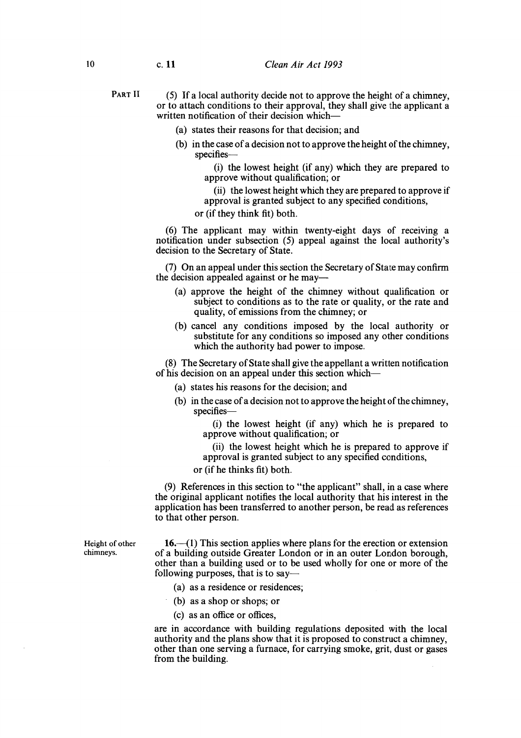(5) If a local authority decide not to approve the height of a chimney, or to attach conditions to their approval, they shall give the applicant a written notification of their decision which—

(a) states their reasons for that decision; and

(b) in the case of a decision not to approve the height of the chimney, specifies—

(i) the lowest height (if any) which they are prepared to approve without qualification; or

(ii) the lowest height which they are prepared to approve if approval is granted subject to any specified conditions,

or (if they think fit) both.

(6) The applicant may within twenty-eight days of receiving a notification under subsection (5) appeal against the local authority's decision to the Secretary of State.

(7) On an appeal under this section the Secretary of State may confirm the decision appealed against or he may—

(a) approve the height of the chimney without qualification or subject to conditions as to the rate or quality, or the rate and quality, of emissions from the chimney; or

(b) cancel any conditions imposed by the local authority or substitute for any conditions so imposed any other conditions which the authority had power to impose.

(8) The Secretary of State shall give the appellant a written notification of his decision on an appeal under this section which—

(a) states his reasons for the decision; and

(b) in the case of a decision not to approve the height of the chimney, specifies—

(i) the lowest height (if any) which he is prepared to approve without qualification; or

(ii) the lowest height which he is prepared to approve if approval is granted subject to any specified conditions,

or (if he thinks fit) both.

(9) References in this section to "the applicant" shall, in a case where the original applicant notifies the local authority that his interest in the application has been transferred to another person, be read as references to that other person.

Height of other chimneys.

**16.**—(1) This section applies where plans for the erection or extension of a building outside Greater London or in an outer London borough, other than a building used or to be used wholly for one or more of the following purposes, that is to say—

(a) as a residence or residences;

(b) as a shop or shops; or

(c) as an office or offices,

are in accordance with building regulations deposited with the local authority and the plans show that it is proposed to construct a chimney, other than one serving a furnace, for carrying smoke, grit, dust or gases from the building.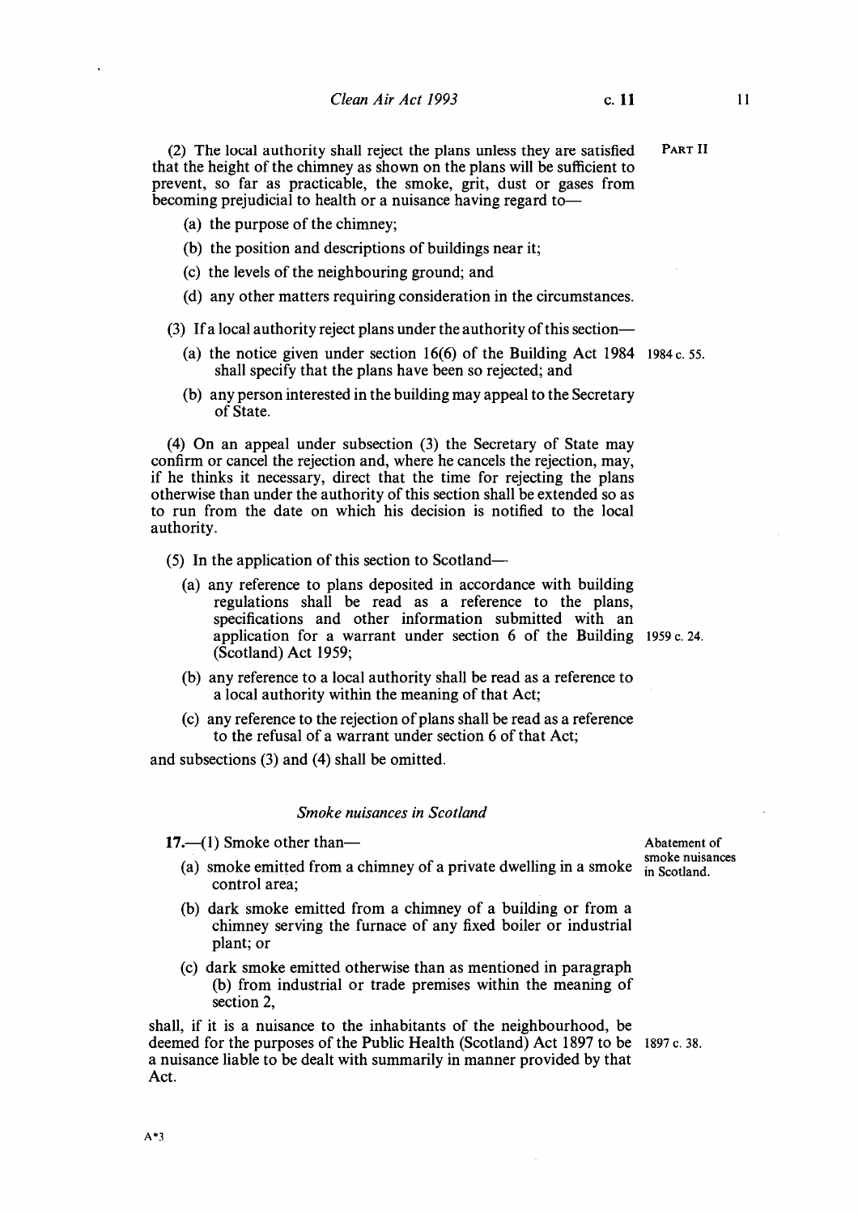PART II

(2) The local authority shall reject the plans unless they are satisfied that the height of the chimney as shown on the plans will be sufficient to prevent, so far as practicable, the smoke, grit, dust or gases from becoming prejudicial to health or a nuisance having regard to—

(a) the purpose of the chimney;

(b) the position and descriptions of buildings near it;

(c) the levels of the neighbouring ground; and

(d) any other matters requiring consideration in the circumstances.

(3) If a local authority reject plans under the authority of this section—

(a) the notice given under section 16(6) of the Building Act 1984 shall specify that the plans have been so rejected; and

1984 c. 55.

(b) any person interested in the building may appeal to the Secretary of State.

(4) On an appeal under subsection (3) the Secretary of State may confirm or cancel the rejection and, where he cancels the rejection, may, if he thinks it necessary, direct that the time for rejecting the plans otherwise than under the authority of this section shall be extended so as to run from the date on which his decision is notified to the local authority.

(5) In the application of this section to Scotland—

(a) any reference to plans deposited in accordance with building regulations shall be read as a reference to the plans, specifications and other information submitted with an application for a warrant under section 6 of the Building (Scotland) Act 1959;

1959 c. 24.

(b) any reference to a local authority shall be read as a reference to a local authority within the meaning of that Act;

(c) any reference to the rejection of plans shall be read as a reference to the refusal of a warrant under section 6 of that Act;

and subsections (3) and (4) shall be omitted.

### *Smoke nuisances in Scotland*

Abatement of smoke nuisances in Scotland.

**17.**—(1) Smoke other than—

(a) smoke emitted from a chimney of a private dwelling in a smoke control area;

(b) dark smoke emitted from a chimney of a building or from a chimney serving the furnace of any fixed boiler or industrial plant; or

(c) dark smoke emitted otherwise than as mentioned in paragraph (b) from industrial or trade premises within the meaning of section 2,

shall, if it is a nuisance to the inhabitants of the neighbourhood, be deemed for the purposes of the Public Health (Scotland) Act 1897 to be a nuisance liable to be dealt with summarily in manner provided by that Act.

1897 c. 38.

A*3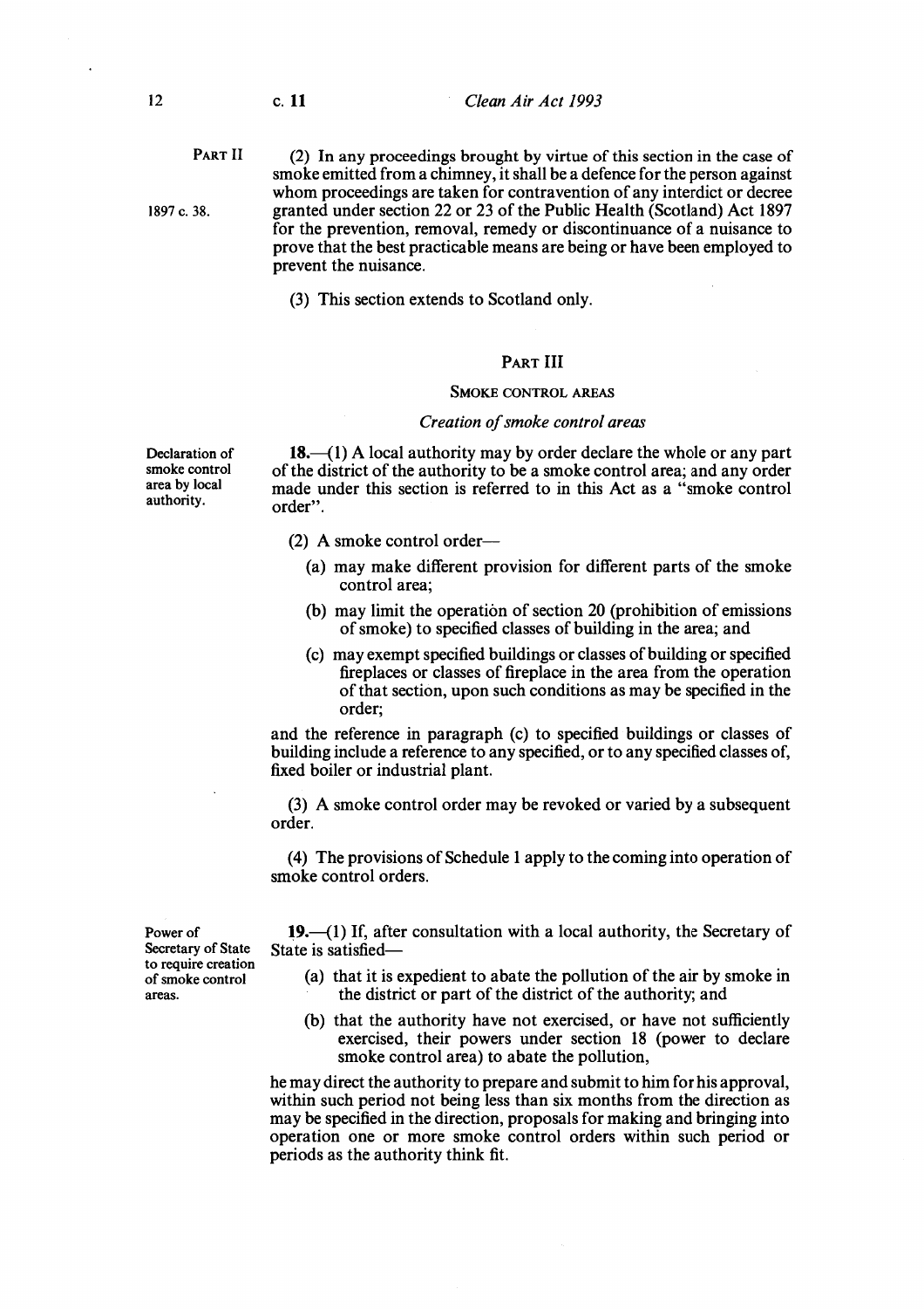(2) In any proceedings brought by virtue of this section in the case of smoke emitted from a chimney, it shall be a defence for the person against whom proceedings are taken for contravention of any interdict or decree granted under section 22 or 23 of the Public Health (Scotland) Act 1897 for the prevention, removal, remedy or discontinuance of a nuisance to prove that the best practicable means are being or have been employed to prevent the nuisance.

1897 c. 38.

(3) This section extends to Scotland only.

## PART III

### SMOKE CONTROL AREAS

*Creation of smoke control areas*

**Declaration of smoke control area by local authority.**

**18.**—(1) A local authority may by order declare the whole or any part of the district of the authority to be a smoke control area; and any order made under this section is referred to in this Act as a "smoke control order".

(2) A smoke control order—

(a) may make different provision for different parts of the smoke control area;

(b) may limit the operation of section 20 (prohibition of emissions of smoke) to specified classes of building in the area; and

(c) may exempt specified buildings or classes of building or specified fireplaces or classes of fireplace in the area from the operation of that section, upon such conditions as may be specified in the order;

and the reference in paragraph (c) to specified buildings or classes of building include a reference to any specified, or to any specified classes of, fixed boiler or industrial plant.

(3) A smoke control order may be revoked or varied by a subsequent order.

(4) The provisions of Schedule 1 apply to the coming into operation of smoke control orders.

**Power of Secretary of State to require creation of smoke control areas.**

**19.**—(1) If, after consultation with a local authority, the Secretary of State is satisfied—

(a) that it is expedient to abate the pollution of the air by smoke in the district or part of the district of the authority; and

(b) that the authority have not exercised, or have not sufficiently exercised, their powers under section 18 (power to declare smoke control area) to abate the pollution,

he may direct the authority to prepare and submit to him for his approval, within such period not being less than six months from the direction as may be specified in the direction, proposals for making and bringing into operation one or more smoke control orders within such period or periods as the authority think fit.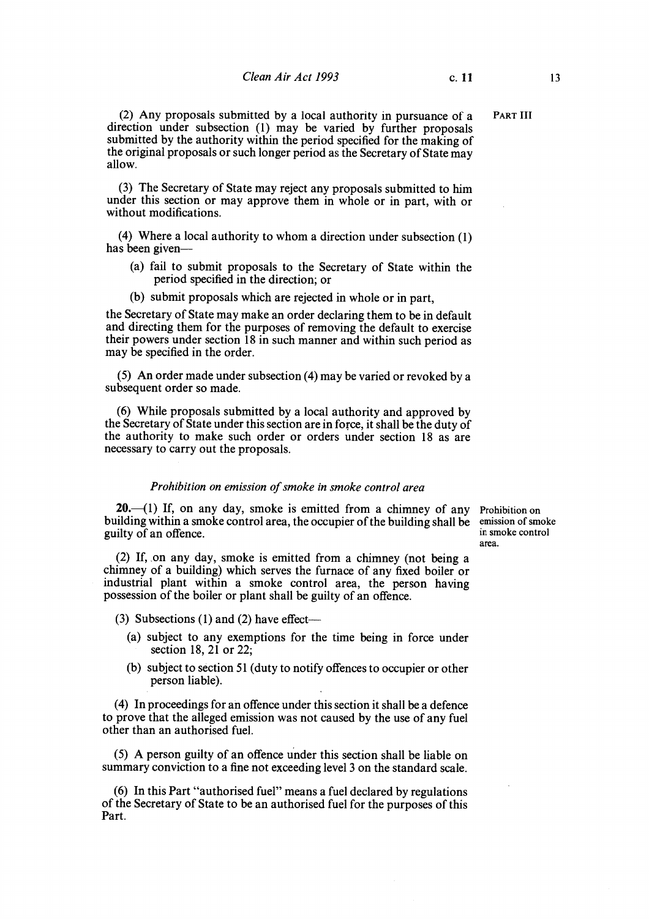(2) Any proposals submitted by a local authority in pursuance of a direction under subsection (1) may be varied by further proposals submitted by the authority within the period specified for the making of the original proposals or such longer period as the Secretary of State may allow.

(3) The Secretary of State may reject any proposals submitted to him under this section or may approve them in whole or in part, with or without modifications.

(4) Where a local authority to whom a direction under subsection (1) has been given—

- (a) fail to submit proposals to the Secretary of State within the period specified in the direction; or
- (b) submit proposals which are rejected in whole or in part,

the Secretary of State may make an order declaring them to be in default and directing them for the purposes of removing the default to exercise their powers under section 18 in such manner and within such period as may be specified in the order.

(5) An order made under subsection (4) may be varied or revoked by a subsequent order so made.

(6) While proposals submitted by a local authority and approved by the Secretary of State under this section are in force, it shall be the duty of the authority to make such order or orders under section 18 as are necessary to carry out the proposals.

*Prohibition on emission of smoke in smoke control area*

Prohibition on emission of smoke in smoke control area.

**20.**—(1) If, on any day, smoke is emitted from a chimney of any building within a smoke control area, the occupier of the building shall be guilty of an offence.

(2) If, on any day, smoke is emitted from a chimney (not being a chimney of a building) which serves the furnace of any fixed boiler or industrial plant within a smoke control area, the person having possession of the boiler or plant shall be guilty of an offence.

(3) Subsections (1) and (2) have effect—

- (a) subject to any exemptions for the time being in force under section 18, 21 or 22;
- (b) subject to section 51 (duty to notify offences to occupier or other person liable).

(4) In proceedings for an offence under this section it shall be a defence to prove that the alleged emission was not caused by the use of any fuel other than an authorised fuel.

(5) A person guilty of an offence under this section shall be liable on summary conviction to a fine not exceeding level 3 on the standard scale.

(6) In this Part "authorised fuel" means a fuel declared by regulations of the Secretary of State to be an authorised fuel for the purposes of this Part.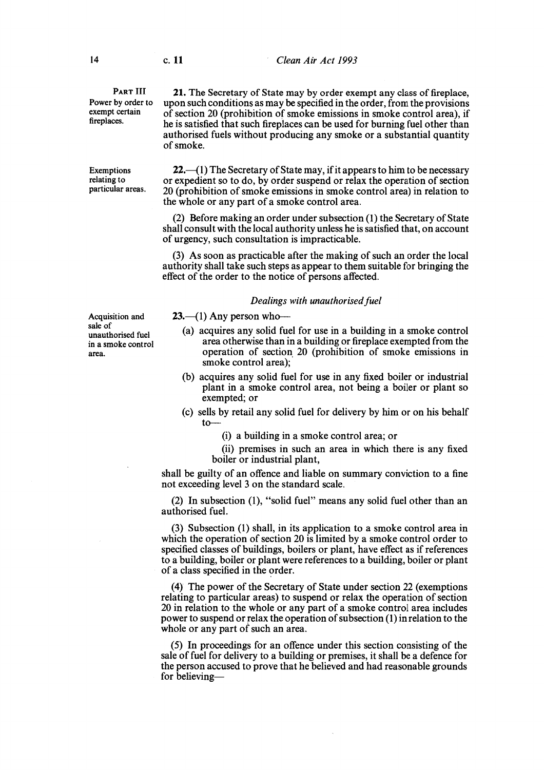PART III

**Power by order to exempt certain fireplaces.**

**21.** The Secretary of State may by order exempt any class of fireplace, upon such conditions as may be specified in the order, from the provisions of section 20 (prohibition of smoke emissions in smoke control area), if he is satisfied that such fireplaces can be used for burning fuel other than authorised fuels without producing any smoke or a substantial quantity of smoke.

**Exemptions relating to particular areas.**

**22.**—(1) The Secretary of State may, if it appears to him to be necessary or expedient so to do, by order suspend or relax the operation of section 20 (prohibition of smoke emissions in smoke control area) in relation to the whole or any part of a smoke control area.

(2) Before making an order under subsection (1) the Secretary of State shall consult with the local authority unless he is satisfied that, on account of urgency, such consultation is impracticable.

(3) As soon as practicable after the making of such an order the local authority shall take such steps as appear to them suitable for bringing the effect of the order to the notice of persons affected.

*Dealings with unauthorised fuel*

**Acquisition and sale of unauthorised fuel in a smoke control area.**

**23.**—(1) Any person who—

(a) acquires any solid fuel for use in a building in a smoke control area otherwise than in a building or fireplace exempted from the operation of section 20 (prohibition of smoke emissions in smoke control area);

(b) acquires any solid fuel for use in any fixed boiler or industrial plant in a smoke control area, not being a boiler or plant so exempted; or

(c) sells by retail any solid fuel for delivery by him or on his behalf to—

(i) a building in a smoke control area; or

(ii) premises in such an area in which there is any fixed boiler or industrial plant,

shall be guilty of an offence and liable on summary conviction to a fine not exceeding level 3 on the standard scale.

(2) In subsection (1), "solid fuel" means any solid fuel other than an authorised fuel.

(3) Subsection (1) shall, in its application to a smoke control area in which the operation of section 20 is limited by a smoke control order to specified classes of buildings, boilers or plant, have effect as if references to a building, boiler or plant were references to a building, boiler or plant of a class specified in the order.

(4) The power of the Secretary of State under section 22 (exemptions relating to particular areas) to suspend or relax the operation of section 20 in relation to the whole or any part of a smoke control area includes power to suspend or relax the operation of subsection (1) in relation to the whole or any part of such an area.

(5) In proceedings for an offence under this section consisting of the sale of fuel for delivery to a building or premises, it shall be a defence for the person accused to prove that he believed and had reasonable grounds for believing—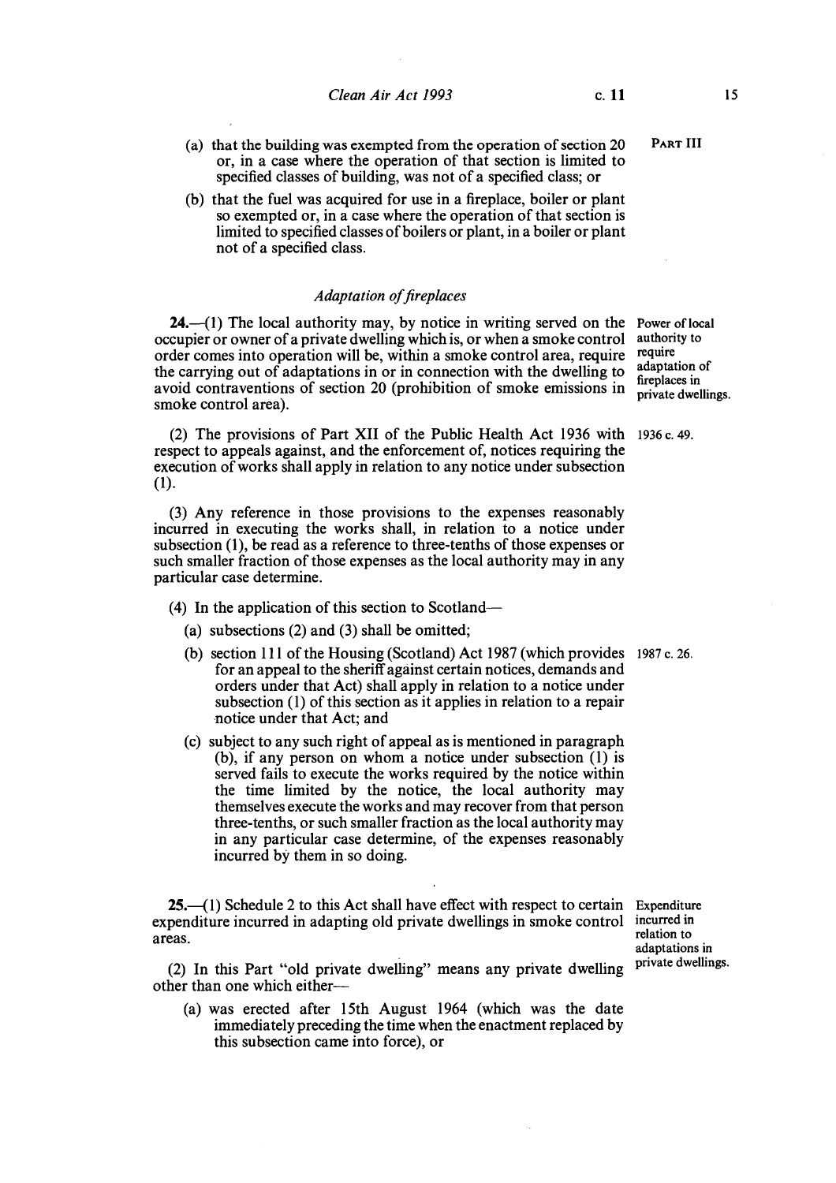(a) that the building was exempted from the operation of section 20 or, in a case where the operation of that section is limited to specified classes of building, was not of a specified class; or

(b) that the fuel was acquired for use in a fireplace, boiler or plant so exempted or, in a case where the operation of that section is limited to specified classes of boilers or plant, in a boiler or plant not of a specified class.

### *Adaptation of fireplaces*

Power of local authority to require adaptation of fireplaces in private dwellings.

**24.**—(1) The local authority may, by notice in writing served on the occupier or owner of a private dwelling which is, or when a smoke control order comes into operation will be, within a smoke control area, require the carrying out of adaptations in or in connection with the dwelling to avoid contraventions of section 20 (prohibition of smoke emissions in smoke control area).

(2) The provisions of Part XII of the Public Health Act 1936 with respect to appeals against, and the enforcement of, notices requiring the execution of works shall apply in relation to any notice under subsection (1).

1936 c. 49.

(3) Any reference in those provisions to the expenses reasonably incurred in executing the works shall, in relation to a notice under subsection (1), be read as a reference to three-tenths of those expenses or such smaller fraction of those expenses as the local authority may in any particular case determine.

(4) In the application of this section to Scotland—

(a) subsections (2) and (3) shall be omitted;

(b) section 111 of the Housing (Scotland) Act 1987 (which provides for an appeal to the sheriff against certain notices, demands and orders under that Act) shall apply in relation to a notice under subsection (1) of this section as it applies in relation to a repair notice under that Act; and

1987 c. 26.

(c) subject to any such right of appeal as is mentioned in paragraph (b), if any person on whom a notice under subsection (1) is served fails to execute the works required by the notice within the time limited by the notice, the local authority may themselves execute the works and may recover from that person three-tenths, or such smaller fraction as the local authority may in any particular case determine, of the expenses reasonably incurred by them in so doing.

Expenditure incurred in relation to adaptations in private dwellings.

**25.**—(1) Schedule 2 to this Act shall have effect with respect to certain expenditure incurred in adapting old private dwellings in smoke control areas.

(2) In this Part "old private dwelling" means any private dwelling other than one which either—

(a) was erected after 15th August 1964 (which was the date immediately preceding the time when the enactment replaced by this subsection came into force), or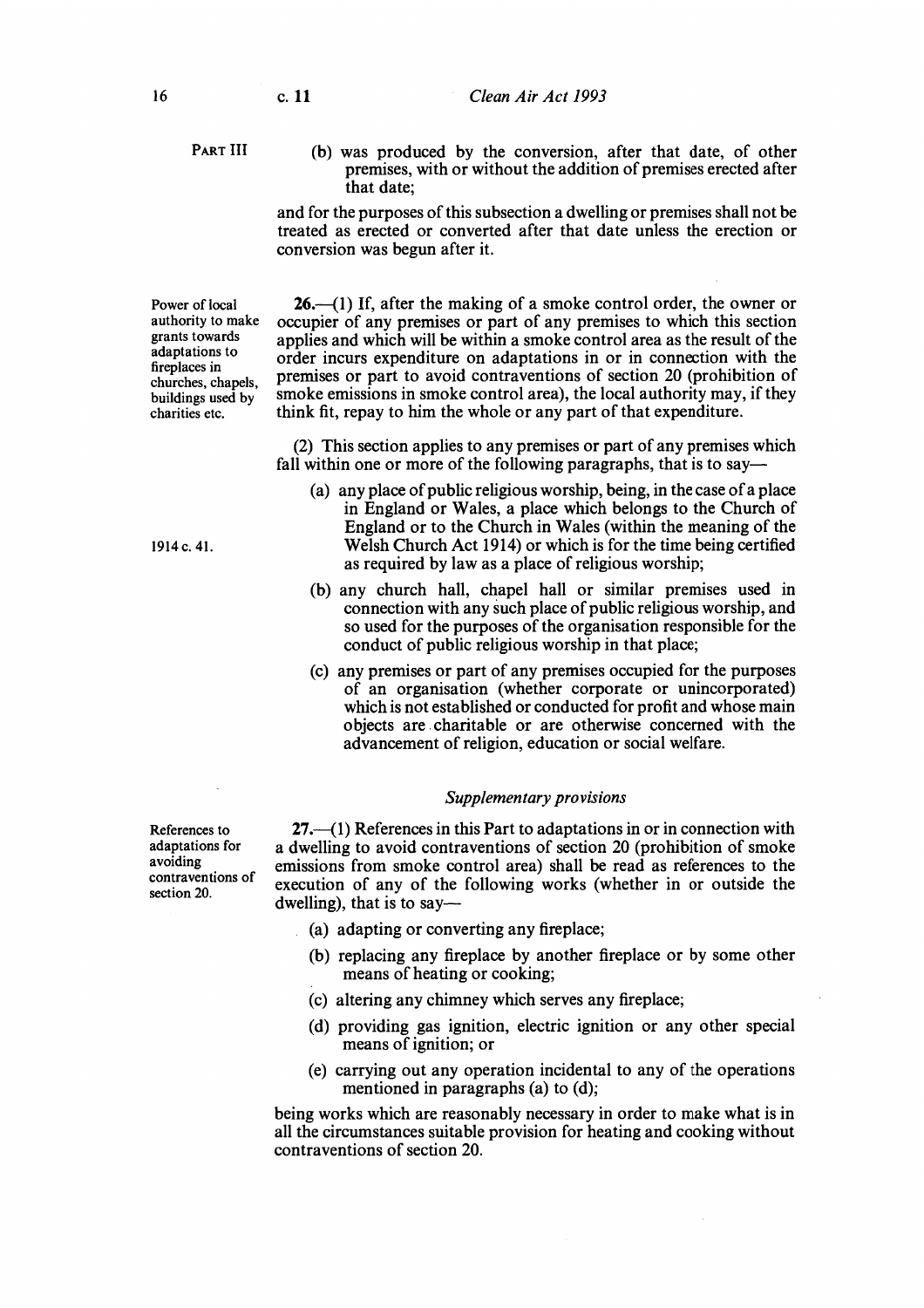PART III

(b) was produced by the conversion, after that date, of other premises, with or without the addition of premises erected after that date;

and for the purposes of this subsection a dwelling or premises shall not be treated as erected or converted after that date unless the erection or conversion was begun after it.

Power of local authority to make grants towards adaptations to fireplaces in churches, chapels, buildings used by charities etc.

**26.**—(1) If, after the making of a smoke control order, the owner or occupier of any premises or part of any premises to which this section applies and which will be within a smoke control area as the result of the order incurs expenditure on adaptations in or in connection with the premises or part to avoid contraventions of section 20 (prohibition of smoke emissions in smoke control area), the local authority may, if they think fit, repay to him the whole or any part of that expenditure.

(2) This section applies to any premises or part of any premises which fall within one or more of the following paragraphs, that is to say—

(a) any place of public religious worship, being, in the case of a place in England or Wales, a place which belongs to the Church of England or to the Church in Wales (within the meaning of the Welsh Church Act 1914) or which is for the time being certified as required by law as a place of religious worship;

1914 c. 41.

(b) any church hall, chapel hall or similar premises used in connection with any such place of public religious worship, and so used for the purposes of the organisation responsible for the conduct of public religious worship in that place;

(c) any premises or part of any premises occupied for the purposes of an organisation (whether corporate or unincorporated) which is not established or conducted for profit and whose main objects are charitable or are otherwise concerned with the advancement of religion, education or social welfare.

*Supplementary provisions*

References to adaptations for avoiding contraventions of section 20.

**27.**—(1) References in this Part to adaptations in or in connection with a dwelling to avoid contraventions of section 20 (prohibition of smoke emissions from smoke control area) shall be read as references to the execution of any of the following works (whether in or outside the dwelling), that is to say—

(a) adapting or converting any fireplace;

(b) replacing any fireplace by another fireplace or by some other means of heating or cooking;

(c) altering any chimney which serves any fireplace;

(d) providing gas ignition, electric ignition or any other special means of ignition; or

(e) carrying out any operation incidental to any of the operations mentioned in paragraphs (a) to (d);

being works which are reasonably necessary in order to make what is in all the circumstances suitable provision for heating and cooking without contraventions of section 20.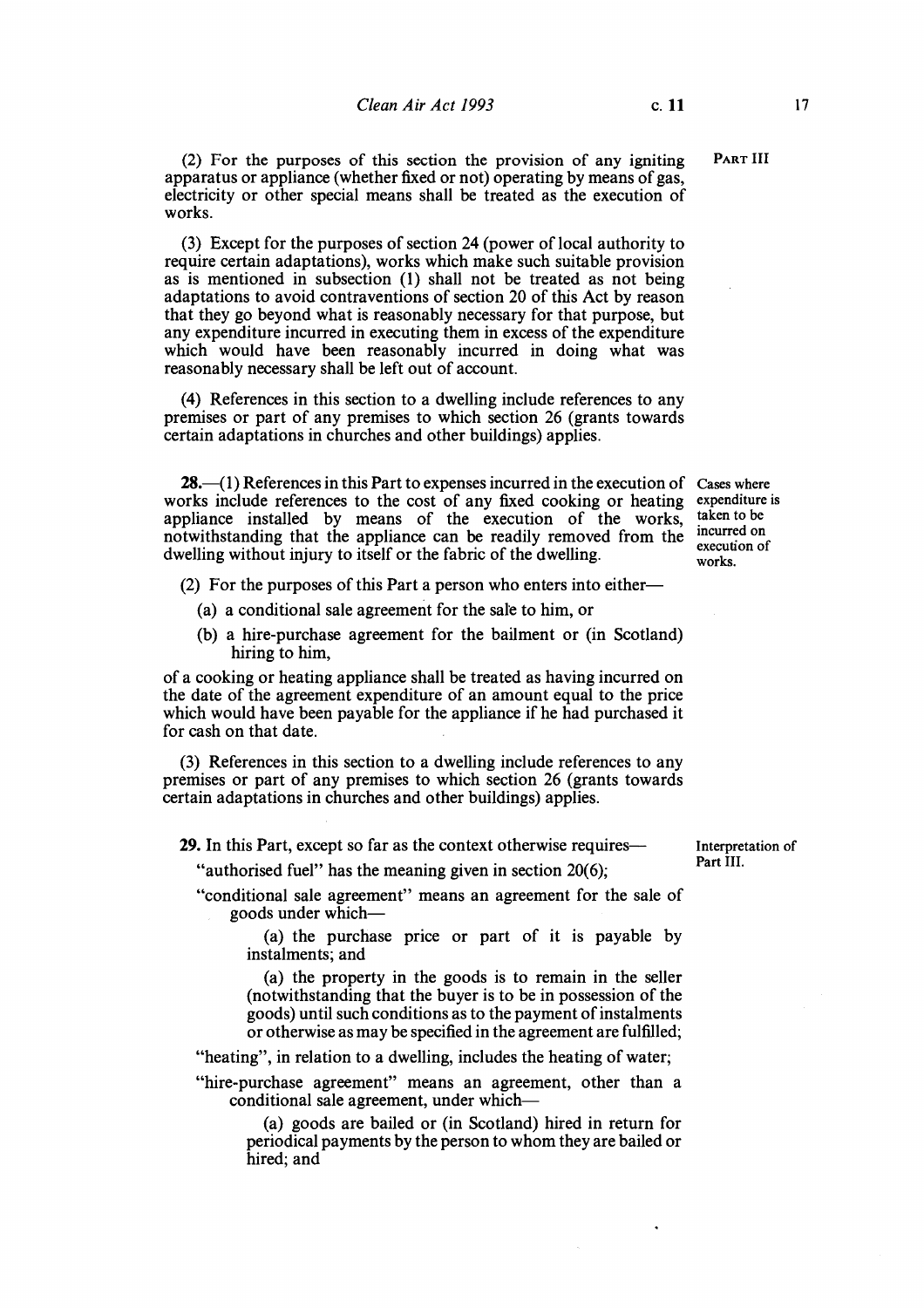(2) For the purposes of this section the provision of any igniting apparatus or appliance (whether fixed or not) operating by means of gas, electricity or other special means shall be treated as the execution of works.

(3) Except for the purposes of section 24 (power of local authority to require certain adaptations), works which make such suitable provision as is mentioned in subsection (1) shall not be treated as not being adaptations to avoid contraventions of section 20 of this Act by reason that they go beyond what is reasonably necessary for that purpose, but any expenditure incurred in executing them in excess of the expenditure which would have been reasonably incurred in doing what was reasonably necessary shall be left out of account.

(4) References in this section to a dwelling include references to any premises or part of any premises to which section 26 (grants towards certain adaptations in churches and other buildings) applies.

*Cases where expenditure is taken to be incurred on execution of works.*

**28.**—(1) References in this Part to expenses incurred in the execution of works include references to the cost of any fixed cooking or heating appliance installed by means of the execution of the works, notwithstanding that the appliance can be readily removed from the dwelling without injury to itself or the fabric of the dwelling.

(2) For the purposes of this Part a person who enters into either—

(a) a conditional sale agreement for the sale to him, or

(b) a hire-purchase agreement for the bailment or (in Scotland) hiring to him,

of a cooking or heating appliance shall be treated as having incurred on the date of the agreement expenditure of an amount equal to the price which would have been payable for the appliance if he had purchased it for cash on that date.

(3) References in this section to a dwelling include references to any premises or part of any premises to which section 26 (grants towards certain adaptations in churches and other buildings) applies.

*Interpretation of Part III.*

**29.** In this Part, except so far as the context otherwise requires—

"authorised fuel" has the meaning given in section 20(6);

"conditional sale agreement" means an agreement for the sale of goods under which—

(a) the purchase price or part of it is payable by instalments; and

(a) the property in the goods is to remain in the seller (notwithstanding that the buyer is to be in possession of the goods) until such conditions as to the payment of instalments or otherwise as may be specified in the agreement are fulfilled;

"heating", in relation to a dwelling, includes the heating of water;

"hire-purchase agreement" means an agreement, other than a conditional sale agreement, under which—

(a) goods are bailed or (in Scotland) hired in return for periodical payments by the person to whom they are bailed or hired; and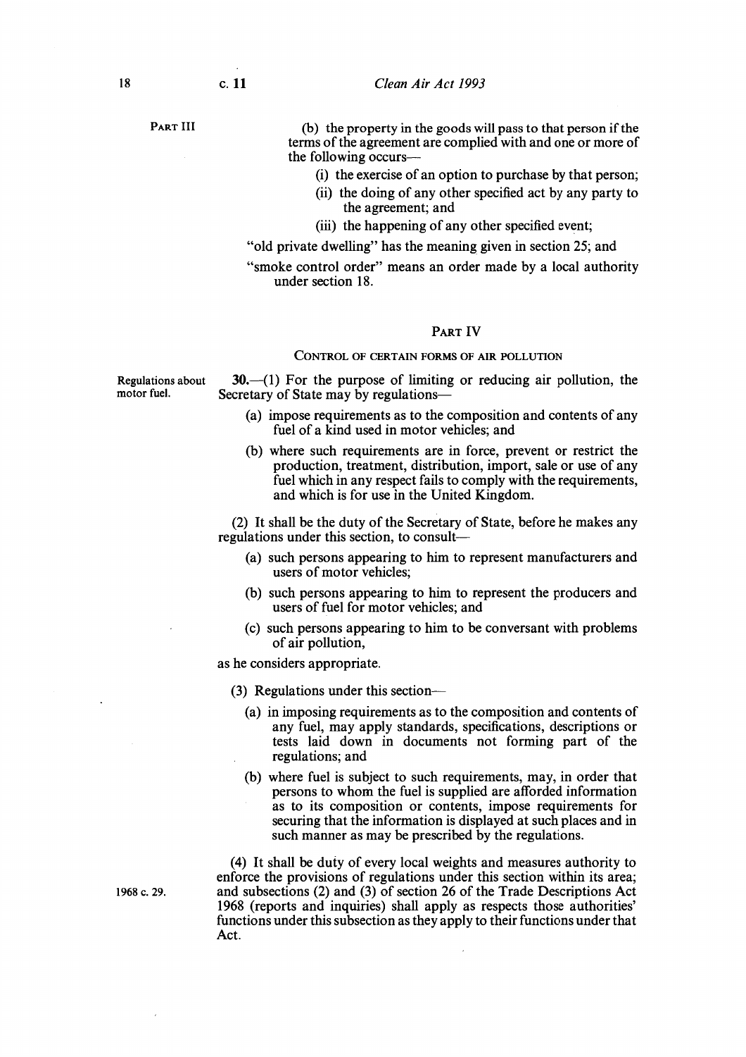(b) the property in the goods will pass to that person if the terms of the agreement are complied with and one or more of the following occurs—

(i) the exercise of an option to purchase by that person;

(ii) the doing of any other specified act by any party to the agreement; and

(iii) the happening of any other specified event;

"old private dwelling" has the meaning given in section 25; and

"smoke control order" means an order made by a local authority under section 18.

## PART IV

### CONTROL OF CERTAIN FORMS OF AIR POLLUTION

*Regulations about motor fuel.*

**30.**—(1) For the purpose of limiting or reducing air pollution, the Secretary of State may by regulations—

(a) impose requirements as to the composition and contents of any fuel of a kind used in motor vehicles; and

(b) where such requirements are in force, prevent or restrict the production, treatment, distribution, import, sale or use of any fuel which in any respect fails to comply with the requirements, and which is for use in the United Kingdom.

(2) It shall be the duty of the Secretary of State, before he makes any regulations under this section, to consult—

(a) such persons appearing to him to represent manufacturers and users of motor vehicles;

(b) such persons appearing to him to represent the producers and users of fuel for motor vehicles; and

(c) such persons appearing to him to be conversant with problems of air pollution,

as he considers appropriate.

(3) Regulations under this section—

(a) in imposing requirements as to the composition and contents of any fuel, may apply standards, specifications, descriptions or tests laid down in documents not forming part of the regulations; and

(b) where fuel is subject to such requirements, may, in order that persons to whom the fuel is supplied are afforded information as to its composition or contents, impose requirements for securing that the information is displayed at such places and in such manner as may be prescribed by the regulations.

(4) It shall be duty of every local weights and measures authority to enforce the provisions of regulations under this section within its area; and subsections (2) and (3) of section 26 of the Trade Descriptions Act 1968 (reports and inquiries) shall apply as respects those authorities' functions under this subsection as they apply to their functions under that Act.

*1968 c. 29.*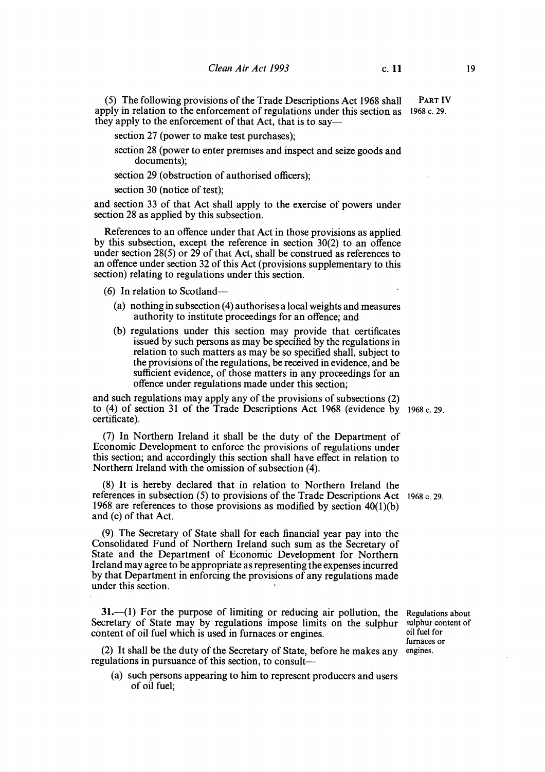(5) The following provisions of the Trade Descriptions Act 1968 shall apply in relation to the enforcement of regulations under this section as they apply to the enforcement of that Act, that is to say—

PART IV
1968 c. 29.

section 27 (power to make test purchases);

section 28 (power to enter premises and inspect and seize goods and documents);

section 29 (obstruction of authorised officers);

section 30 (notice of test);

and section 33 of that Act shall apply to the exercise of powers under section 28 as applied by this subsection.

References to an offence under that Act in those provisions as applied by this subsection, except the reference in section 30(2) to an offence under section 28(5) or 29 of that Act, shall be construed as references to an offence under section 32 of this Act (provisions supplementary to this section) relating to regulations under this section.

(6) In relation to Scotland—

(a) nothing in subsection (4) authorises a local weights and measures authority to institute proceedings for an offence; and

(b) regulations under this section may provide that certificates issued by such persons as may be specified by the regulations in relation to such matters as may be so specified shall, subject to the provisions of the regulations, be received in evidence, and be sufficient evidence, of those matters in any proceedings for an offence under regulations made under this section;

and such regulations may apply any of the provisions of subsections (2) to (4) of section 31 of the Trade Descriptions Act 1968 (evidence by certificate).

1968 c. 29.

(7) In Northern Ireland it shall be the duty of the Department of Economic Development to enforce the provisions of regulations under this section; and accordingly this section shall have effect in relation to Northern Ireland with the omission of subsection (4).

(8) It is hereby declared that in relation to Northern Ireland the references in subsection (5) to provisions of the Trade Descriptions Act 1968 are references to those provisions as modified by section 40(1)(b) and (c) of that Act.

1968 c. 29.

(9) The Secretary of State shall for each financial year pay into the Consolidated Fund of Northern Ireland such sum as the Secretary of State and the Department of Economic Development for Northern Ireland may agree to be appropriate as representing the expenses incurred by that Department in enforcing the provisions of any regulations made under this section.

Regulations about sulphur content of oil fuel for furnaces or engines.

**31.**—(1) For the purpose of limiting or reducing air pollution, the Secretary of State may by regulations impose limits on the sulphur content of oil fuel which is used in furnaces or engines.

(2) It shall be the duty of the Secretary of State, before he makes any regulations in pursuance of this section, to consult—

(a) such persons appearing to him to represent producers and users of oil fuel;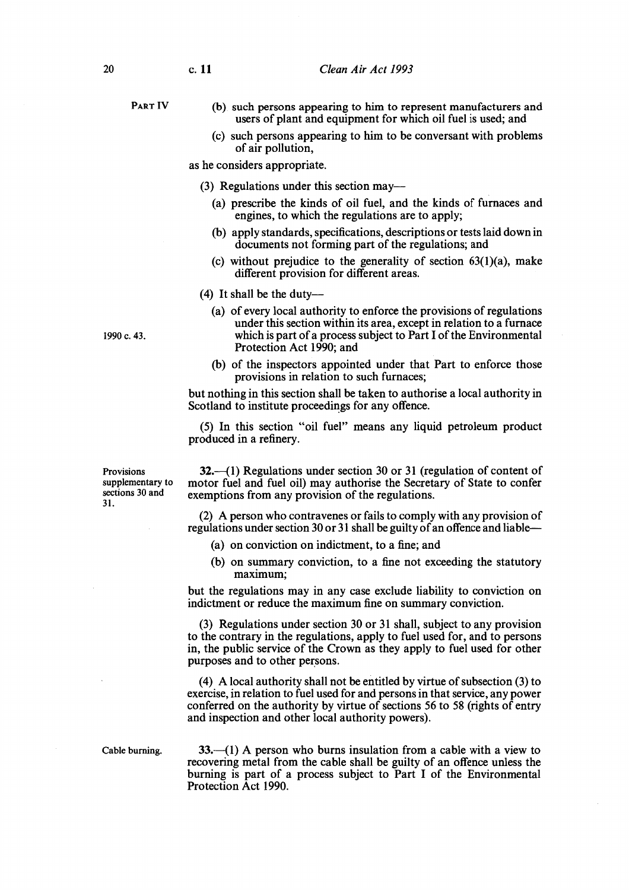PART IV

(b) such persons appearing to him to represent manufacturers and users of plant and equipment for which oil fuel is used; and

(c) such persons appearing to him to be conversant with problems of air pollution,

as he considers appropriate.

(3) Regulations under this section may—

(a) prescribe the kinds of oil fuel, and the kinds of furnaces and engines, to which the regulations are to apply;

(b) apply standards, specifications, descriptions or tests laid down in documents not forming part of the regulations; and

(c) without prejudice to the generality of section 63(1)(a), make different provision for different areas.

(4) It shall be the duty—

(a) of every local authority to enforce the provisions of regulations under this section within its area, except in relation to a furnace which is part of a process subject to Part I of the Environmental Protection Act 1990; and

1990 c. 43.

(b) of the inspectors appointed under that Part to enforce those provisions in relation to such furnaces;

but nothing in this section shall be taken to authorise a local authority in Scotland to institute proceedings for any offence.

(5) In this section "oil fuel" means any liquid petroleum product produced in a refinery.

Provisions supplementary to sections 30 and 31.

**32.**—(1) Regulations under section 30 or 31 (regulation of content of motor fuel and fuel oil) may authorise the Secretary of State to confer exemptions from any provision of the regulations.

(2) A person who contravenes or fails to comply with any provision of regulations under section 30 or 31 shall be guilty of an offence and liable—

(a) on conviction on indictment, to a fine; and

(b) on summary conviction, to a fine not exceeding the statutory maximum;

but the regulations may in any case exclude liability to conviction on indictment or reduce the maximum fine on summary conviction.

(3) Regulations under section 30 or 31 shall, subject to any provision to the contrary in the regulations, apply to fuel used for, and to persons in, the public service of the Crown as they apply to fuel used for other purposes and to other persons.

(4) A local authority shall not be entitled by virtue of subsection (3) to exercise, in relation to fuel used for and persons in that service, any power conferred on the authority by virtue of sections 56 to 58 (rights of entry and inspection and other local authority powers).

Cable burning.

**33.**—(1) A person who burns insulation from a cable with a view to recovering metal from the cable shall be guilty of an offence unless the burning is part of a process subject to Part I of the Environmental Protection Act 1990.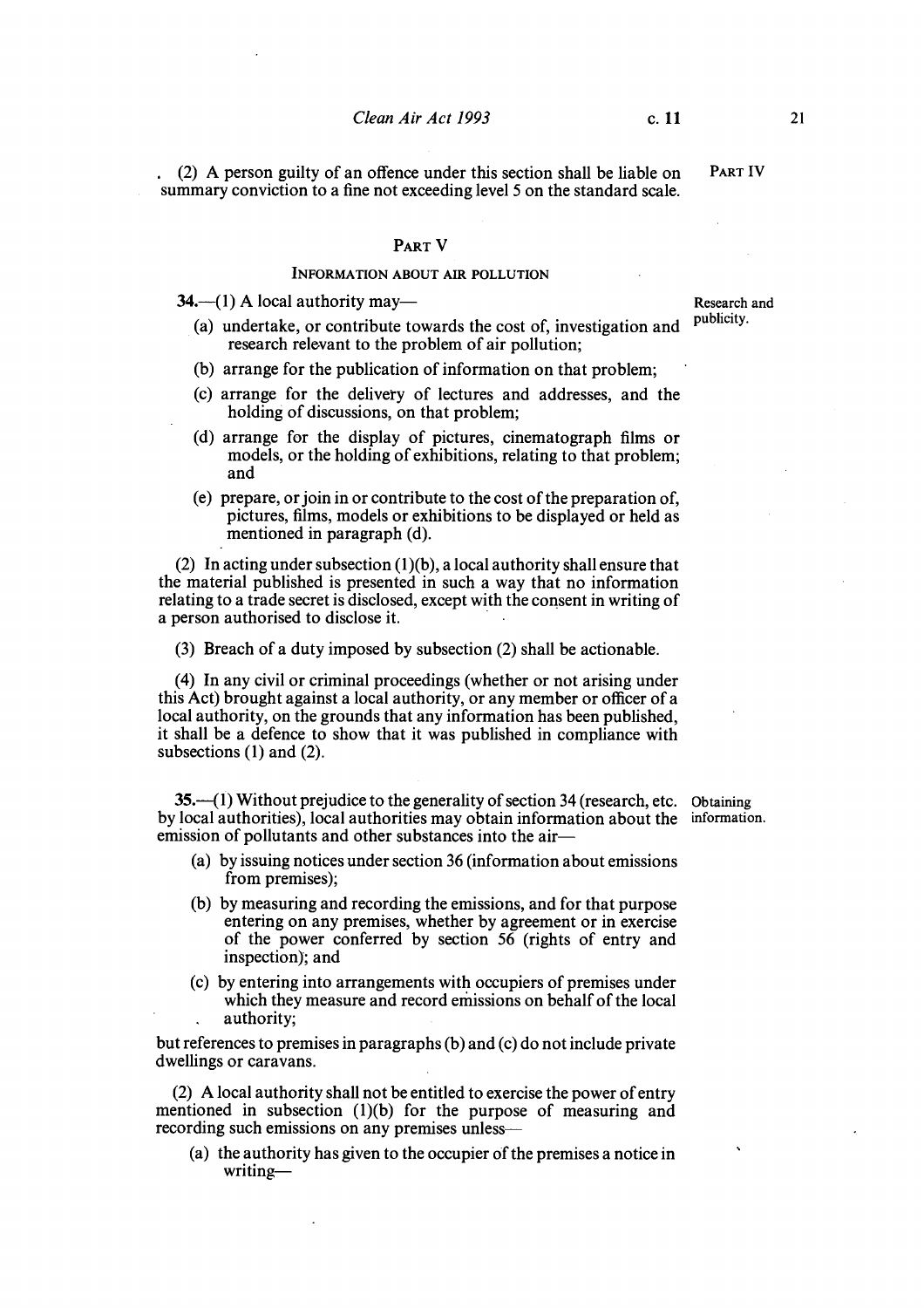(2) A person guilty of an offence under this section shall be liable on summary conviction to a fine not exceeding level 5 on the standard scale.

## PART V

### INFORMATION ABOUT AIR POLLUTION

**34.**—(1) A local authority may— *Research and publicity.*

(a) undertake, or contribute towards the cost of, investigation and research relevant to the problem of air pollution;

(b) arrange for the publication of information on that problem;

(c) arrange for the delivery of lectures and addresses, and the holding of discussions, on that problem;

(d) arrange for the display of pictures, cinematograph films or models, or the holding of exhibitions, relating to that problem; and

(e) prepare, or join in or contribute to the cost of the preparation of, pictures, films, models or exhibitions to be displayed or held as mentioned in paragraph (d).

(2) In acting under subsection (1)(b), a local authority shall ensure that the material published is presented in such a way that no information relating to a trade secret is disclosed, except with the consent in writing of a person authorised to disclose it.

(3) Breach of a duty imposed by subsection (2) shall be actionable.

(4) In any civil or criminal proceedings (whether or not arising under this Act) brought against a local authority, or any member or officer of a local authority, on the grounds that any information has been published, it shall be a defence to show that it was published in compliance with subsections (1) and (2).

**35.**—(1) Without prejudice to the generality of section 34 (research, etc. by local authorities), local authorities may obtain information about the emission of pollutants and other substances into the air— *Obtaining information.*

(a) by issuing notices under section 36 (information about emissions from premises);

(b) by measuring and recording the emissions, and for that purpose entering on any premises, whether by agreement or in exercise of the power conferred by section 56 (rights of entry and inspection); and

(c) by entering into arrangements with occupiers of premises under which they measure and record emissions on behalf of the local authority;

but references to premises in paragraphs (b) and (c) do not include private dwellings or caravans.

(2) A local authority shall not be entitled to exercise the power of entry mentioned in subsection (1)(b) for the purpose of measuring and recording such emissions on any premises unless—

(a) the authority has given to the occupier of the premises a notice in writing—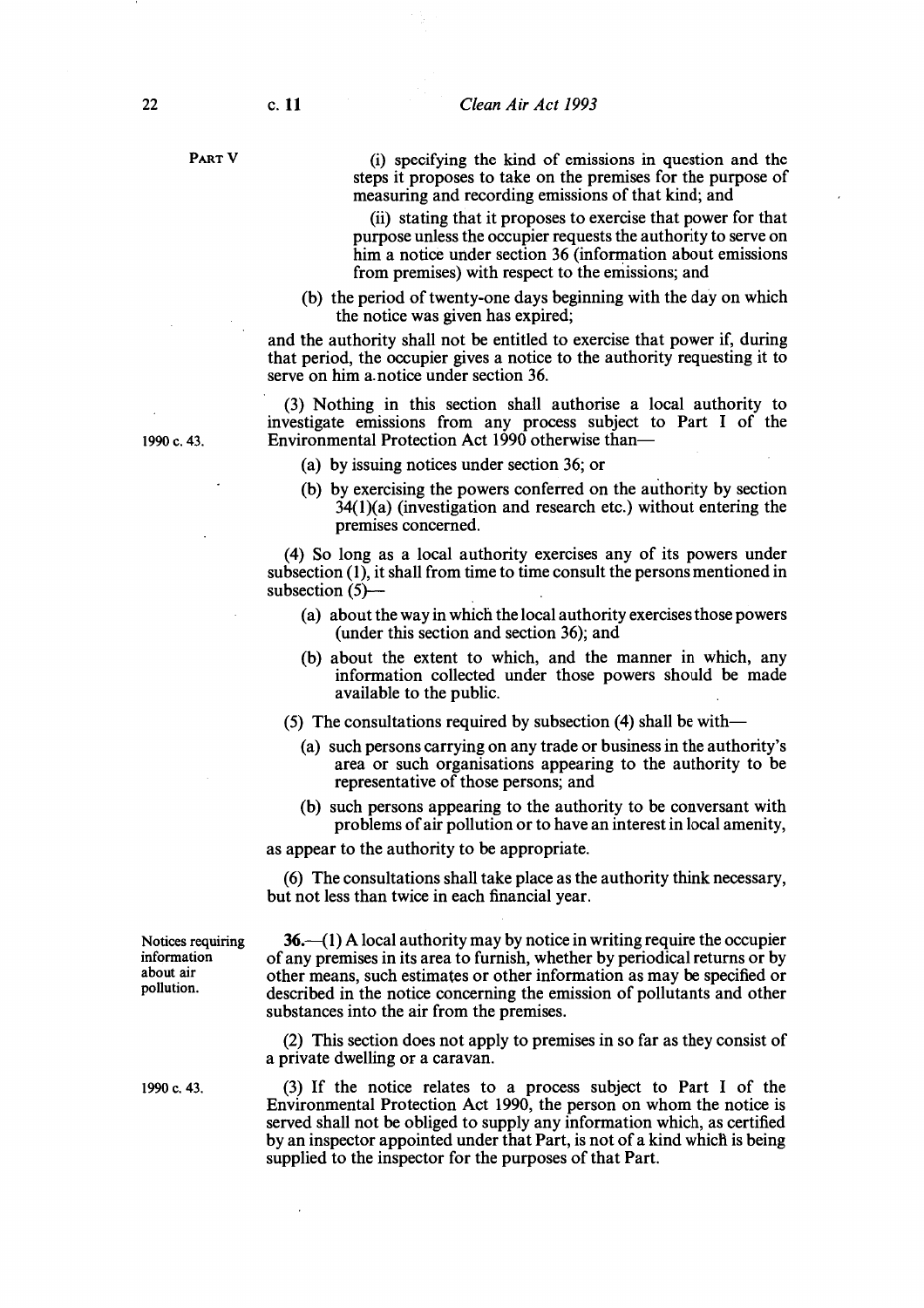(i) specifying the kind of emissions in question and the steps it proposes to take on the premises for the purpose of measuring and recording emissions of that kind; and

(ii) stating that it proposes to exercise that power for that purpose unless the occupier requests the authority to serve on him a notice under section 36 (information about emissions from premises) with respect to the emissions; and

(b) the period of twenty-one days beginning with the day on which the notice was given has expired;

and the authority shall not be entitled to exercise that power if, during that period, the occupier gives a notice to the authority requesting it to serve on him a notice under section 36.

(3) Nothing in this section shall authorise a local authority to investigate emissions from any process subject to Part I of the Environmental Protection Act 1990 otherwise than—

1990 c. 43.

(a) by issuing notices under section 36; or

(b) by exercising the powers conferred on the authority by section 34(1)(a) (investigation and research etc.) without entering the premises concerned.

(4) So long as a local authority exercises any of its powers under subsection (1), it shall from time to time consult the persons mentioned in subsection (5)—

(a) about the way in which the local authority exercises those powers (under this section and section 36); and

(b) about the extent to which, and the manner in which, any information collected under those powers should be made available to the public.

(5) The consultations required by subsection (4) shall be with—

(a) such persons carrying on any trade or business in the authority's area or such organisations appearing to the authority to be representative of those persons; and

(b) such persons appearing to the authority to be conversant with problems of air pollution or to have an interest in local amenity,

as appear to the authority to be appropriate.

(6) The consultations shall take place as the authority think necessary, but not less than twice in each financial year.

Notices requiring information about air pollution.

**36.**—(1) A local authority may by notice in writing require the occupier of any premises in its area to furnish, whether by periodical returns or by other means, such estimates or other information as may be specified or described in the notice concerning the emission of pollutants and other substances into the air from the premises.

(2) This section does not apply to premises in so far as they consist of a private dwelling or a caravan.

1990 c. 43.

(3) If the notice relates to a process subject to Part I of the Environmental Protection Act 1990, the person on whom the notice is served shall not be obliged to supply any information which, as certified by an inspector appointed under that Part, is not of a kind which is being supplied to the inspector for the purposes of that Part.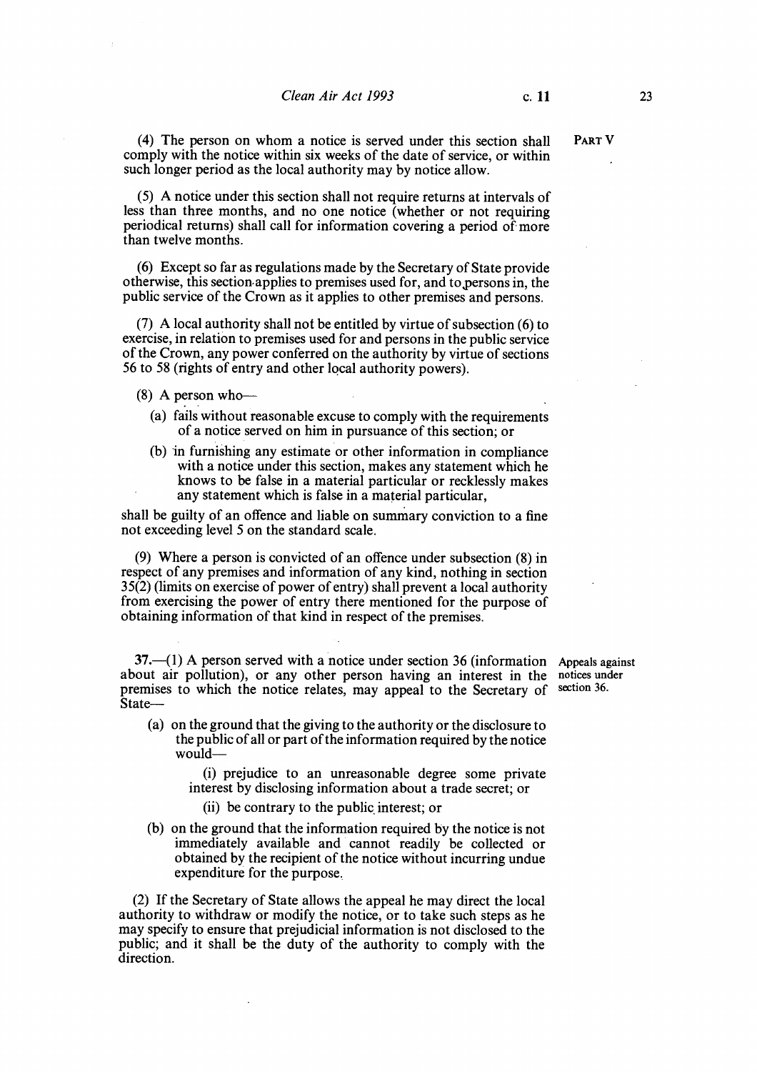(4) The person on whom a notice is served under this section shall comply with the notice within six weeks of the date of service, or within such longer period as the local authority may by notice allow.

(5) A notice under this section shall not require returns at intervals of less than three months, and no one notice (whether or not requiring periodical returns) shall call for information covering a period of more than twelve months.

(6) Except so far as regulations made by the Secretary of State provide otherwise, this section applies to premises used for, and to persons in, the public service of the Crown as it applies to other premises and persons.

(7) A local authority shall not be entitled by virtue of subsection (6) to exercise, in relation to premises used for and persons in the public service of the Crown, any power conferred on the authority by virtue of sections 56 to 58 (rights of entry and other local authority powers).

(8) A person who—

(a) fails without reasonable excuse to comply with the requirements of a notice served on him in pursuance of this section; or

(b) in furnishing any estimate or other information in compliance with a notice under this section, makes any statement which he knows to be false in a material particular or recklessly makes any statement which is false in a material particular,

shall be guilty of an offence and liable on summary conviction to a fine not exceeding level 5 on the standard scale.

(9) Where a person is convicted of an offence under subsection (8) in respect of any premises and information of any kind, nothing in section 35(2) (limits on exercise of power of entry) shall prevent a local authority from exercising the power of entry there mentioned for the purpose of obtaining information of that kind in respect of the premises.

**Appeals against notices under section 36.**

**37.**—(1) A person served with a notice under section 36 (information about air pollution), or any other person having an interest in the premises to which the notice relates, may appeal to the Secretary of State—

(a) on the ground that the giving to the authority or the disclosure to the public of all or part of the information required by the notice would—

(i) prejudice to an unreasonable degree some private interest by disclosing information about a trade secret; or

(ii) be contrary to the public interest; or

(b) on the ground that the information required by the notice is not immediately available and cannot readily be collected or obtained by the recipient of the notice without incurring undue expenditure for the purpose.

(2) If the Secretary of State allows the appeal he may direct the local authority to withdraw or modify the notice, or to take such steps as he may specify to ensure that prejudicial information is not disclosed to the public; and it shall be the duty of the authority to comply with the direction.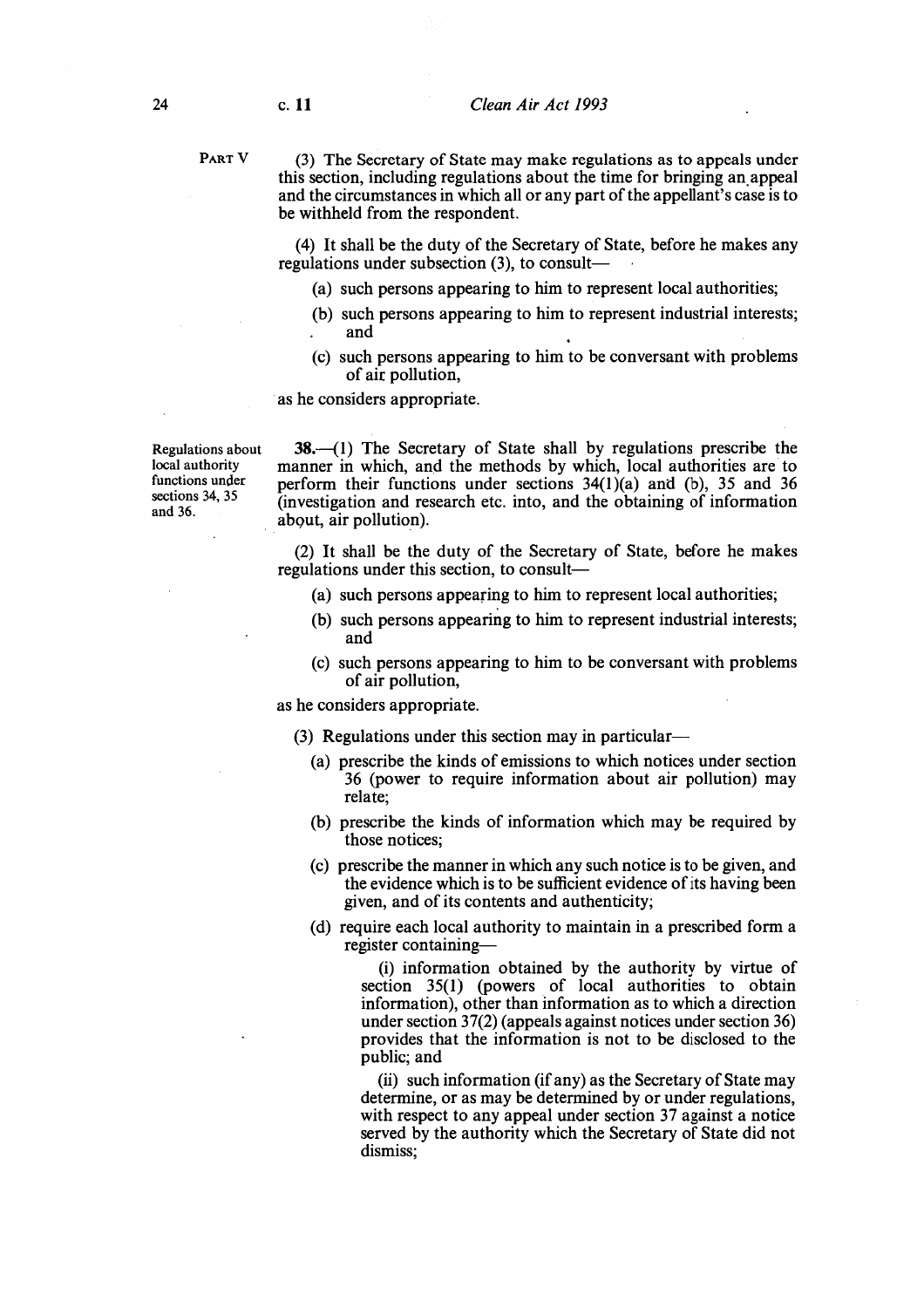PART V

(3) The Secretary of State may make regulations as to appeals under this section, including regulations about the time for bringing an appeal and the circumstances in which all or any part of the appellant's case is to be withheld from the respondent.

(4) It shall be the duty of the Secretary of State, before he makes any regulations under subsection (3), to consult—

(a) such persons appearing to him to represent local authorities;

(b) such persons appearing to him to represent industrial interests; and

(c) such persons appearing to him to be conversant with problems of air pollution,

as he considers appropriate.

Regulations about local authority functions under sections 34, 35 and 36.

**38.**—(1) The Secretary of State shall by regulations prescribe the manner in which, and the methods by which, local authorities are to perform their functions under sections 34(1)(a) and (b), 35 and 36 (investigation and research etc. into, and the obtaining of information about, air pollution).

(2) It shall be the duty of the Secretary of State, before he makes regulations under this section, to consult—

(a) such persons appearing to him to represent local authorities;

(b) such persons appearing to him to represent industrial interests; and

(c) such persons appearing to him to be conversant with problems of air pollution,

as he considers appropriate.

(3) Regulations under this section may in particular—

(a) prescribe the kinds of emissions to which notices under section 36 (power to require information about air pollution) may relate;

(b) prescribe the kinds of information which may be required by those notices;

(c) prescribe the manner in which any such notice is to be given, and the evidence which is to be sufficient evidence of its having been given, and of its contents and authenticity;

(d) require each local authority to maintain in a prescribed form a register containing—

(i) information obtained by the authority by virtue of section 35(1) (powers of local authorities to obtain information), other than information as to which a direction under section 37(2) (appeals against notices under section 36) provides that the information is not to be disclosed to the public; and

(ii) such information (if any) as the Secretary of State may determine, or as may be determined by or under regulations, with respect to any appeal under section 37 against a notice served by the authority which the Secretary of State did not dismiss;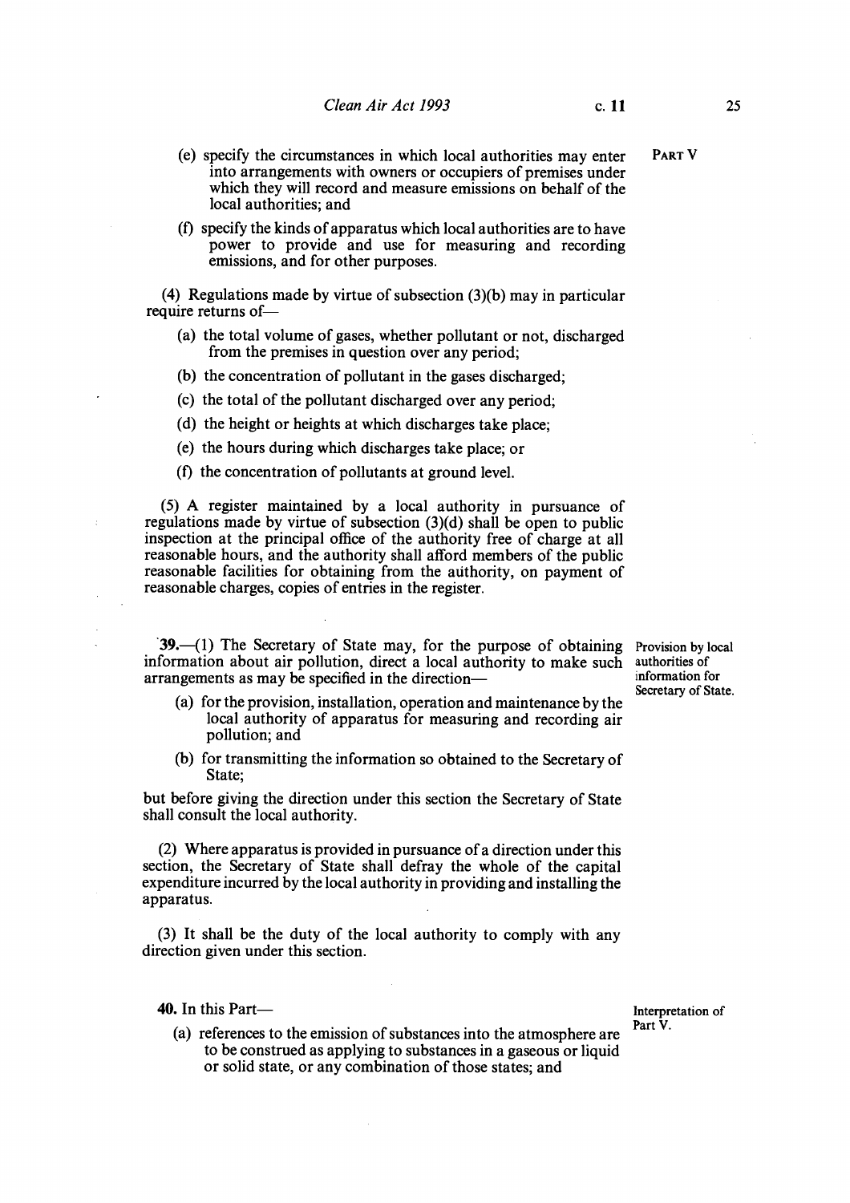PART V

(e) specify the circumstances in which local authorities may enter into arrangements with owners or occupiers of premises under which they will record and measure emissions on behalf of the local authorities; and

(f) specify the kinds of apparatus which local authorities are to have power to provide and use for measuring and recording emissions, and for other purposes.

(4) Regulations made by virtue of subsection (3)(b) may in particular require returns of—

(a) the total volume of gases, whether pollutant or not, discharged from the premises in question over any period;

(b) the concentration of pollutant in the gases discharged;

(c) the total of the pollutant discharged over any period;

(d) the height or heights at which discharges take place;

(e) the hours during which discharges take place; or

(f) the concentration of pollutants at ground level.

(5) A register maintained by a local authority in pursuance of regulations made by virtue of subsection (3)(d) shall be open to public inspection at the principal office of the authority free of charge at all reasonable hours, and the authority shall afford members of the public reasonable facilities for obtaining from the authority, on payment of reasonable charges, copies of entries in the register.

*Provision by local authorities of information for Secretary of State.*

**39.**—(1) The Secretary of State may, for the purpose of obtaining information about air pollution, direct a local authority to make such arrangements as may be specified in the direction—

(a) for the provision, installation, operation and maintenance by the local authority of apparatus for measuring and recording air pollution; and

(b) for transmitting the information so obtained to the Secretary of State;

but before giving the direction under this section the Secretary of State shall consult the local authority.

(2) Where apparatus is provided in pursuance of a direction under this section, the Secretary of State shall defray the whole of the capital expenditure incurred by the local authority in providing and installing the apparatus.

(3) It shall be the duty of the local authority to comply with any direction given under this section.

*Interpretation of Part V.*

**40.** In this Part—

(a) references to the emission of substances into the atmosphere are to be construed as applying to substances in a gaseous or liquid or solid state, or any combination of those states; and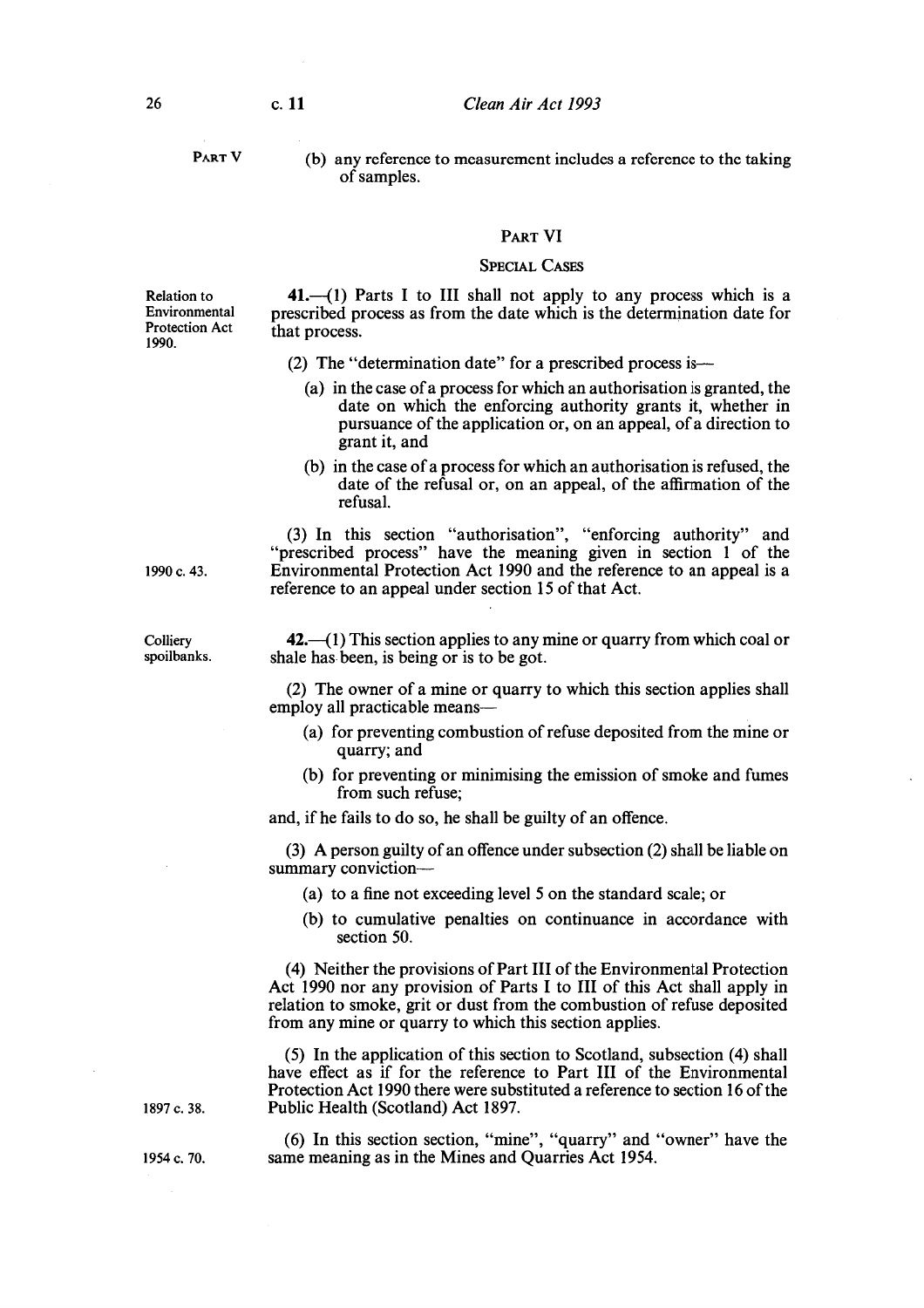(b) any reference to measurement includes a reference to the taking of samples.

## PART VI

### SPECIAL CASES

Relation to Environmental Protection Act 1990.

**41.**—(1) Parts I to III shall not apply to any process which is a prescribed process as from the date which is the determination date for that process.

(2) The "determination date" for a prescribed process is—

(a) in the case of a process for which an authorisation is granted, the date on which the enforcing authority grants it, whether in pursuance of the application or, on an appeal, of a direction to grant it, and

(b) in the case of a process for which an authorisation is refused, the date of the refusal or, on an appeal, of the affirmation of the refusal.

(3) In this section "authorisation", "enforcing authority" and "prescribed process" have the meaning given in section 1 of the Environmental Protection Act 1990 and the reference to an appeal is a reference to an appeal under section 15 of that Act.

1990 c. 43.

Colliery spoilbanks.

**42.**—(1) This section applies to any mine or quarry from which coal or shale has been, is being or is to be got.

(2) The owner of a mine or quarry to which this section applies shall employ all practicable means—

(a) for preventing combustion of refuse deposited from the mine or quarry; and

(b) for preventing or minimising the emission of smoke and fumes from such refuse;

and, if he fails to do so, he shall be guilty of an offence.

(3) A person guilty of an offence under subsection (2) shall be liable on summary conviction—

(a) to a fine not exceeding level 5 on the standard scale; or

(b) to cumulative penalties on continuance in accordance with section 50.

(4) Neither the provisions of Part III of the Environmental Protection Act 1990 nor any provision of Parts I to III of this Act shall apply in relation to smoke, grit or dust from the combustion of refuse deposited from any mine or quarry to which this section applies.

(5) In the application of this section to Scotland, subsection (4) shall have effect as if for the reference to Part III of the Environmental Protection Act 1990 there were substituted a reference to section 16 of the Public Health (Scotland) Act 1897.

1897 c. 38.

(6) In this section section, "mine", "quarry" and "owner" have the same meaning as in the Mines and Quarries Act 1954.

1954 c. 70.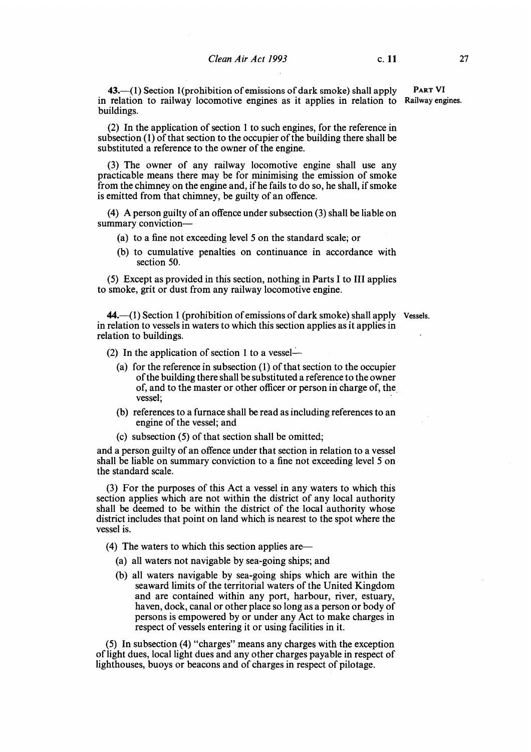**PART VI**

**Railway engines.**

**43.**—(1) Section 1(prohibition of emissions of dark smoke) shall apply in relation to railway locomotive engines as it applies in relation to buildings.

(2) In the application of section 1 to such engines, for the reference in subsection (1) of that section to the occupier of the building there shall be substituted a reference to the owner of the engine.

(3) The owner of any railway locomotive engine shall use any practicable means there may be for minimising the emission of smoke from the chimney on the engine and, if he fails to do so, he shall, if smoke is emitted from that chimney, be guilty of an offence.

(4) A person guilty of an offence under subsection (3) shall be liable on summary conviction—

- (a) to a fine not exceeding level 5 on the standard scale; or
- (b) to cumulative penalties on continuance in accordance with section 50.

(5) Except as provided in this section, nothing in Parts I to III applies to smoke, grit or dust from any railway locomotive engine.

**Vessels.**

**44.**—(1) Section 1 (prohibition of emissions of dark smoke) shall apply in relation to vessels in waters to which this section applies as it applies in relation to buildings.

(2) In the application of section 1 to a vessel—

- (a) for the reference in subsection (1) of that section to the occupier of the building there shall be substituted a reference to the owner of, and to the master or other officer or person in charge of, the vessel;
- (b) references to a furnace shall be read as including references to an engine of the vessel; and
- (c) subsection (5) of that section shall be omitted;

and a person guilty of an offence under that section in relation to a vessel shall be liable on summary conviction to a fine not exceeding level 5 on the standard scale.

(3) For the purposes of this Act a vessel in any waters to which this section applies which are not within the district of any local authority shall be deemed to be within the district of the local authority whose district includes that point on land which is nearest to the spot where the vessel is.

(4) The waters to which this section applies are—

- (a) all waters not navigable by sea-going ships; and
- (b) all waters navigable by sea-going ships which are within the seaward limits of the territorial waters of the United Kingdom and are contained within any port, harbour, river, estuary, haven, dock, canal or other place so long as a person or body of persons is empowered by or under any Act to make charges in respect of vessels entering it or using facilities in it.

(5) In subsection (4) "charges" means any charges with the exception of light dues, local light dues and any other charges payable in respect of lighthouses, buoys or beacons and of charges in respect of pilotage.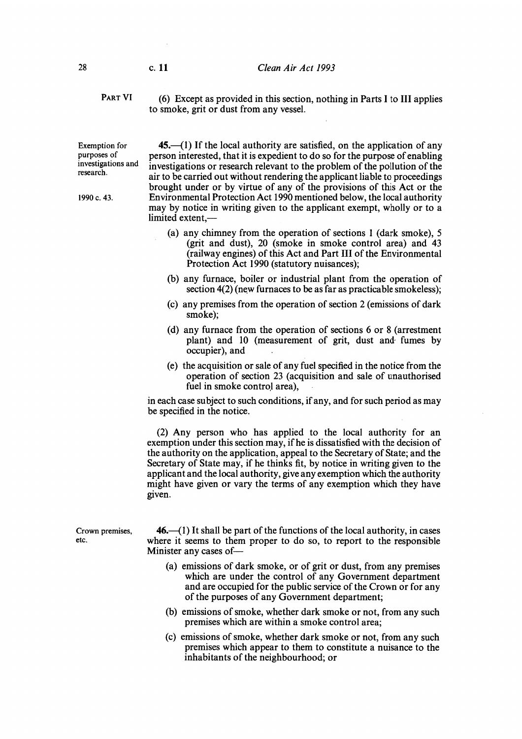PART VI

(6) Except as provided in this section, nothing in Parts I to III applies to smoke, grit or dust from any vessel.

Exemption for purposes of investigations and research.

**45.**—(1) If the local authority are satisfied, on the application of any person interested, that it is expedient to do so for the purpose of enabling investigations or research relevant to the problem of the pollution of the air to be carried out without rendering the applicant liable to proceedings brought under or by virtue of any of the provisions of this Act or the Environmental Protection Act 1990 mentioned below, the local authority may by notice in writing given to the applicant exempt, wholly or to a limited extent,—

1990 c. 43.

(a) any chimney from the operation of sections 1 (dark smoke), 5 (grit and dust), 20 (smoke in smoke control area) and 43 (railway engines) of this Act and Part III of the Environmental Protection Act 1990 (statutory nuisances);

(b) any furnace, boiler or industrial plant from the operation of section 4(2) (new furnaces to be as far as practicable smokeless);

(c) any premises from the operation of section 2 (emissions of dark smoke);

(d) any furnace from the operation of sections 6 or 8 (arrestment plant) and 10 (measurement of grit, dust and fumes by occupier), and

(e) the acquisition or sale of any fuel specified in the notice from the operation of section 23 (acquisition and sale of unauthorised fuel in smoke control area),

in each case subject to such conditions, if any, and for such period as may be specified in the notice.

(2) Any person who has applied to the local authority for an exemption under this section may, if he is dissatisfied with the decision of the authority on the application, appeal to the Secretary of State; and the Secretary of State may, if he thinks fit, by notice in writing given to the applicant and the local authority, give any exemption which the authority might have given or vary the terms of any exemption which they have given.

Crown premises, etc.

**46.**—(1) It shall be part of the functions of the local authority, in cases where it seems to them proper to do so, to report to the responsible Minister any cases of—

(a) emissions of dark smoke, or of grit or dust, from any premises which are under the control of any Government department and are occupied for the public service of the Crown or for any of the purposes of any Government department;

(b) emissions of smoke, whether dark smoke or not, from any such premises which are within a smoke control area;

(c) emissions of smoke, whether dark smoke or not, from any such premises which appear to them to constitute a nuisance to the inhabitants of the neighbourhood; or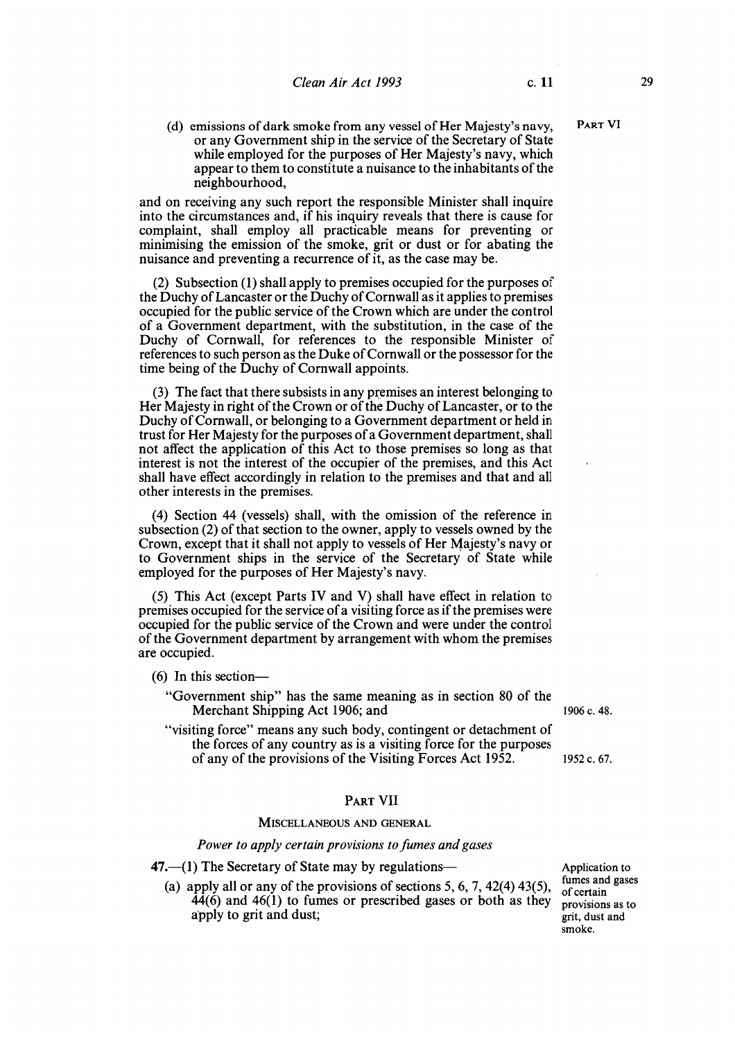(d) emissions of dark smoke from any vessel of Her Majesty's navy, or any Government ship in the service of the Secretary of State while employed for the purposes of Her Majesty's navy, which appear to them to constitute a nuisance to the inhabitants of the neighbourhood,

and on receiving any such report the responsible Minister shall inquire into the circumstances and, if his inquiry reveals that there is cause for complaint, shall employ all practicable means for preventing or minimising the emission of the smoke, grit or dust or for abating the nuisance and preventing a recurrence of it, as the case may be.

(2) Subsection (1) shall apply to premises occupied for the purposes of the Duchy of Lancaster or the Duchy of Cornwall as it applies to premises occupied for the public service of the Crown which are under the control of a Government department, with the substitution, in the case of the Duchy of Cornwall, for references to the responsible Minister of references to such person as the Duke of Cornwall or the possessor for the time being of the Duchy of Cornwall appoints.

(3) The fact that there subsists in any premises an interest belonging to Her Majesty in right of the Crown or of the Duchy of Lancaster, or to the Duchy of Cornwall, or belonging to a Government department or held in trust for Her Majesty for the purposes of a Government department, shall not affect the application of this Act to those premises so long as that interest is not the interest of the occupier of the premises, and this Act shall have effect accordingly in relation to the premises and that and all other interests in the premises.

(4) Section 44 (vessels) shall, with the omission of the reference in subsection (2) of that section to the owner, apply to vessels owned by the Crown, except that it shall not apply to vessels of Her Majesty's navy or to Government ships in the service of the Secretary of State while employed for the purposes of Her Majesty's navy.

(5) This Act (except Parts IV and V) shall have effect in relation to premises occupied for the service of a visiting force as if the premises were occupied for the public service of the Crown and were under the control of the Government department by arrangement with whom the premises are occupied.

(6) In this section—

"Government ship" has the same meaning as in section 80 of the Merchant Shipping Act 1906; and

1906 c. 48.

"visiting force" means any such body, contingent or detachment of the forces of any country as is a visiting force for the purposes of any of the provisions of the Visiting Forces Act 1952.

1952 c. 67.

## PART VII

### MISCELLANEOUS AND GENERAL

*Power to apply certain provisions to fumes and gases*

Application to fumes and gases of certain provisions as to grit, dust and smoke.

**47.**—(1) The Secretary of State may by regulations—

(a) apply all or any of the provisions of sections 5, 6, 7, 42(4) 43(5), 44(6) and 46(1) to fumes or prescribed gases or both as they apply to grit and dust;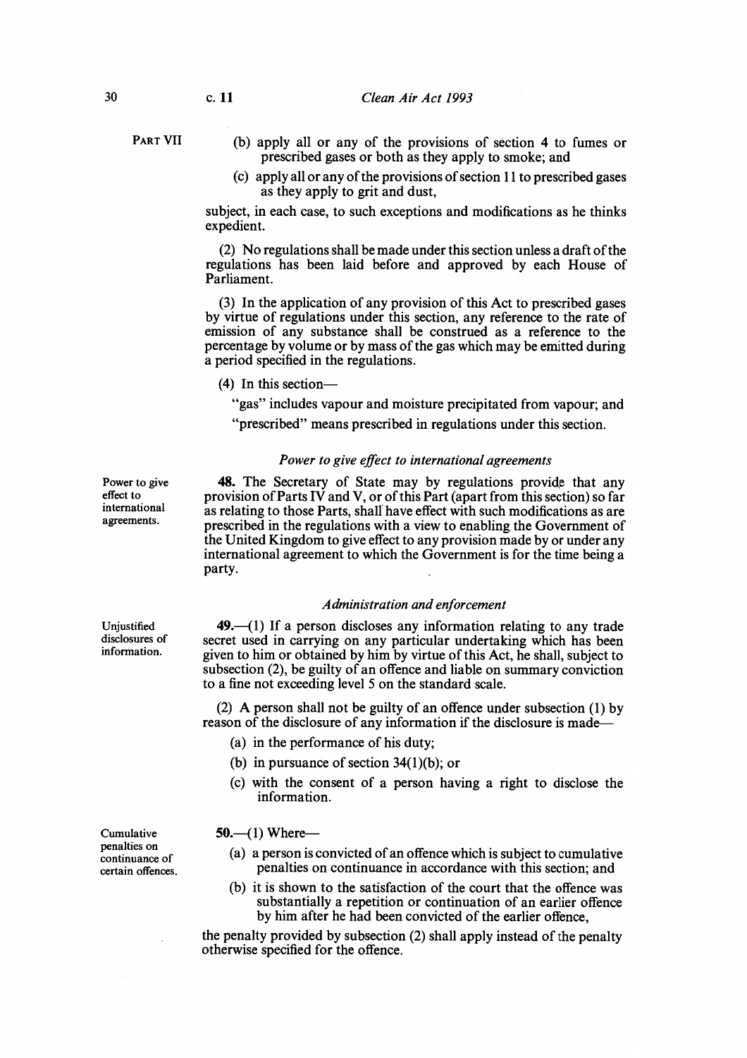PART VII

(b) apply all or any of the provisions of section 4 to fumes or prescribed gases or both as they apply to smoke; and

(c) apply all or any of the provisions of section 11 to prescribed gases as they apply to grit and dust,

subject, in each case, to such exceptions and modifications as he thinks expedient.

(2) No regulations shall be made under this section unless a draft of the regulations has been laid before and approved by each House of Parliament.

(3) In the application of any provision of this Act to prescribed gases by virtue of regulations under this section, any reference to the rate of emission of any substance shall be construed as a reference to the percentage by volume or by mass of the gas which may be emitted during a period specified in the regulations.

(4) In this section—

"gas" includes vapour and moisture precipitated from vapour; and

"prescribed" means prescribed in regulations under this section.

*Power to give effect to international agreements*

Power to give effect to international agreements.

**48.** The Secretary of State may by regulations provide that any provision of Parts IV and V, or of this Part (apart from this section) so far as relating to those Parts, shall have effect with such modifications as are prescribed in the regulations with a view to enabling the Government of the United Kingdom to give effect to any provision made by or under any international agreement to which the Government is for the time being a party.

*Administration and enforcement*

Unjustified disclosures of information.

**49.**—(1) If a person discloses any information relating to any trade secret used in carrying on any particular undertaking which has been given to him or obtained by him by virtue of this Act, he shall, subject to subsection (2), be guilty of an offence and liable on summary conviction to a fine not exceeding level 5 on the standard scale.

(2) A person shall not be guilty of an offence under subsection (1) by reason of the disclosure of any information if the disclosure is made—

(a) in the performance of his duty;

(b) in pursuance of section 34(1)(b); or

(c) with the consent of a person having a right to disclose the information.

Cumulative penalties on continuance of certain offences.

**50.**—(1) Where—

(a) a person is convicted of an offence which is subject to cumulative penalties on continuance in accordance with this section; and

(b) it is shown to the satisfaction of the court that the offence was substantially a repetition or continuation of an earlier offence by him after he had been convicted of the earlier offence,

the penalty provided by subsection (2) shall apply instead of the penalty otherwise specified for the offence.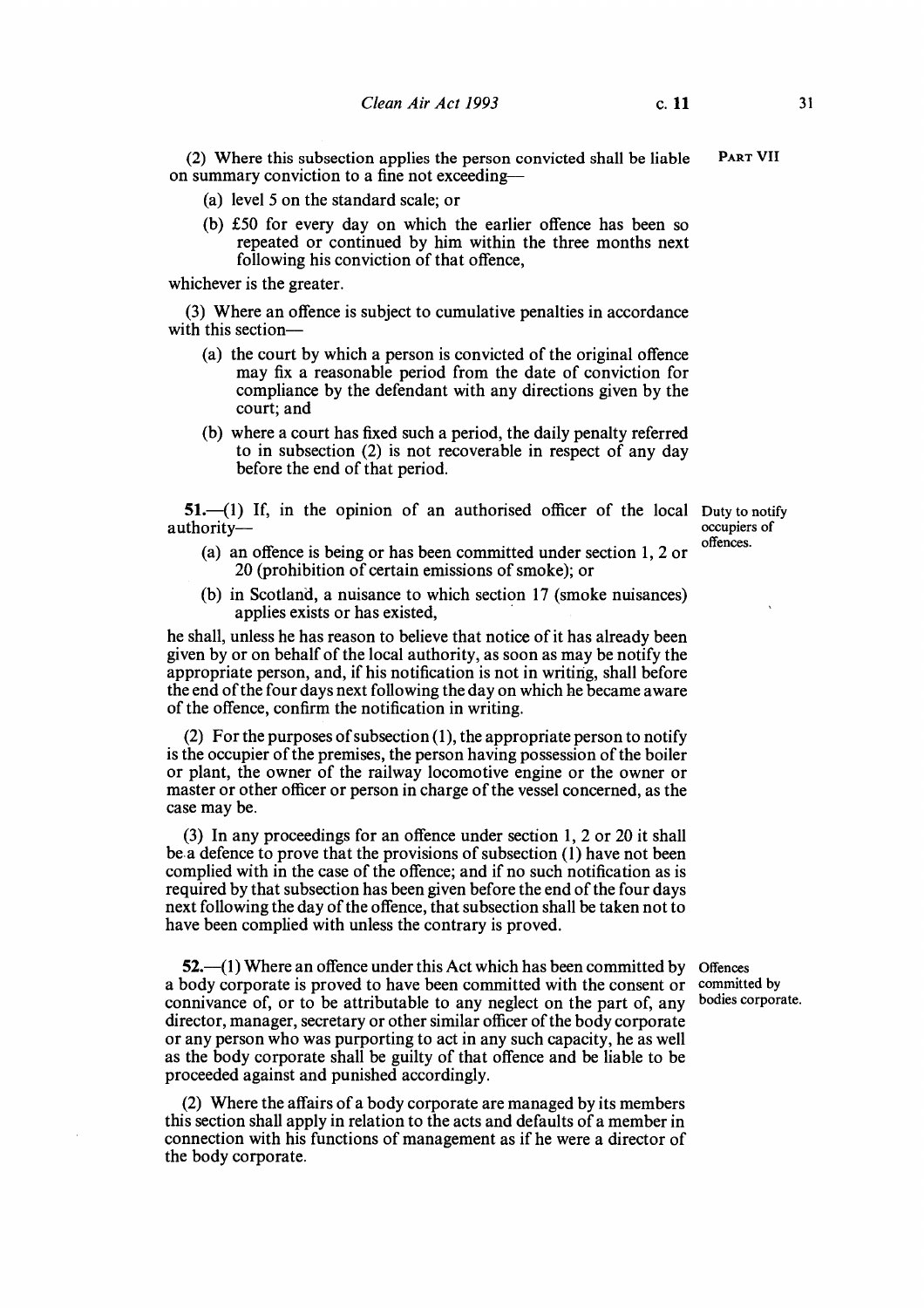(2) Where this subsection applies the person convicted shall be liable on summary conviction to a fine not exceeding—

(a) level 5 on the standard scale; or

(b) £50 for every day on which the earlier offence has been so repeated or continued by him within the three months next following his conviction of that offence,

whichever is the greater.

(3) Where an offence is subject to cumulative penalties in accordance with this section—

(a) the court by which a person is convicted of the original offence may fix a reasonable period from the date of conviction for compliance by the defendant with any directions given by the court; and

(b) where a court has fixed such a period, the daily penalty referred to in subsection (2) is not recoverable in respect of any day before the end of that period.

Duty to notify occupiers of offences.

**51.**—(1) If, in the opinion of an authorised officer of the local authority—

(a) an offence is being or has been committed under section 1, 2 or 20 (prohibition of certain emissions of smoke); or

(b) in Scotland, a nuisance to which section 17 (smoke nuisances) applies exists or has existed,

he shall, unless he has reason to believe that notice of it has already been given by or on behalf of the local authority, as soon as may be notify the appropriate person, and, if his notification is not in writing, shall before the end of the four days next following the day on which he became aware of the offence, confirm the notification in writing.

(2) For the purposes of subsection (1), the appropriate person to notify is the occupier of the premises, the person having possession of the boiler or plant, the owner of the railway locomotive engine or the owner or master or other officer or person in charge of the vessel concerned, as the case may be.

(3) In any proceedings for an offence under section 1, 2 or 20 it shall be a defence to prove that the provisions of subsection (1) have not been complied with in the case of the offence; and if no such notification as is required by that subsection has been given before the end of the four days next following the day of the offence, that subsection shall be taken not to have been complied with unless the contrary is proved.

Offences committed by bodies corporate.

**52.**—(1) Where an offence under this Act which has been committed by a body corporate is proved to have been committed with the consent or connivance of, or to be attributable to any neglect on the part of, any director, manager, secretary or other similar officer of the body corporate or any person who was purporting to act in any such capacity, he as well as the body corporate shall be guilty of that offence and be liable to be proceeded against and punished accordingly.

(2) Where the affairs of a body corporate are managed by its members this section shall apply in relation to the acts and defaults of a member in connection with his functions of management as if he were a director of the body corporate.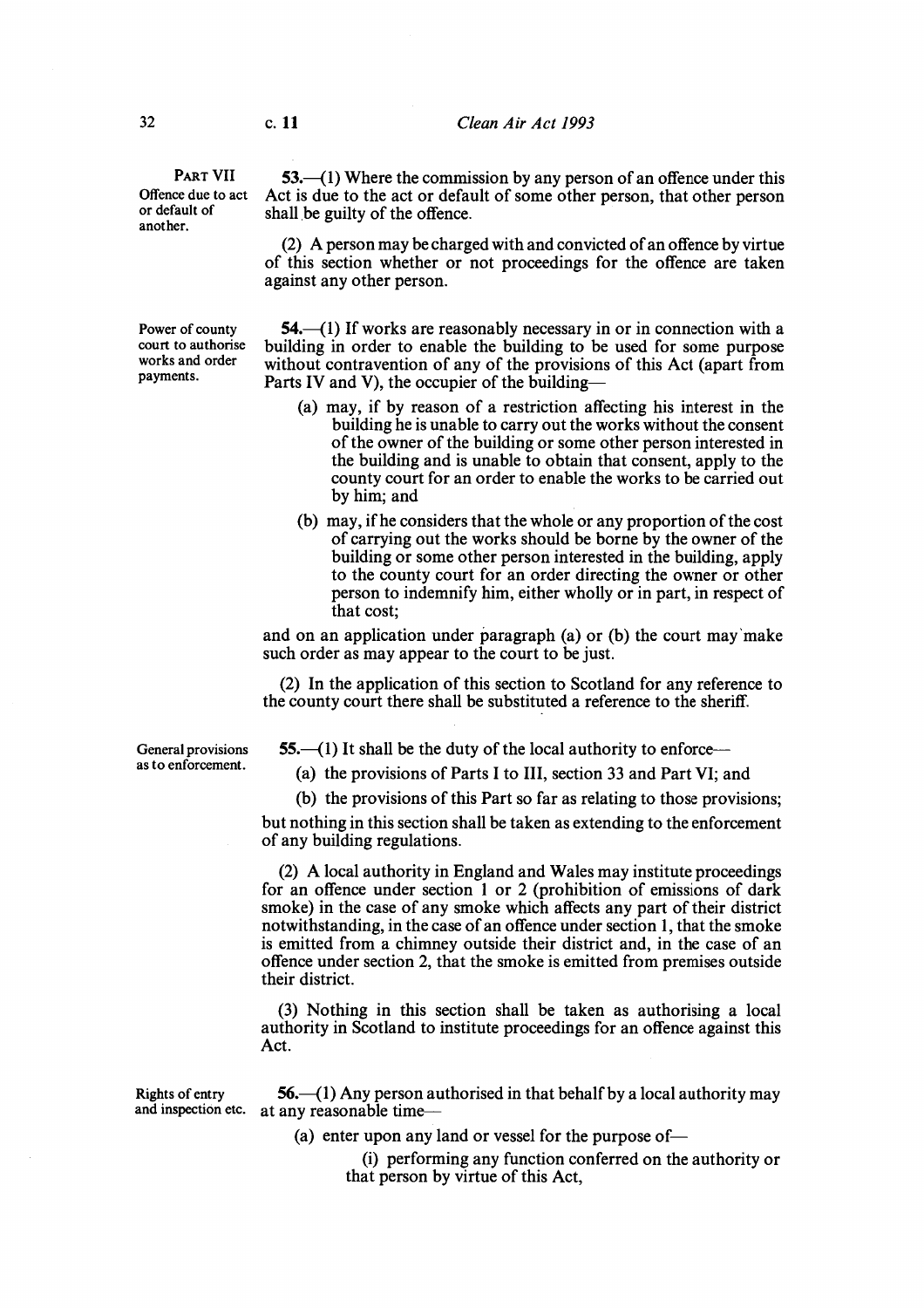PART VII

**Offence due to act or default of another.**

**53.**—(1) Where the commission by any person of an offence under this Act is due to the act or default of some other person, that other person shall be guilty of the offence.

(2) A person may be charged with and convicted of an offence by virtue of this section whether or not proceedings for the offence are taken against any other person.

**Power of county court to authorise works and order payments.**

**54.**—(1) If works are reasonably necessary in or in connection with a building in order to enable the building to be used for some purpose without contravention of any of the provisions of this Act (apart from Parts IV and V), the occupier of the building—

(a) may, if by reason of a restriction affecting his interest in the building he is unable to carry out the works without the consent of the owner of the building or some other person interested in the building and is unable to obtain that consent, apply to the county court for an order to enable the works to be carried out by him; and

(b) may, if he considers that the whole or any proportion of the cost of carrying out the works should be borne by the owner of the building or some other person interested in the building, apply to the county court for an order directing the owner or other person to indemnify him, either wholly or in part, in respect of that cost;

and on an application under paragraph (a) or (b) the court may make such order as may appear to the court to be just.

(2) In the application of this section to Scotland for any reference to the county court there shall be substituted a reference to the sheriff.

**General provisions as to enforcement.**

**55.**—(1) It shall be the duty of the local authority to enforce—

(a) the provisions of Parts I to III, section 33 and Part VI; and

(b) the provisions of this Part so far as relating to those provisions;

but nothing in this section shall be taken as extending to the enforcement of any building regulations.

(2) A local authority in England and Wales may institute proceedings for an offence under section 1 or 2 (prohibition of emissions of dark smoke) in the case of any smoke which affects any part of their district notwithstanding, in the case of an offence under section 1, that the smoke is emitted from a chimney outside their district and, in the case of an offence under section 2, that the smoke is emitted from premises outside their district.

(3) Nothing in this section shall be taken as authorising a local authority in Scotland to institute proceedings for an offence against this Act.

**Rights of entry and inspection etc.**

**56.**—(1) Any person authorised in that behalf by a local authority may at any reasonable time—

(a) enter upon any land or vessel for the purpose of—

(i) performing any function conferred on the authority or that person by virtue of this Act,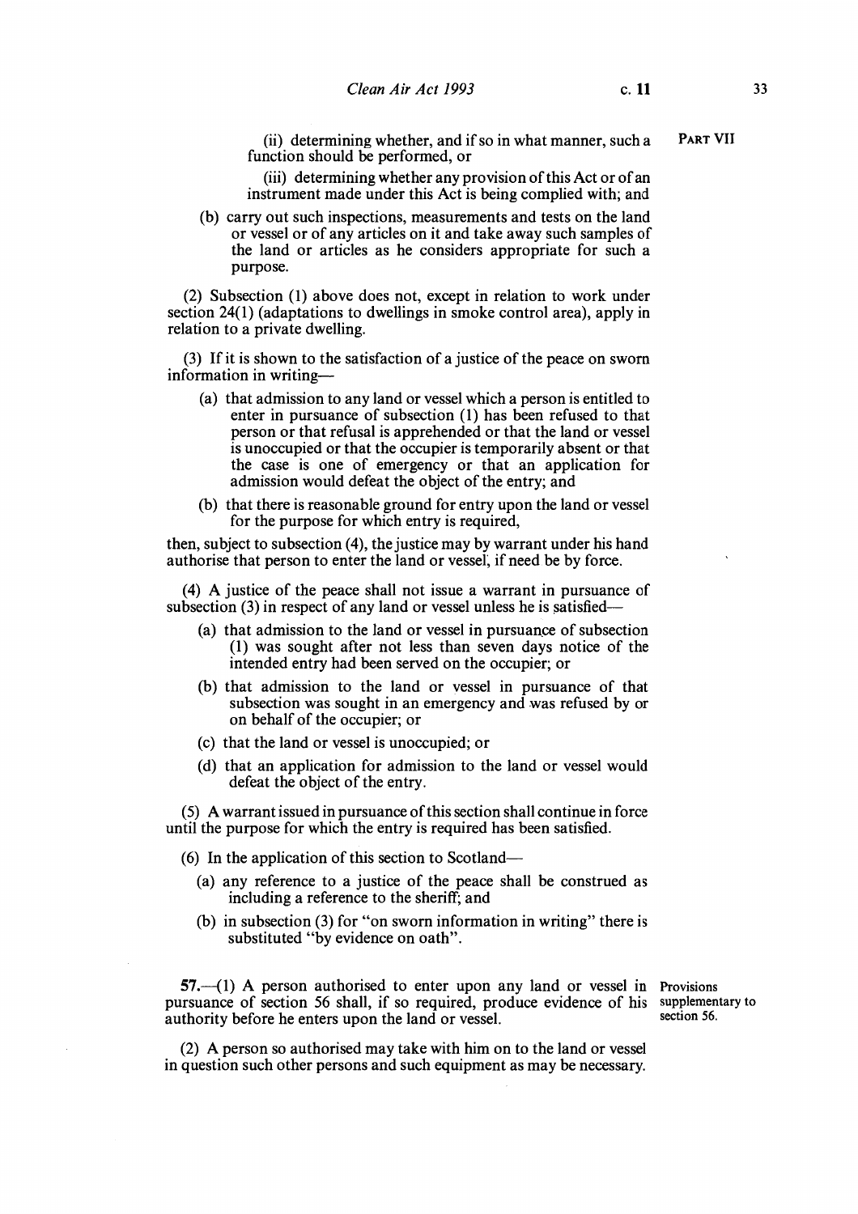(ii) determining whether, and if so in what manner, such a function should be performed, or

(iii) determining whether any provision of this Act or of an instrument made under this Act is being complied with; and

(b) carry out such inspections, measurements and tests on the land or vessel or of any articles on it and take away such samples of the land or articles as he considers appropriate for such a purpose.

(2) Subsection (1) above does not, except in relation to work under section 24(1) (adaptations to dwellings in smoke control area), apply in relation to a private dwelling.

(3) If it is shown to the satisfaction of a justice of the peace on sworn information in writing—

- (a) that admission to any land or vessel which a person is entitled to enter in pursuance of subsection (1) has been refused to that person or that refusal is apprehended or that the land or vessel is unoccupied or that the occupier is temporarily absent or that the case is one of emergency or that an application for admission would defeat the object of the entry; and
- (b) that there is reasonable ground for entry upon the land or vessel for the purpose for which entry is required,

then, subject to subsection (4), the justice may by warrant under his hand authorise that person to enter the land or vessel, if need be by force.

(4) A justice of the peace shall not issue a warrant in pursuance of subsection (3) in respect of any land or vessel unless he is satisfied—

- (a) that admission to the land or vessel in pursuance of subsection (1) was sought after not less than seven days notice of the intended entry had been served on the occupier; or
- (b) that admission to the land or vessel in pursuance of that subsection was sought in an emergency and was refused by or on behalf of the occupier; or
- (c) that the land or vessel is unoccupied; or
- (d) that an application for admission to the land or vessel would defeat the object of the entry.

(5) A warrant issued in pursuance of this section shall continue in force until the purpose for which the entry is required has been satisfied.

(6) In the application of this section to Scotland—

- (a) any reference to a justice of the peace shall be construed as including a reference to the sheriff; and
- (b) in subsection (3) for "on sworn information in writing" there is substituted "by evidence on oath".

**Provisions supplementary to section 56.**

**57.**—(1) A person authorised to enter upon any land or vessel in pursuance of section 56 shall, if so required, produce evidence of his authority before he enters upon the land or vessel.

(2) A person so authorised may take with him on to the land or vessel in question such other persons and such equipment as may be necessary.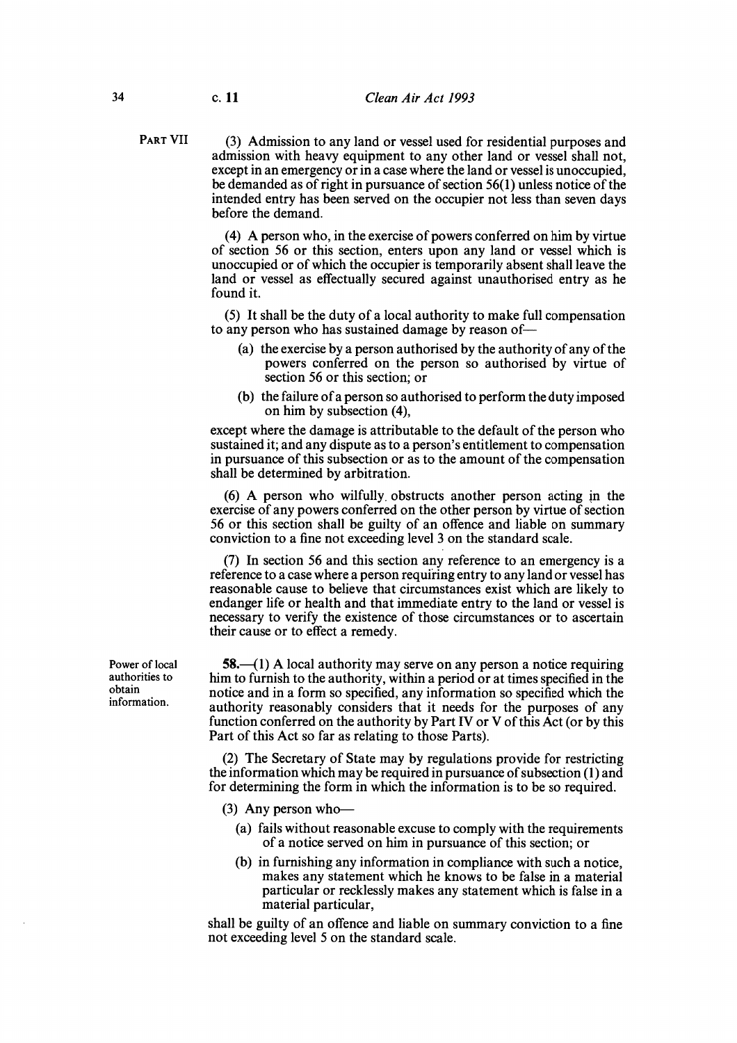PART VII

(3) Admission to any land or vessel used for residential purposes and admission with heavy equipment to any other land or vessel shall not, except in an emergency or in a case where the land or vessel is unoccupied, be demanded as of right in pursuance of section 56(1) unless notice of the intended entry has been served on the occupier not less than seven days before the demand.

(4) A person who, in the exercise of powers conferred on him by virtue of section 56 or this section, enters upon any land or vessel which is unoccupied or of which the occupier is temporarily absent shall leave the land or vessel as effectually secured against unauthorised entry as he found it.

(5) It shall be the duty of a local authority to make full compensation to any person who has sustained damage by reason of—

- (a) the exercise by a person authorised by the authority of any of the powers conferred on the person so authorised by virtue of section 56 or this section; or
- (b) the failure of a person so authorised to perform the duty imposed on him by subsection (4),

except where the damage is attributable to the default of the person who sustained it; and any dispute as to a person's entitlement to compensation in pursuance of this subsection or as to the amount of the compensation shall be determined by arbitration.

(6) A person who wilfully obstructs another person acting in the exercise of any powers conferred on the other person by virtue of section 56 or this section shall be guilty of an offence and liable on summary conviction to a fine not exceeding level 3 on the standard scale.

(7) In section 56 and this section any reference to an emergency is a reference to a case where a person requiring entry to any land or vessel has reasonable cause to believe that circumstances exist which are likely to endanger life or health and that immediate entry to the land or vessel is necessary to verify the existence of those circumstances or to ascertain their cause or to effect a remedy.

Power of local authorities to obtain information.

**58.**—(1) A local authority may serve on any person a notice requiring him to furnish to the authority, within a period or at times specified in the notice and in a form so specified, any information so specified which the authority reasonably considers that it needs for the purposes of any function conferred on the authority by Part IV or V of this Act (or by this Part of this Act so far as relating to those Parts).

(2) The Secretary of State may by regulations provide for restricting the information which may be required in pursuance of subsection (1) and for determining the form in which the information is to be so required.

(3) Any person who—

- (a) fails without reasonable excuse to comply with the requirements of a notice served on him in pursuance of this section; or
- (b) in furnishing any information in compliance with such a notice, makes any statement which he knows to be false in a material particular or recklessly makes any statement which is false in a material particular,

shall be guilty of an offence and liable on summary conviction to a fine not exceeding level 5 on the standard scale.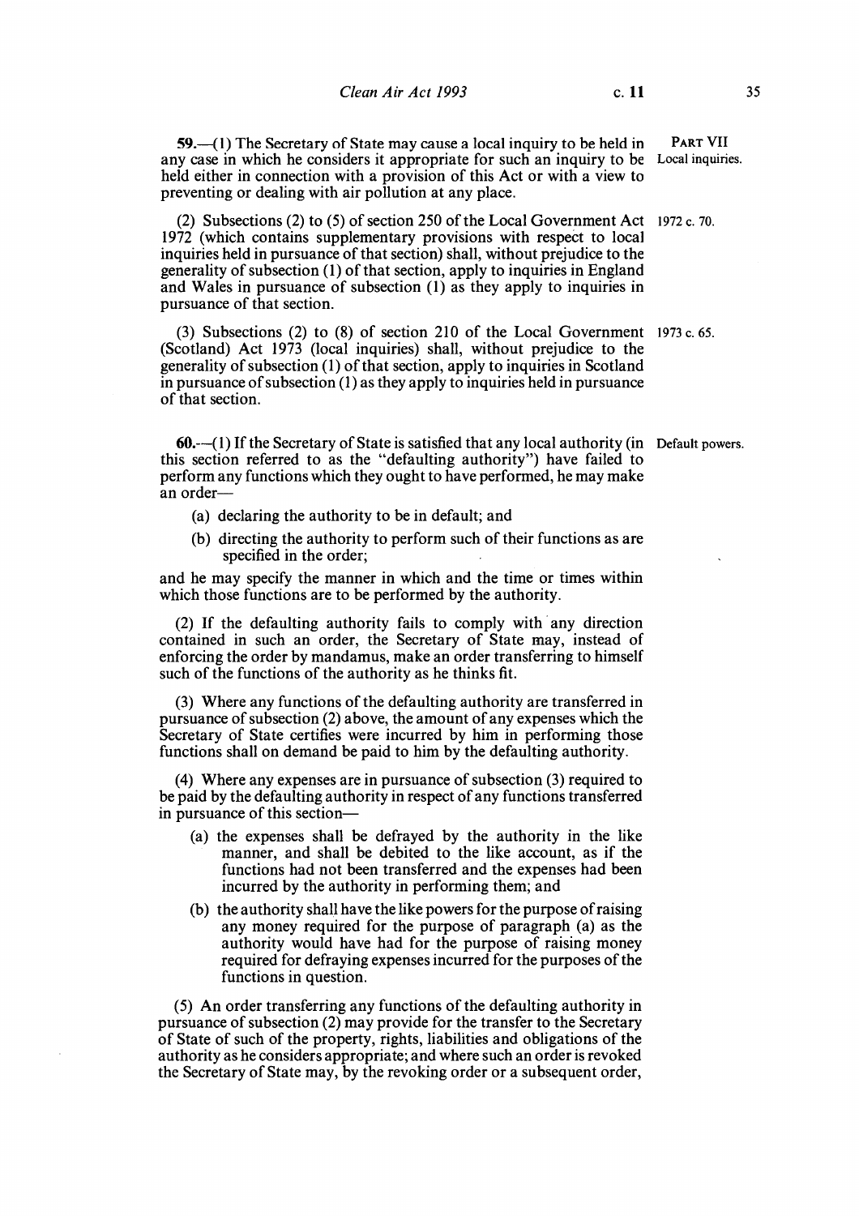PART VII

**59.**—(1) The Secretary of State may cause a local inquiry to be held in any case in which he considers it appropriate for such an inquiry to be held either in connection with a provision of this Act or with a view to preventing or dealing with air pollution at any place.

Local inquiries.

(2) Subsections (2) to (5) of section 250 of the Local Government Act 1972 (which contains supplementary provisions with respect to local inquiries held in pursuance of that section) shall, without prejudice to the generality of subsection (1) of that section, apply to inquiries in England and Wales in pursuance of subsection (1) as they apply to inquiries in pursuance of that section.

1972 c. 70.

(3) Subsections (2) to (8) of section 210 of the Local Government (Scotland) Act 1973 (local inquiries) shall, without prejudice to the generality of subsection (1) of that section, apply to inquiries in Scotland in pursuance of subsection (1) as they apply to inquiries held in pursuance of that section.

1973 c. 65.

**60.**—(1) If the Secretary of State is satisfied that any local authority (in this section referred to as the "defaulting authority") have failed to perform any functions which they ought to have performed, he may make an order—

Default powers.

(a) declaring the authority to be in default; and

(b) directing the authority to perform such of their functions as are specified in the order;

and he may specify the manner in which and the time or times within which those functions are to be performed by the authority.

(2) If the defaulting authority fails to comply with any direction contained in such an order, the Secretary of State may, instead of enforcing the order by mandamus, make an order transferring to himself such of the functions of the authority as he thinks fit.

(3) Where any functions of the defaulting authority are transferred in pursuance of subsection (2) above, the amount of any expenses which the Secretary of State certifies were incurred by him in performing those functions shall on demand be paid to him by the defaulting authority.

(4) Where any expenses are in pursuance of subsection (3) required to be paid by the defaulting authority in respect of any functions transferred in pursuance of this section—

(a) the expenses shall be defrayed by the authority in the like manner, and shall be debited to the like account, as if the functions had not been transferred and the expenses had been incurred by the authority in performing them; and

(b) the authority shall have the like powers for the purpose of raising any money required for the purpose of paragraph (a) as the authority would have had for the purpose of raising money required for defraying expenses incurred for the purposes of the functions in question.

(5) An order transferring any functions of the defaulting authority in pursuance of subsection (2) may provide for the transfer to the Secretary of State of such of the property, rights, liabilities and obligations of the authority as he considers appropriate; and where such an order is revoked the Secretary of State may, by the revoking order or a subsequent order,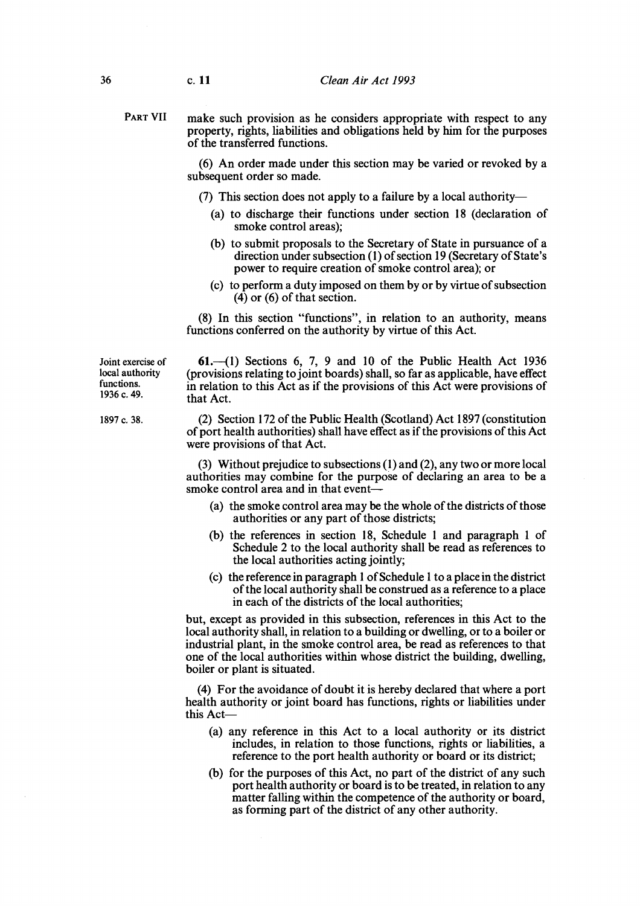make such provision as he considers appropriate with respect to any property, rights, liabilities and obligations held by him for the purposes of the transferred functions.

(6) An order made under this section may be varied or revoked by a subsequent order so made.

(7) This section does not apply to a failure by a local authority—

- (a) to discharge their functions under section 18 (declaration of smoke control areas);
- (b) to submit proposals to the Secretary of State in pursuance of a direction under subsection (1) of section 19 (Secretary of State's power to require creation of smoke control area); or
- (c) to perform a duty imposed on them by or by virtue of subsection (4) or (6) of that section.

(8) In this section "functions", in relation to an authority, means functions conferred on the authority by virtue of this Act.

Joint exercise of local authority functions. 1936 c. 49.

**61.**—(1) Sections 6, 7, 9 and 10 of the Public Health Act 1936 (provisions relating to joint boards) shall, so far as applicable, have effect in relation to this Act as if the provisions of this Act were provisions of that Act.

1897 c. 38.

(2) Section 172 of the Public Health (Scotland) Act 1897 (constitution of port health authorities) shall have effect as if the provisions of this Act were provisions of that Act.

(3) Without prejudice to subsections (1) and (2), any two or more local authorities may combine for the purpose of declaring an area to be a smoke control area and in that event—

- (a) the smoke control area may be the whole of the districts of those authorities or any part of those districts;
- (b) the references in section 18, Schedule 1 and paragraph 1 of Schedule 2 to the local authority shall be read as references to the local authorities acting jointly;
- (c) the reference in paragraph 1 of Schedule 1 to a place in the district of the local authority shall be construed as a reference to a place in each of the districts of the local authorities;

but, except as provided in this subsection, references in this Act to the local authority shall, in relation to a building or dwelling, or to a boiler or industrial plant, in the smoke control area, be read as references to that one of the local authorities within whose district the building, dwelling, boiler or plant is situated.

(4) For the avoidance of doubt it is hereby declared that where a port health authority or joint board has functions, rights or liabilities under this Act—

- (a) any reference in this Act to a local authority or its district includes, in relation to those functions, rights or liabilities, a reference to the port health authority or board or its district;
- (b) for the purposes of this Act, no part of the district of any such port health authority or board is to be treated, in relation to any matter falling within the competence of the authority or board, as forming part of the district of any other authority.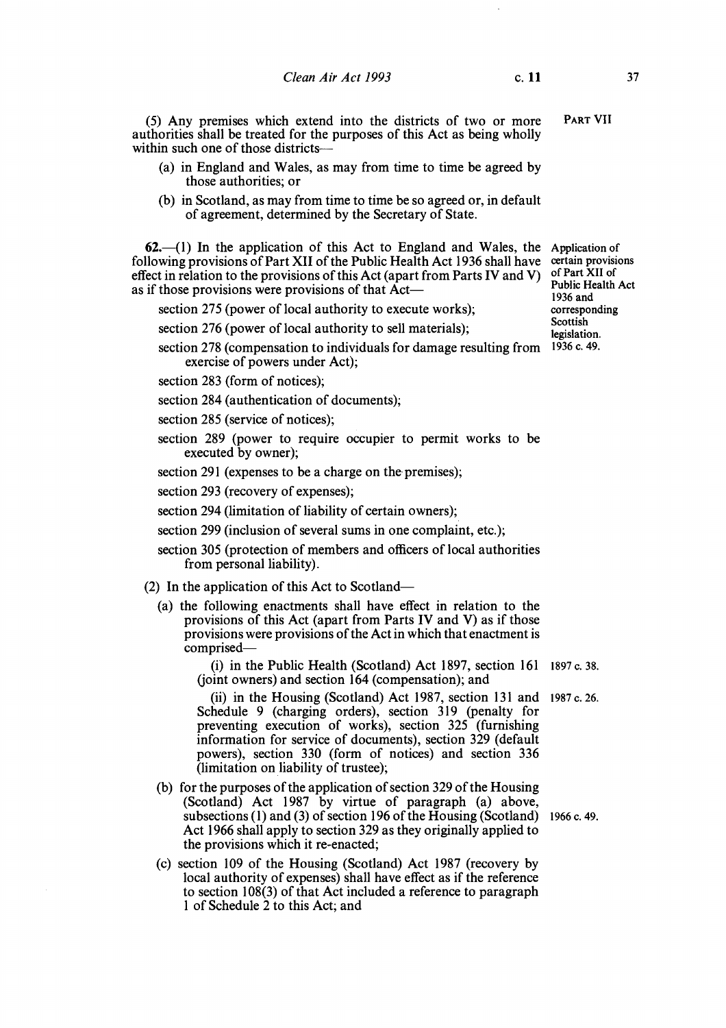(5) Any premises which extend into the districts of two or more authorities shall be treated for the purposes of this Act as being wholly within such one of those districts—

- (a) in England and Wales, as may from time to time be agreed by those authorities; or
- (b) in Scotland, as may from time to time be so agreed or, in default of agreement, determined by the Secretary of State.

Application of certain provisions of Part XII of Public Health Act 1936 and corresponding Scottish legislation. 1936 c. 49.

**62.**—(1) In the application of this Act to England and Wales, the following provisions of Part XII of the Public Health Act 1936 shall have effect in relation to the provisions of this Act (apart from Parts IV and V) as if those provisions were provisions of that Act—

- section 275 (power of local authority to execute works);
- section 276 (power of local authority to sell materials);
- section 278 (compensation to individuals for damage resulting from exercise of powers under Act);
- section 283 (form of notices);
- section 284 (authentication of documents);
- section 285 (service of notices);
- section 289 (power to require occupier to permit works to be executed by owner);
- section 291 (expenses to be a charge on the premises);
- section 293 (recovery of expenses);
- section 294 (limitation of liability of certain owners);
- section 299 (inclusion of several sums in one complaint, etc.);
- section 305 (protection of members and officers of local authorities from personal liability).

(2) In the application of this Act to Scotland—

- (a) the following enactments shall have effect in relation to the provisions of this Act (apart from Parts IV and V) as if those provisions were provisions of the Act in which that enactment is comprised—
  - (i) in the Public Health (Scotland) Act 1897, section 161 (joint owners) and section 164 (compensation); and (1897 c. 38.)
  - (ii) in the Housing (Scotland) Act 1987, section 131 and Schedule 9 (charging orders), section 319 (penalty for preventing execution of works), section 325 (furnishing information for service of documents), section 329 (default powers), section 330 (form of notices) and section 336 (limitation on liability of trustee); (1987 c. 26.)
- (b) for the purposes of the application of section 329 of the Housing (Scotland) Act 1987 by virtue of paragraph (a) above, subsections (1) and (3) of section 196 of the Housing (Scotland) Act 1966 shall apply to section 329 as they originally applied to the provisions which it re-enacted; (1966 c. 49.)
- (c) section 109 of the Housing (Scotland) Act 1987 (recovery by local authority of expenses) shall have effect as if the reference to section 108(3) of that Act included a reference to paragraph 1 of Schedule 2 to this Act; and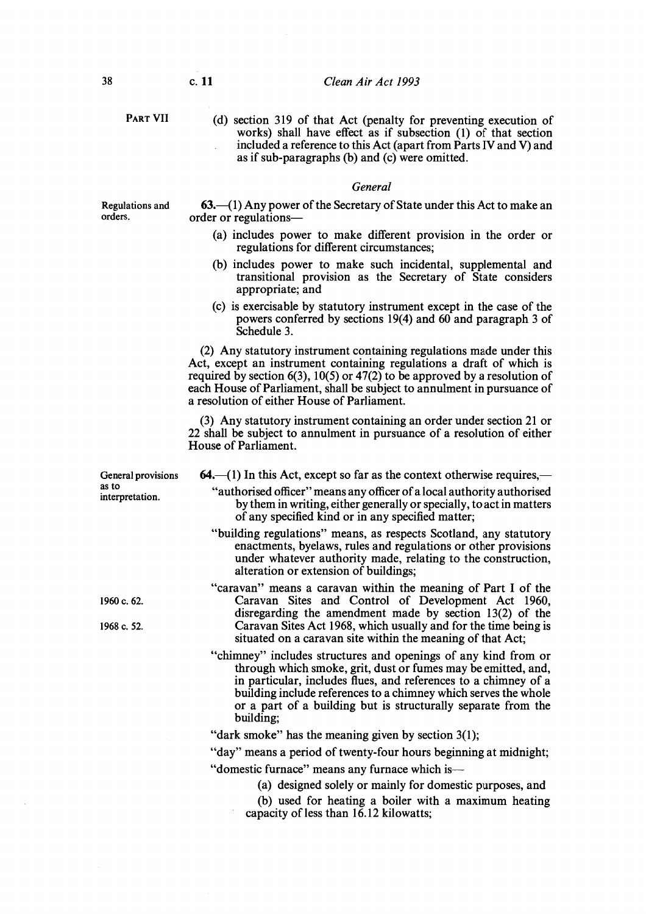PART VII

(d) section 319 of that Act (penalty for preventing execution of works) shall have effect as if subsection (1) of that section included a reference to this Act (apart from Parts IV and V) and as if sub-paragraphs (b) and (c) were omitted.

### *General*

Regulations and orders.

**63.**—(1) Any power of the Secretary of State under this Act to make an order or regulations—

(a) includes power to make different provision in the order or regulations for different circumstances;

(b) includes power to make such incidental, supplemental and transitional provision as the Secretary of State considers appropriate; and

(c) is exercisable by statutory instrument except in the case of the powers conferred by sections 19(4) and 60 and paragraph 3 of Schedule 3.

(2) Any statutory instrument containing regulations made under this Act, except an instrument containing regulations a draft of which is required by section 6(3), 10(5) or 47(2) to be approved by a resolution of each House of Parliament, shall be subject to annulment in pursuance of a resolution of either House of Parliament.

(3) Any statutory instrument containing an order under section 21 or 22 shall be subject to annulment in pursuance of a resolution of either House of Parliament.

General provisions as to interpretation.

**64.**—(1) In this Act, except so far as the context otherwise requires,—

"authorised officer" means any officer of a local authority authorised by them in writing, either generally or specially, to act in matters of any specified kind or in any specified matter;

"building regulations" means, as respects Scotland, any statutory enactments, byelaws, rules and regulations or other provisions under whatever authority made, relating to the construction, alteration or extension of buildings;

1960 c. 62.

1968 c. 52.

"caravan" means a caravan within the meaning of Part I of the Caravan Sites and Control of Development Act 1960, disregarding the amendment made by section 13(2) of the Caravan Sites Act 1968, which usually and for the time being is situated on a caravan site within the meaning of that Act;

"chimney" includes structures and openings of any kind from or through which smoke, grit, dust or fumes may be emitted, and, in particular, includes flues, and references to a chimney of a building include references to a chimney which serves the whole or a part of a building but is structurally separate from the building;

"dark smoke" has the meaning given by section 3(1);

"day" means a period of twenty-four hours beginning at midnight;

"domestic furnace" means any furnace which is—

(a) designed solely or mainly for domestic purposes, and

(b) used for heating a boiler with a maximum heating capacity of less than 16.12 kilowatts;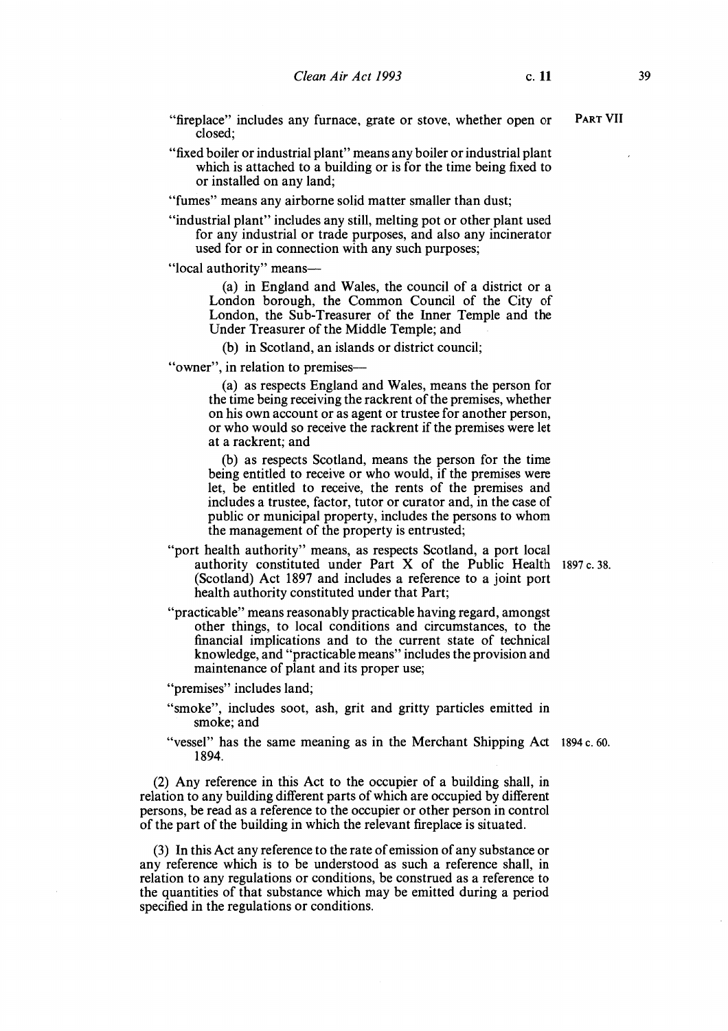"fireplace" includes any furnace, grate or stove, whether open or closed;

"fixed boiler or industrial plant" means any boiler or industrial plant which is attached to a building or is for the time being fixed to or installed on any land;

"fumes" means any airborne solid matter smaller than dust;

"industrial plant" includes any still, melting pot or other plant used for any industrial or trade purposes, and also any incinerator used for or in connection with any such purposes;

"local authority" means—

(a) in England and Wales, the council of a district or a London borough, the Common Council of the City of London, the Sub-Treasurer of the Inner Temple and the Under Treasurer of the Middle Temple; and

(b) in Scotland, an islands or district council;

"owner", in relation to premises—

(a) as respects England and Wales, means the person for the time being receiving the rackrent of the premises, whether on his own account or as agent or trustee for another person, or who would so receive the rackrent if the premises were let at a rackrent; and

(b) as respects Scotland, means the person for the time being entitled to receive or who would, if the premises were let, be entitled to receive, the rents of the premises and includes a trustee, factor, tutor or curator and, in the case of public or municipal property, includes the persons to whom the management of the property is entrusted;

"port health authority" means, as respects Scotland, a port local authority constituted under Part X of the Public Health (Scotland) Act 1897 and includes a reference to a joint port health authority constituted under that Part;

1897 c. 38.

"practicable" means reasonably practicable having regard, amongst other things, to local conditions and circumstances, to the financial implications and to the current state of technical knowledge, and "practicable means" includes the provision and maintenance of plant and its proper use;

"premises" includes land;

"smoke", includes soot, ash, grit and gritty particles emitted in smoke; and

"vessel" has the same meaning as in the Merchant Shipping Act 1894.

1894 c. 60.

(2) Any reference in this Act to the occupier of a building shall, in relation to any building different parts of which are occupied by different persons, be read as a reference to the occupier or other person in control of the part of the building in which the relevant fireplace is situated.

(3) In this Act any reference to the rate of emission of any substance or any reference which is to be understood as such a reference shall, in relation to any regulations or conditions, be construed as a reference to the quantities of that substance which may be emitted during a period specified in the regulations or conditions.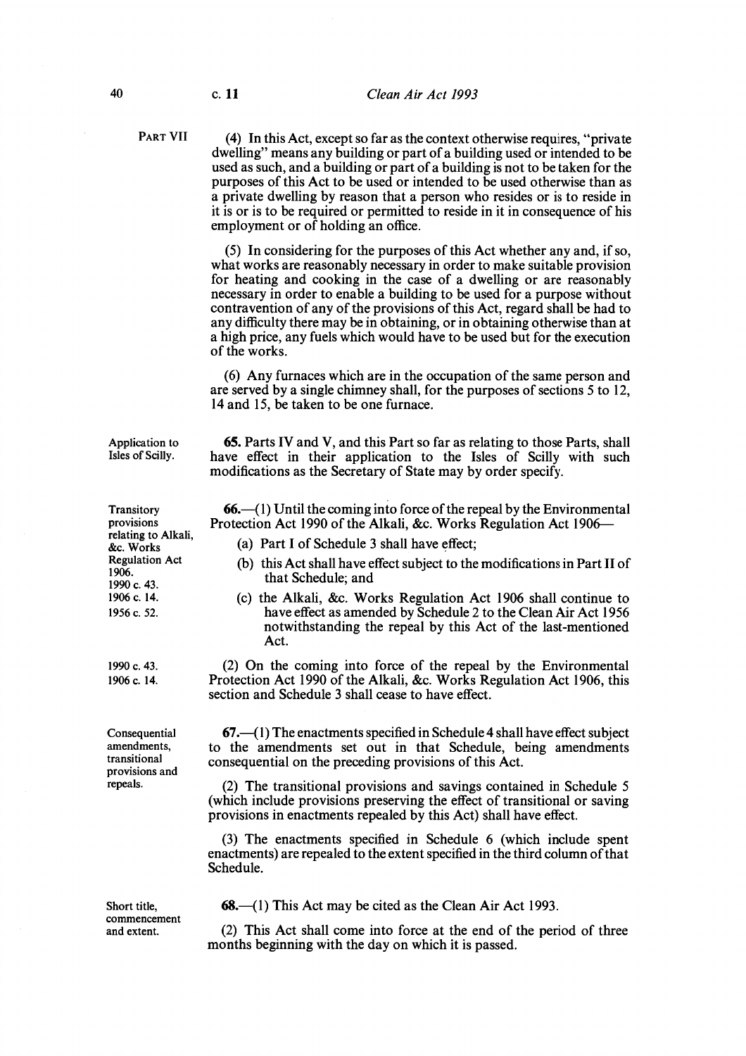PART VII

(4) In this Act, except so far as the context otherwise requires, "private dwelling" means any building or part of a building used or intended to be used as such, and a building or part of a building is not to be taken for the purposes of this Act to be used or intended to be used otherwise than as a private dwelling by reason that a person who resides or is to reside in it is or is to be required or permitted to reside in it in consequence of his employment or of holding an office.

(5) In considering for the purposes of this Act whether any and, if so, what works are reasonably necessary in order to make suitable provision for heating and cooking in the case of a dwelling or are reasonably necessary in order to enable a building to be used for a purpose without contravention of any of the provisions of this Act, regard shall be had to any difficulty there may be in obtaining, or in obtaining otherwise than at a high price, any fuels which would have to be used but for the execution of the works.

(6) Any furnaces which are in the occupation of the same person and are served by a single chimney shall, for the purposes of sections 5 to 12, 14 and 15, be taken to be one furnace.

Application to Isles of Scilly.

**65.** Parts IV and V, and this Part so far as relating to those Parts, shall have effect in their application to the Isles of Scilly with such modifications as the Secretary of State may by order specify.

Transitory provisions relating to Alkali, &c. Works Regulation Act 1906.

1990 c. 43.
1906 c. 14.
1956 c. 52.

**66.**—(1) Until the coming into force of the repeal by the Environmental Protection Act 1990 of the Alkali, &c. Works Regulation Act 1906—

(a) Part I of Schedule 3 shall have effect;

(b) this Act shall have effect subject to the modifications in Part II of that Schedule; and

(c) the Alkali, &c. Works Regulation Act 1906 shall continue to have effect as amended by Schedule 2 to the Clean Air Act 1956 notwithstanding the repeal by this Act of the last-mentioned Act.

1990 c. 43.
1906 c. 14.

(2) On the coming into force of the repeal by the Environmental Protection Act 1990 of the Alkali, &c. Works Regulation Act 1906, this section and Schedule 3 shall cease to have effect.

Consequential amendments, transitional provisions and repeals.

**67.**—(1) The enactments specified in Schedule 4 shall have effect subject to the amendments set out in that Schedule, being amendments consequential on the preceding provisions of this Act.

(2) The transitional provisions and savings contained in Schedule 5 (which include provisions preserving the effect of transitional or saving provisions in enactments repealed by this Act) shall have effect.

(3) The enactments specified in Schedule 6 (which include spent enactments) are repealed to the extent specified in the third column of that Schedule.

Short title, commencement and extent.

**68.**—(1) This Act may be cited as the Clean Air Act 1993.

(2) This Act shall come into force at the end of the period of three months beginning with the day on which it is passed.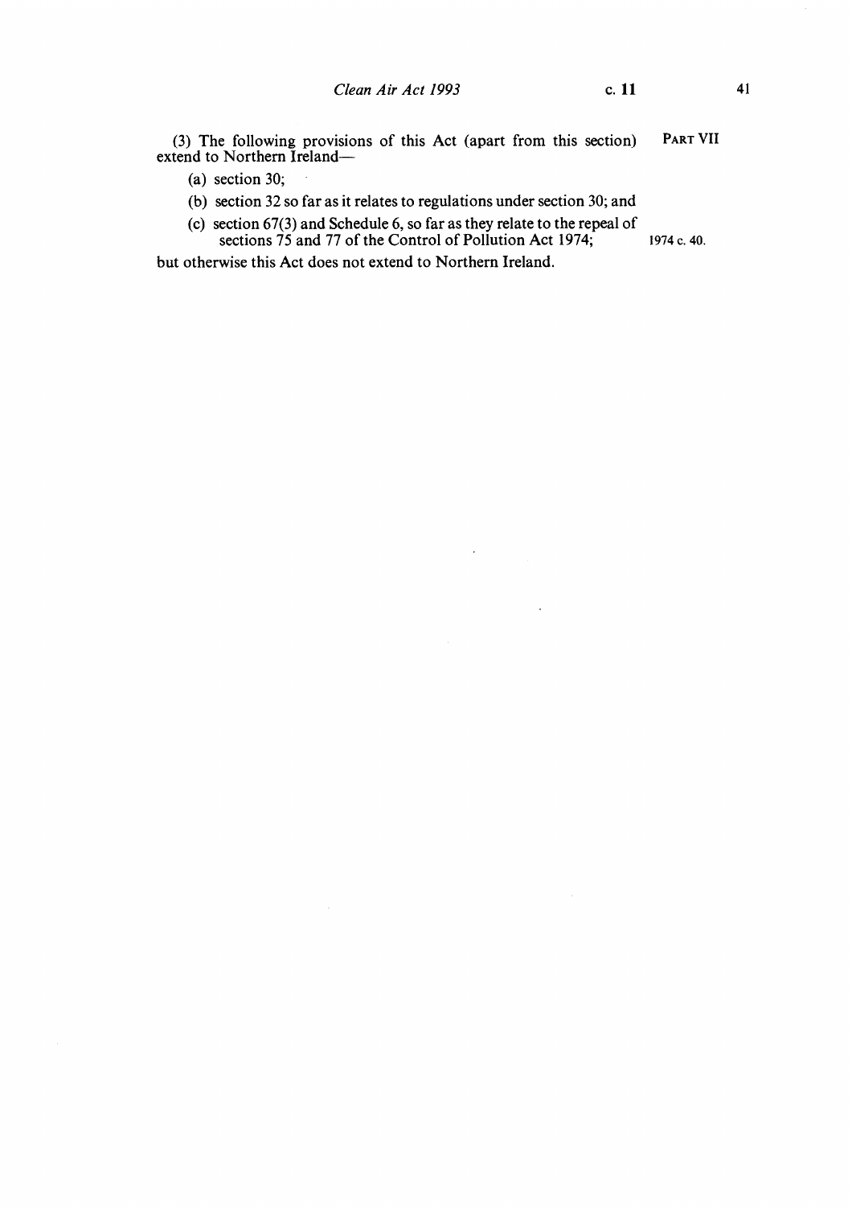(3) The following provisions of this Act (apart from this section) extend to Northern Ireland—

(a) section 30;

(b) section 32 so far as it relates to regulations under section 30; and

(c) section 67(3) and Schedule 6, so far as they relate to the repeal of sections 75 and 77 of the Control of Pollution Act 1974;

but otherwise this Act does not extend to Northern Ireland.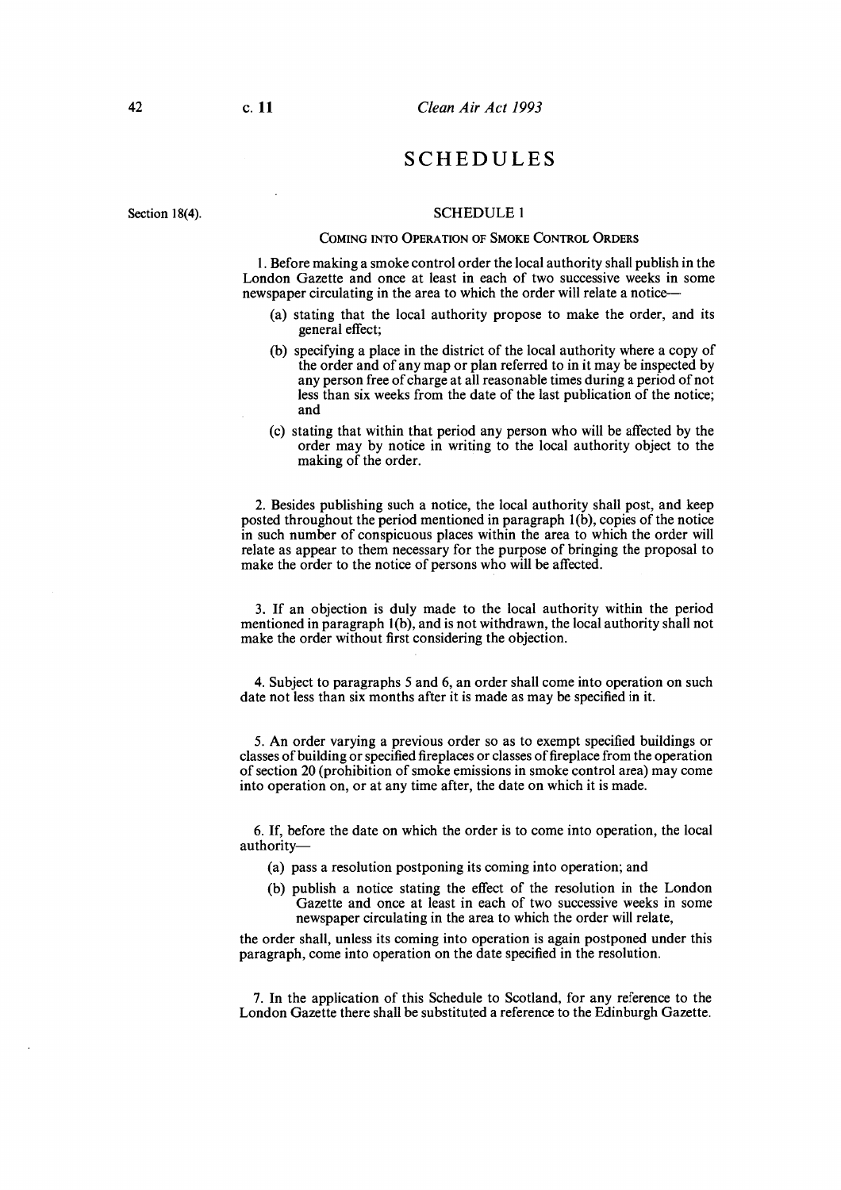# SCHEDULES

Section 18(4).

## SCHEDULE 1

### COMING INTO OPERATION OF SMOKE CONTROL ORDERS

1. Before making a smoke control order the local authority shall publish in the London Gazette and once at least in each of two successive weeks in some newspaper circulating in the area to which the order will relate a notice—

   (a) stating that the local authority propose to make the order, and its general effect;

   (b) specifying a place in the district of the local authority where a copy of the order and of any map or plan referred to in it may be inspected by any person free of charge at all reasonable times during a period of not less than six weeks from the date of the last publication of the notice; and

   (c) stating that within that period any person who will be affected by the order may by notice in writing to the local authority object to the making of the order.

2. Besides publishing such a notice, the local authority shall post, and keep posted throughout the period mentioned in paragraph 1(b), copies of the notice in such number of conspicuous places within the area to which the order will relate as appear to them necessary for the purpose of bringing the proposal to make the order to the notice of persons who will be affected.

3. If an objection is duly made to the local authority within the period mentioned in paragraph 1(b), and is not withdrawn, the local authority shall not make the order without first considering the objection.

4. Subject to paragraphs 5 and 6, an order shall come into operation on such date not less than six months after it is made as may be specified in it.

5. An order varying a previous order so as to exempt specified buildings or classes of building or specified fireplaces or classes of fireplace from the operation of section 20 (prohibition of smoke emissions in smoke control area) may come into operation on, or at any time after, the date on which it is made.

6. If, before the date on which the order is to come into operation, the local authority—

   (a) pass a resolution postponing its coming into operation; and

   (b) publish a notice stating the effect of the resolution in the London Gazette and once at least in each of two successive weeks in some newspaper circulating in the area to which the order will relate,

the order shall, unless its coming into operation is again postponed under this paragraph, come into operation on the date specified in the resolution.

7. In the application of this Schedule to Scotland, for any reference to the London Gazette there shall be substituted a reference to the Edinburgh Gazette.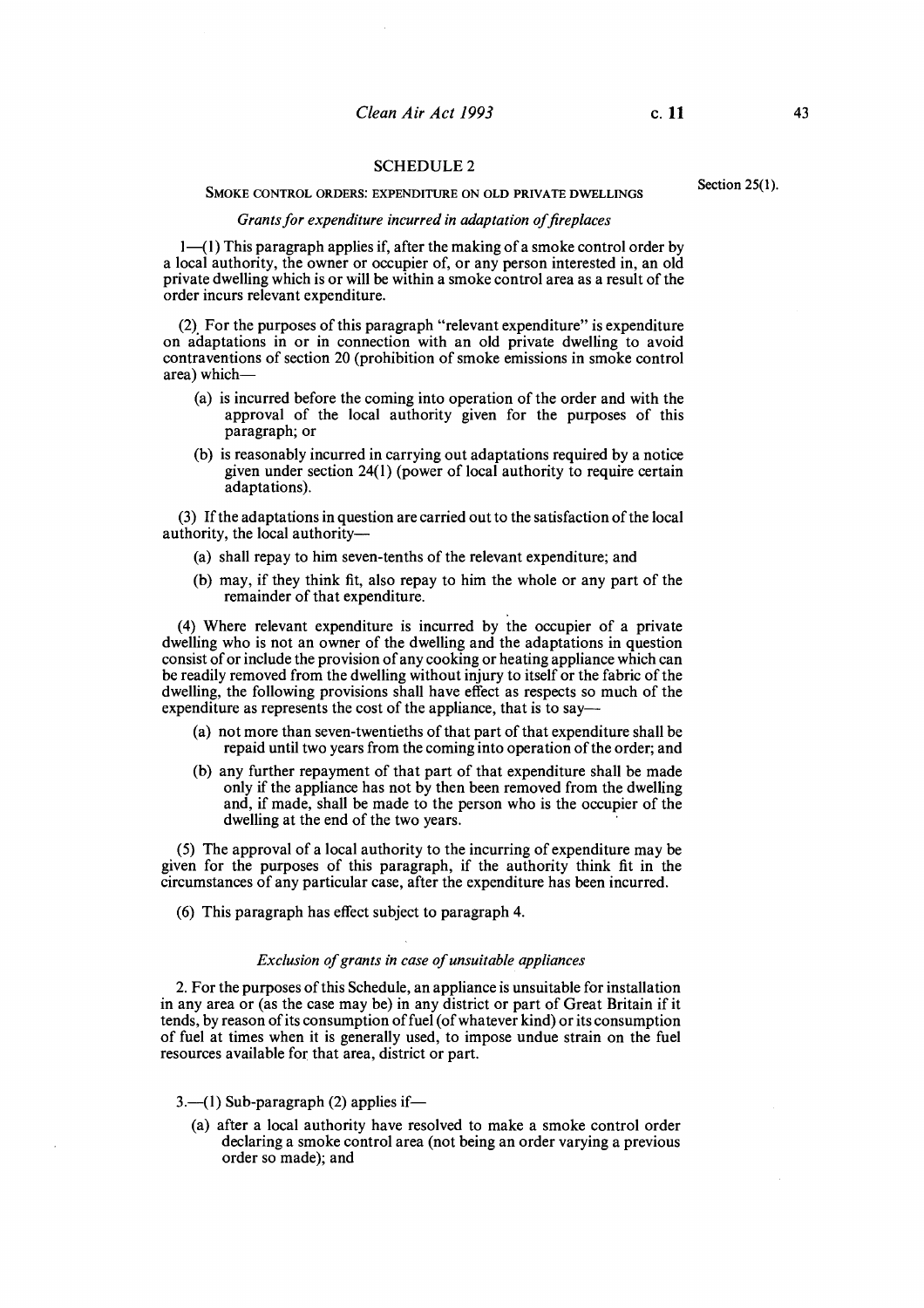## SCHEDULE 2

### SMOKE CONTROL ORDERS: EXPENDITURE ON OLD PRIVATE DWELLINGS

Section 25(1).

*Grants for expenditure incurred in adaptation of fireplaces*

1.—(1) This paragraph applies if, after the making of a smoke control order by a local authority, the owner or occupier of, or any person interested in, an old private dwelling which is or will be within a smoke control area as a result of the order incurs relevant expenditure.

(2) For the purposes of this paragraph "relevant expenditure" is expenditure on adaptations in or in connection with an old private dwelling to avoid contraventions of section 20 (prohibition of smoke emissions in smoke control area) which—

- (a) is incurred before the coming into operation of the order and with the approval of the local authority given for the purposes of this paragraph; or
- (b) is reasonably incurred in carrying out adaptations required by a notice given under section 24(1) (power of local authority to require certain adaptations).

(3) If the adaptations in question are carried out to the satisfaction of the local authority, the local authority—

- (a) shall repay to him seven-tenths of the relevant expenditure; and
- (b) may, if they think fit, also repay to him the whole or any part of the remainder of that expenditure.

(4) Where relevant expenditure is incurred by the occupier of a private dwelling who is not an owner of the dwelling and the adaptations in question consist of or include the provision of any cooking or heating appliance which can be readily removed from the dwelling without injury to itself or the fabric of the dwelling, the following provisions shall have effect as respects so much of the expenditure as represents the cost of the appliance, that is to say—

- (a) not more than seven-twentieths of that part of that expenditure shall be repaid until two years from the coming into operation of the order; and
- (b) any further repayment of that part of that expenditure shall be made only if the appliance has not by then been removed from the dwelling and, if made, shall be made to the person who is the occupier of the dwelling at the end of the two years.

(5) The approval of a local authority to the incurring of expenditure may be given for the purposes of this paragraph, if the authority think fit in the circumstances of any particular case, after the expenditure has been incurred.

(6) This paragraph has effect subject to paragraph 4.

*Exclusion of grants in case of unsuitable appliances*

2. For the purposes of this Schedule, an appliance is unsuitable for installation in any area or (as the case may be) in any district or part of Great Britain if it tends, by reason of its consumption of fuel (of whatever kind) or its consumption of fuel at times when it is generally used, to impose undue strain on the fuel resources available for that area, district or part.

3.—(1) Sub-paragraph (2) applies if—

- (a) after a local authority have resolved to make a smoke control order declaring a smoke control area (not being an order varying a previous order so made); and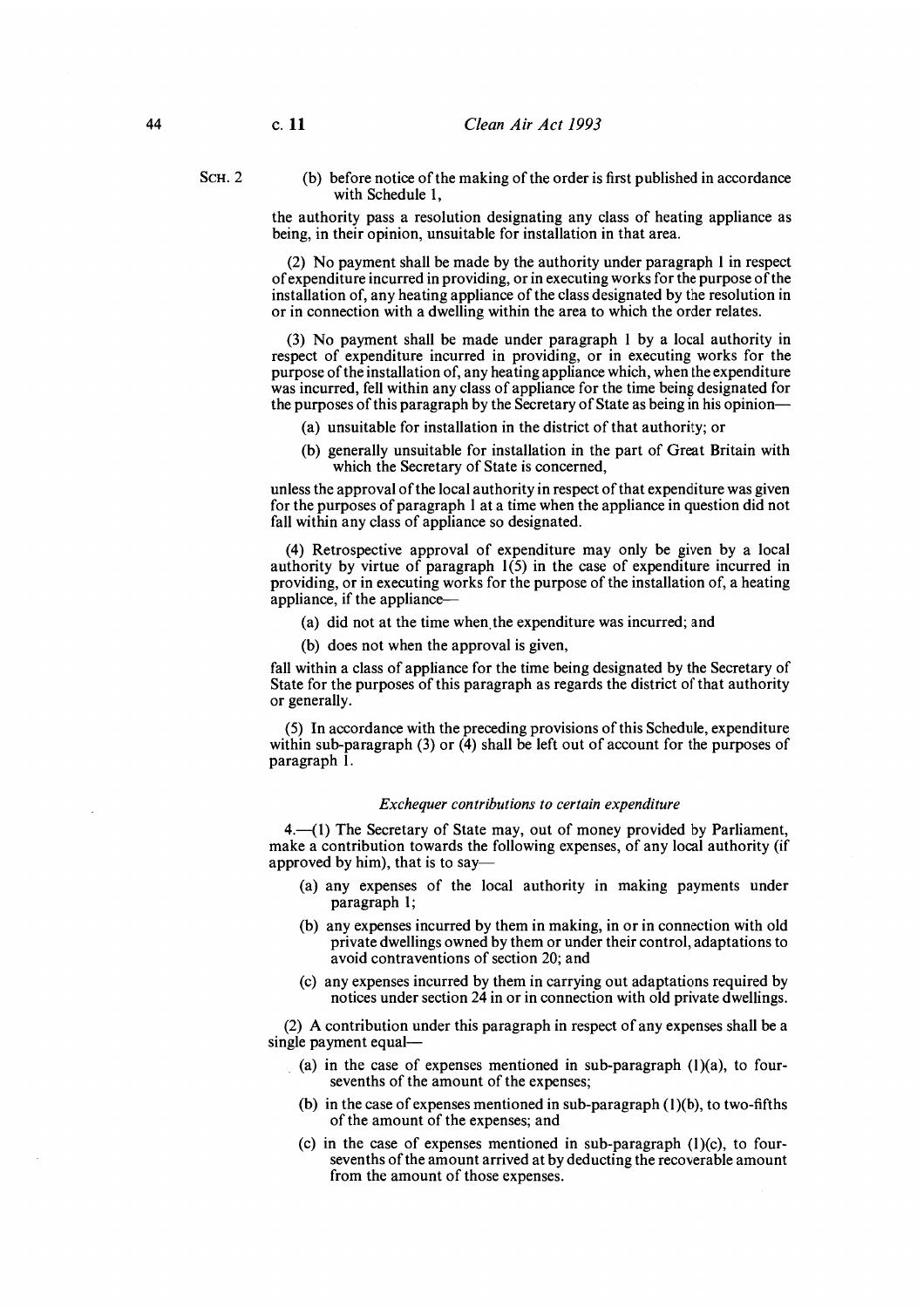SCH. 2

(b) before notice of the making of the order is first published in accordance with Schedule 1,

the authority pass a resolution designating any class of heating appliance as being, in their opinion, unsuitable for installation in that area.

(2) No payment shall be made by the authority under paragraph 1 in respect of expenditure incurred in providing, or in executing works for the purpose of the installation of, any heating appliance of the class designated by the resolution in or in connection with a dwelling within the area to which the order relates.

(3) No payment shall be made under paragraph 1 by a local authority in respect of expenditure incurred in providing, or in executing works for the purpose of the installation of, any heating appliance which, when the expenditure was incurred, fell within any class of appliance for the time being designated for the purposes of this paragraph by the Secretary of State as being in his opinion—

- (a) unsuitable for installation in the district of that authority; or
- (b) generally unsuitable for installation in the part of Great Britain with which the Secretary of State is concerned,

unless the approval of the local authority in respect of that expenditure was given for the purposes of paragraph 1 at a time when the appliance in question did not fall within any class of appliance so designated.

(4) Retrospective approval of expenditure may only be given by a local authority by virtue of paragraph 1(5) in the case of expenditure incurred in providing, or in executing works for the purpose of the installation of, a heating appliance, if the appliance—

- (a) did not at the time when the expenditure was incurred; and
- (b) does not when the approval is given,

fall within a class of appliance for the time being designated by the Secretary of State for the purposes of this paragraph as regards the district of that authority or generally.

(5) In accordance with the preceding provisions of this Schedule, expenditure within sub-paragraph (3) or (4) shall be left out of account for the purposes of paragraph 1.

### *Exchequer contributions to certain expenditure*

4.—(1) The Secretary of State may, out of money provided by Parliament, make a contribution towards the following expenses, of any local authority (if approved by him), that is to say—

- (a) any expenses of the local authority in making payments under paragraph 1;
- (b) any expenses incurred by them in making, in or in connection with old private dwellings owned by them or under their control, adaptations to avoid contraventions of section 20; and
- (c) any expenses incurred by them in carrying out adaptations required by notices under section 24 in or in connection with old private dwellings.

(2) A contribution under this paragraph in respect of any expenses shall be a single payment equal—

- (a) in the case of expenses mentioned in sub-paragraph (1)(a), to four-sevenths of the amount of the expenses;
- (b) in the case of expenses mentioned in sub-paragraph (1)(b), to two-fifths of the amount of the expenses; and
- (c) in the case of expenses mentioned in sub-paragraph (1)(c), to four-sevenths of the amount arrived at by deducting the recoverable amount from the amount of those expenses.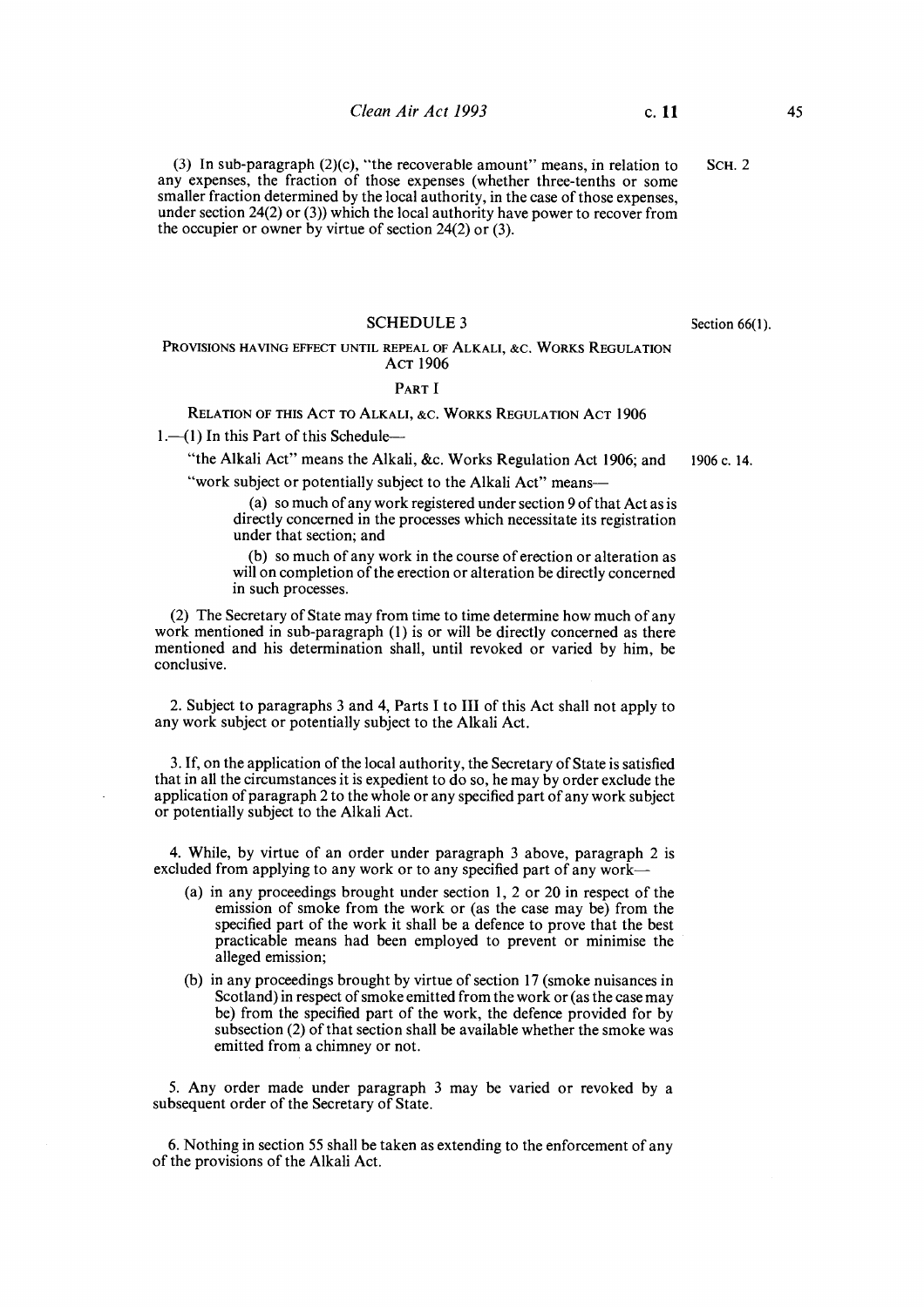(3) In sub-paragraph (2)(c), "the recoverable amount" means, in relation to any expenses, the fraction of those expenses (whether three-tenths or some smaller fraction determined by the local authority, in the case of those expenses, under section 24(2) or (3)) which the local authority have power to recover from the occupier or owner by virtue of section 24(2) or (3).

SCH. 2

## SCHEDULE 3

Section 66(1).

### PROVISIONS HAVING EFFECT UNTIL REPEAL OF ALKALI, &C. WORKS REGULATION ACT 1906

#### PART I

##### RELATION OF THIS ACT TO ALKALI, &C. WORKS REGULATION ACT 1906

1.—(1) In this Part of this Schedule—

"the Alkali Act" means the Alkali, &c. Works Regulation Act 1906; and

1906 c. 14.

"work subject or potentially subject to the Alkali Act" means—

(a) so much of any work registered under section 9 of that Act as is directly concerned in the processes which necessitate its registration under that section; and

(b) so much of any work in the course of erection or alteration as will on completion of the erection or alteration be directly concerned in such processes.

(2) The Secretary of State may from time to time determine how much of any work mentioned in sub-paragraph (1) is or will be directly concerned as there mentioned and his determination shall, until revoked or varied by him, be conclusive.

2. Subject to paragraphs 3 and 4, Parts I to III of this Act shall not apply to any work subject or potentially subject to the Alkali Act.

3. If, on the application of the local authority, the Secretary of State is satisfied that in all the circumstances it is expedient to do so, he may by order exclude the application of paragraph 2 to the whole or any specified part of any work subject or potentially subject to the Alkali Act.

4. While, by virtue of an order under paragraph 3 above, paragraph 2 is excluded from applying to any work or to any specified part of any work—

(a) in any proceedings brought under section 1, 2 or 20 in respect of the emission of smoke from the work or (as the case may be) from the specified part of the work it shall be a defence to prove that the best practicable means had been employed to prevent or minimise the alleged emission;

(b) in any proceedings brought by virtue of section 17 (smoke nuisances in Scotland) in respect of smoke emitted from the work or (as the case may be) from the specified part of the work, the defence provided for by subsection (2) of that section shall be available whether the smoke was emitted from a chimney or not.

5. Any order made under paragraph 3 may be varied or revoked by a subsequent order of the Secretary of State.

6. Nothing in section 55 shall be taken as extending to the enforcement of any of the provisions of the Alkali Act.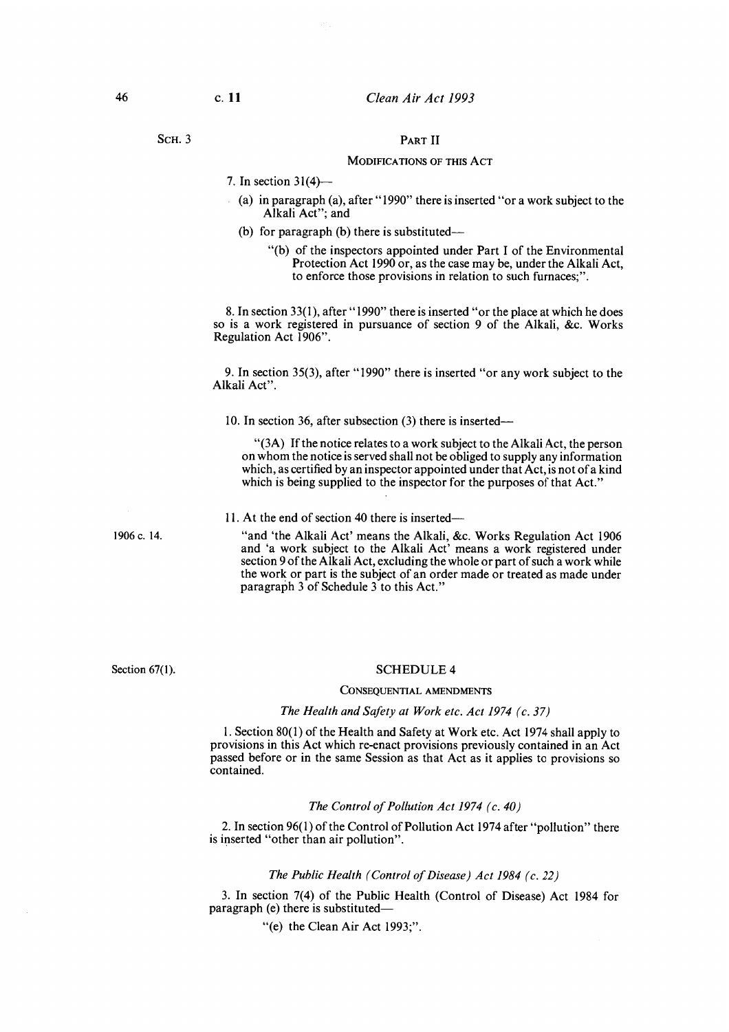SCH. 3

## PART II

### MODIFICATIONS OF THIS ACT

7. In section 31(4)—

- (a) in paragraph (a), after "1990" there is inserted "or a work subject to the Alkali Act"; and
- (b) for paragraph (b) there is substituted—
  - "(b) of the inspectors appointed under Part I of the Environmental Protection Act 1990 or, as the case may be, under the Alkali Act, to enforce those provisions in relation to such furnaces;".

8. In section 33(1), after "1990" there is inserted "or the place at which he does so is a work registered in pursuance of section 9 of the Alkali, &c. Works Regulation Act 1906".

9. In section 35(3), after "1990" there is inserted "or any work subject to the Alkali Act".

10. In section 36, after subsection (3) there is inserted—

"(3A) If the notice relates to a work subject to the Alkali Act, the person on whom the notice is served shall not be obliged to supply any information which, as certified by an inspector appointed under that Act, is not of a kind which is being supplied to the inspector for the purposes of that Act."

11. At the end of section 40 there is inserted—

1906 c. 14.

"and 'the Alkali Act' means the Alkali, &c. Works Regulation Act 1906 and 'a work subject to the Alkali Act' means a work registered under section 9 of the Alkali Act, excluding the whole or part of such a work while the work or part is the subject of an order made or treated as made under paragraph 3 of Schedule 3 to this Act."

Section 67(1).

## SCHEDULE 4

### CONSEQUENTIAL AMENDMENTS

*The Health and Safety at Work etc. Act 1974 (c. 37)*

1. Section 80(1) of the Health and Safety at Work etc. Act 1974 shall apply to provisions in this Act which re-enact provisions previously contained in an Act passed before or in the same Session as that Act as it applies to provisions so contained.

*The Control of Pollution Act 1974 (c. 40)*

2. In section 96(1) of the Control of Pollution Act 1974 after "pollution" there is inserted "other than air pollution".

*The Public Health (Control of Disease) Act 1984 (c. 22)*

3. In section 7(4) of the Public Health (Control of Disease) Act 1984 for paragraph (e) there is substituted—

"(e) the Clean Air Act 1993;".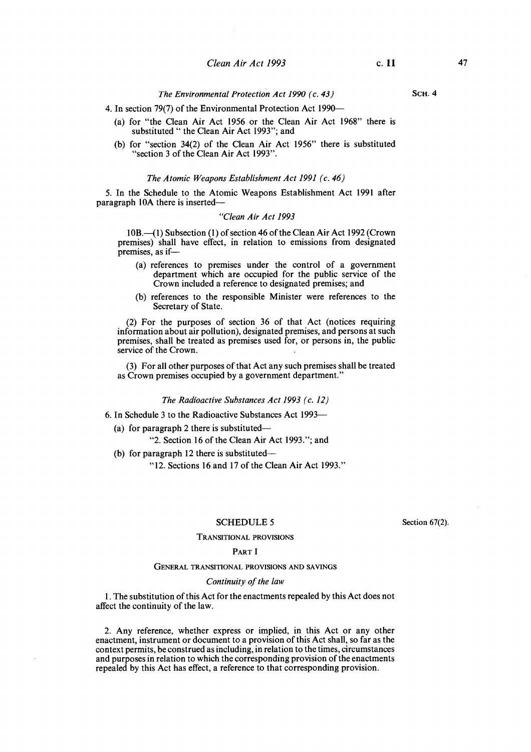SCH. 4

*The Environmental Protection Act 1990 (c. 43)*

4. In section 79(7) of the Environmental Protection Act 1990—

(a) for "the Clean Air Act 1956 or the Clean Air Act 1968" there is substituted " the Clean Air Act 1993"; and

(b) for "section 34(2) of the Clean Air Act 1956" there is substituted "section 3 of the Clean Air Act 1993".

*The Atomic Weapons Establishment Act 1991 (c. 46)*

5. In the Schedule to the Atomic Weapons Establishment Act 1991 after paragraph 10A there is inserted—

*"Clean Air Act 1993*

10B.—(1) Subsection (1) of section 46 of the Clean Air Act 1992 (Crown premises) shall have effect, in relation to emissions from designated premises, as if—

(a) references to premises under the control of a government department which are occupied for the public service of the Crown included a reference to designated premises; and

(b) references to the responsible Minister were references to the Secretary of State.

(2) For the purposes of section 36 of that Act (notices requiring information about air pollution), designated premises, and persons at such premises, shall be treated as premises used for, or persons in, the public service of the Crown.

(3) For all other purposes of that Act any such premises shall be treated as Crown premises occupied by a government department."

*The Radioactive Substances Act 1993 (c. 12)*

6. In Schedule 3 to the Radioactive Substances Act 1993—

(a) for paragraph 2 there is substituted—

"2. Section 16 of the Clean Air Act 1993."; and

(b) for paragraph 12 there is substituted—

"12. Sections 16 and 17 of the Clean Air Act 1993."

## SCHEDULE 5

Section 67(2).

### TRANSITIONAL PROVISIONS

#### PART I

#### GENERAL TRANSITIONAL PROVISIONS AND SAVINGS

*Continuity of the law*

1. The substitution of this Act for the enactments repealed by this Act does not affect the continuity of the law.

2. Any reference, whether express or implied, in this Act or any other enactment, instrument or document to a provision of this Act shall, so far as the context permits, be construed as including, in relation to the times, circumstances and purposes in relation to which the corresponding provision of the enactments repealed by this Act has effect, a reference to that corresponding provision.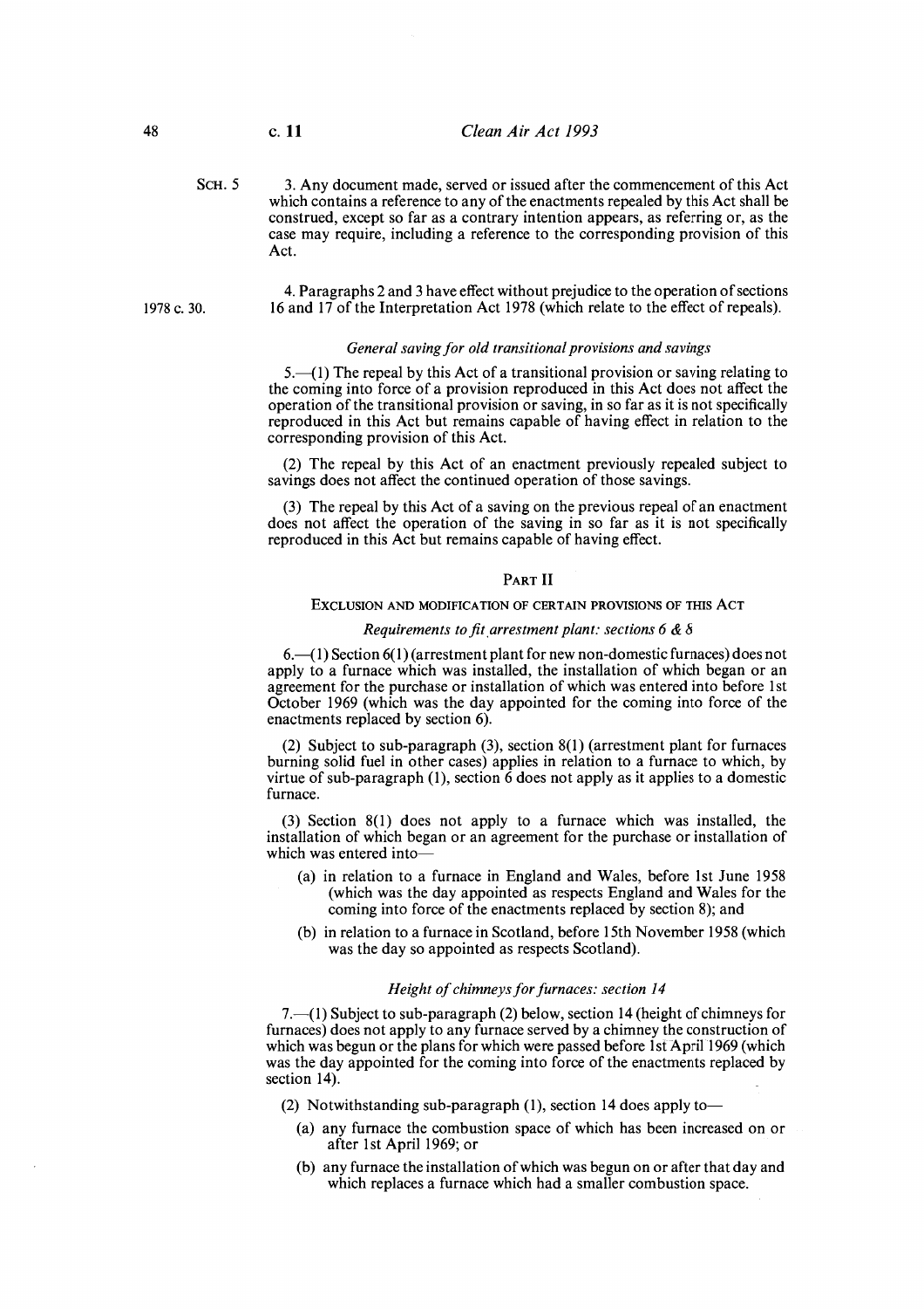SCH. 5

3. Any document made, served or issued after the commencement of this Act which contains a reference to any of the enactments repealed by this Act shall be construed, except so far as a contrary intention appears, as referring or, as the case may require, including a reference to the corresponding provision of this Act.

1978 c. 30.

4. Paragraphs 2 and 3 have effect without prejudice to the operation of sections 16 and 17 of the Interpretation Act 1978 (which relate to the effect of repeals).

*General saving for old transitional provisions and savings*

5.—(1) The repeal by this Act of a transitional provision or saving relating to the coming into force of a provision reproduced in this Act does not affect the operation of the transitional provision or saving, in so far as it is not specifically reproduced in this Act but remains capable of having effect in relation to the corresponding provision of this Act.

(2) The repeal by this Act of an enactment previously repealed subject to savings does not affect the continued operation of those savings.

(3) The repeal by this Act of a saving on the previous repeal of an enactment does not affect the operation of the saving in so far as it is not specifically reproduced in this Act but remains capable of having effect.

## PART II

### EXCLUSION AND MODIFICATION OF CERTAIN PROVISIONS OF THIS ACT

*Requirements to fit arrestment plant: sections 6 & 8*

6.—(1) Section 6(1) (arrestment plant for new non-domestic furnaces) does not apply to a furnace which was installed, the installation of which began or an agreement for the purchase or installation of which was entered into before 1st October 1969 (which was the day appointed for the coming into force of the enactments replaced by section 6).

(2) Subject to sub-paragraph (3), section 8(1) (arrestment plant for furnaces burning solid fuel in other cases) applies in relation to a furnace to which, by virtue of sub-paragraph (1), section 6 does not apply as it applies to a domestic furnace.

(3) Section 8(1) does not apply to a furnace which was installed, the installation of which began or an agreement for the purchase or installation of which was entered into—

- (a) in relation to a furnace in England and Wales, before 1st June 1958 (which was the day appointed as respects England and Wales for the coming into force of the enactments replaced by section 8); and
- (b) in relation to a furnace in Scotland, before 15th November 1958 (which was the day so appointed as respects Scotland).

*Height of chimneys for furnaces: section 14*

7.—(1) Subject to sub-paragraph (2) below, section 14 (height of chimneys for furnaces) does not apply to any furnace served by a chimney the construction of which was begun or the plans for which were passed before 1st April 1969 (which was the day appointed for the coming into force of the enactments replaced by section 14).

(2) Notwithstanding sub-paragraph (1), section 14 does apply to—

- (a) any furnace the combustion space of which has been increased on or after 1st April 1969; or
- (b) any furnace the installation of which was begun on or after that day and which replaces a furnace which had a smaller combustion space.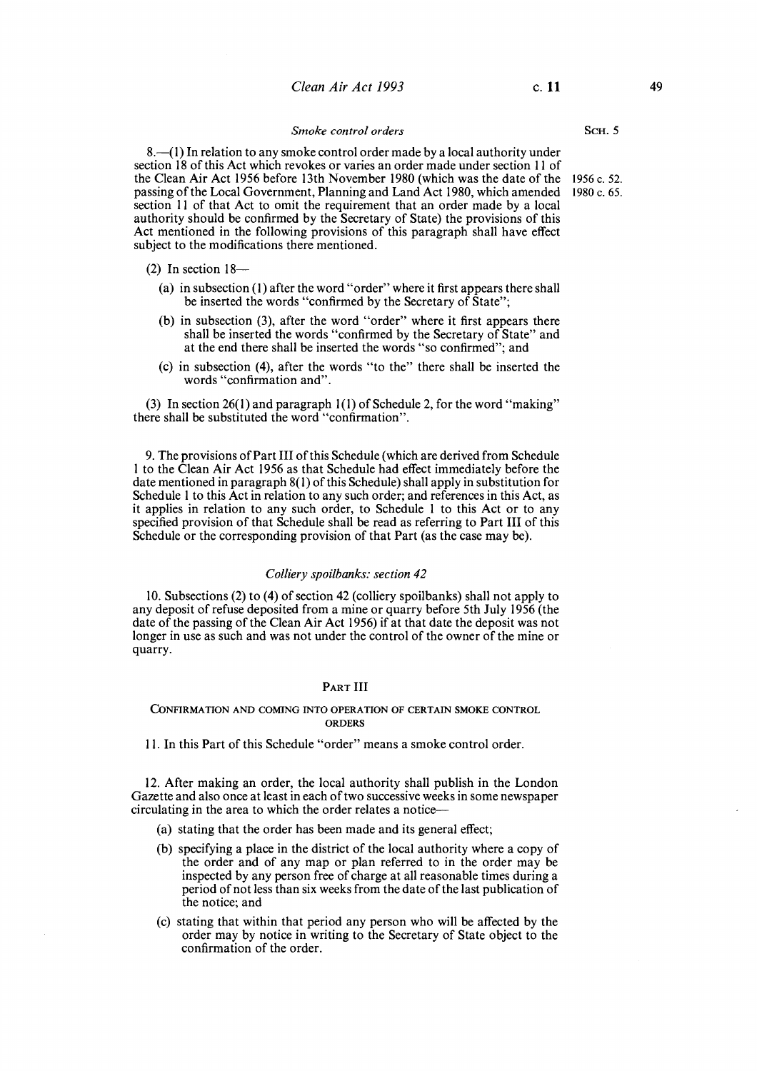*Smoke control orders*

8.—(1) In relation to any smoke control order made by a local authority under section 18 of this Act which revokes or varies an order made under section 11 of the Clean Air Act 1956 before 13th November 1980 (which was the date of the passing of the Local Government, Planning and Land Act 1980, which amended section 11 of that Act to omit the requirement that an order made by a local authority should be confirmed by the Secretary of State) the provisions of this Act mentioned in the following provisions of this paragraph shall have effect subject to the modifications there mentioned.

1956 c. 52.
1980 c. 65.

(2) In section 18—

(a) in subsection (1) after the word "order" where it first appears there shall be inserted the words "confirmed by the Secretary of State";

(b) in subsection (3), after the word "order" where it first appears there shall be inserted the words "confirmed by the Secretary of State" and at the end there shall be inserted the words "so confirmed"; and

(c) in subsection (4), after the words "to the" there shall be inserted the words "confirmation and".

(3) In section 26(1) and paragraph 1(1) of Schedule 2, for the word "making" there shall be substituted the word "confirmation".

9. The provisions of Part III of this Schedule (which are derived from Schedule 1 to the Clean Air Act 1956 as that Schedule had effect immediately before the date mentioned in paragraph 8(1) of this Schedule) shall apply in substitution for Schedule 1 to this Act in relation to any such order; and references in this Act, as it applies in relation to any such order, to Schedule 1 to this Act or to any specified provision of that Schedule shall be read as referring to Part III of this Schedule or the corresponding provision of that Part (as the case may be).

*Colliery spoilbanks: section 42*

10. Subsections (2) to (4) of section 42 (colliery spoilbanks) shall not apply to any deposit of refuse deposited from a mine or quarry before 5th July 1956 (the date of the passing of the Clean Air Act 1956) if at that date the deposit was not longer in use as such and was not under the control of the owner of the mine or quarry.

## PART III

### CONFIRMATION AND COMING INTO OPERATION OF CERTAIN SMOKE CONTROL ORDERS

11. In this Part of this Schedule "order" means a smoke control order.

12. After making an order, the local authority shall publish in the London Gazette and also once at least in each of two successive weeks in some newspaper circulating in the area to which the order relates a notice—

(a) stating that the order has been made and its general effect;

(b) specifying a place in the district of the local authority where a copy of the order and of any map or plan referred to in the order may be inspected by any person free of charge at all reasonable times during a period of not less than six weeks from the date of the last publication of the notice; and

(c) stating that within that period any person who will be affected by the order may by notice in writing to the Secretary of State object to the confirmation of the order.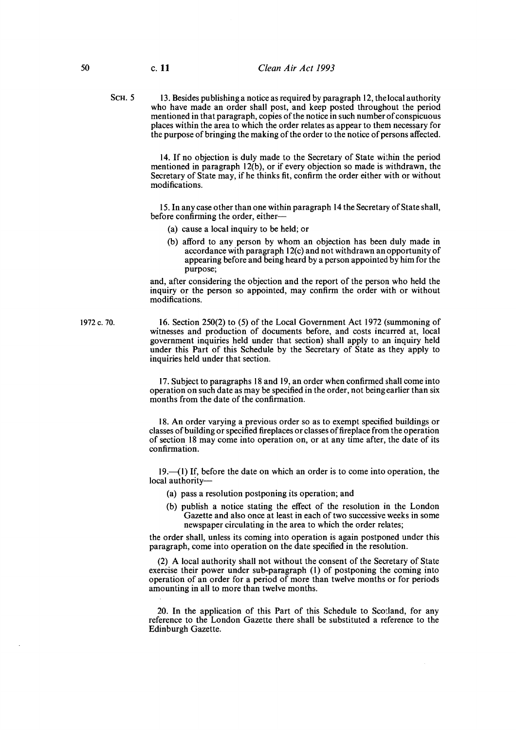SCH. 5

13. Besides publishing a notice as required by paragraph 12, the local authority who have made an order shall post, and keep posted throughout the period mentioned in that paragraph, copies of the notice in such number of conspicuous places within the area to which the order relates as appear to them necessary for the purpose of bringing the making of the order to the notice of persons affected.

14. If no objection is duly made to the Secretary of State within the period mentioned in paragraph 12(b), or if every objection so made is withdrawn, the Secretary of State may, if he thinks fit, confirm the order either with or without modifications.

15. In any case other than one within paragraph 14 the Secretary of State shall, before confirming the order, either—

(a) cause a local inquiry to be held; or

(b) afford to any person by whom an objection has been duly made in accordance with paragraph 12(c) and not withdrawn an opportunity of appearing before and being heard by a person appointed by him for the purpose;

and, after considering the objection and the report of the person who held the inquiry or the person so appointed, may confirm the order with or without modifications.

1972 c. 70.

16. Section 250(2) to (5) of the Local Government Act 1972 (summoning of witnesses and production of documents before, and costs incurred at, local government inquiries held under that section) shall apply to an inquiry held under this Part of this Schedule by the Secretary of State as they apply to inquiries held under that section.

17. Subject to paragraphs 18 and 19, an order when confirmed shall come into operation on such date as may be specified in the order, not being earlier than six months from the date of the confirmation.

18. An order varying a previous order so as to exempt specified buildings or classes of building or specified fireplaces or classes of fireplace from the operation of section 18 may come into operation on, or at any time after, the date of its confirmation.

19.—(1) If, before the date on which an order is to come into operation, the local authority—

(a) pass a resolution postponing its operation; and

(b) publish a notice stating the effect of the resolution in the London Gazette and also once at least in each of two successive weeks in some newspaper circulating in the area to which the order relates;

the order shall, unless its coming into operation is again postponed under this paragraph, come into operation on the date specified in the resolution.

(2) A local authority shall not without the consent of the Secretary of State exercise their power under sub-paragraph (1) of postponing the coming into operation of an order for a period of more than twelve months or for periods amounting in all to more than twelve months.

20. In the application of this Part of this Schedule to Scotland, for any reference to the London Gazette there shall be substituted a reference to the Edinburgh Gazette.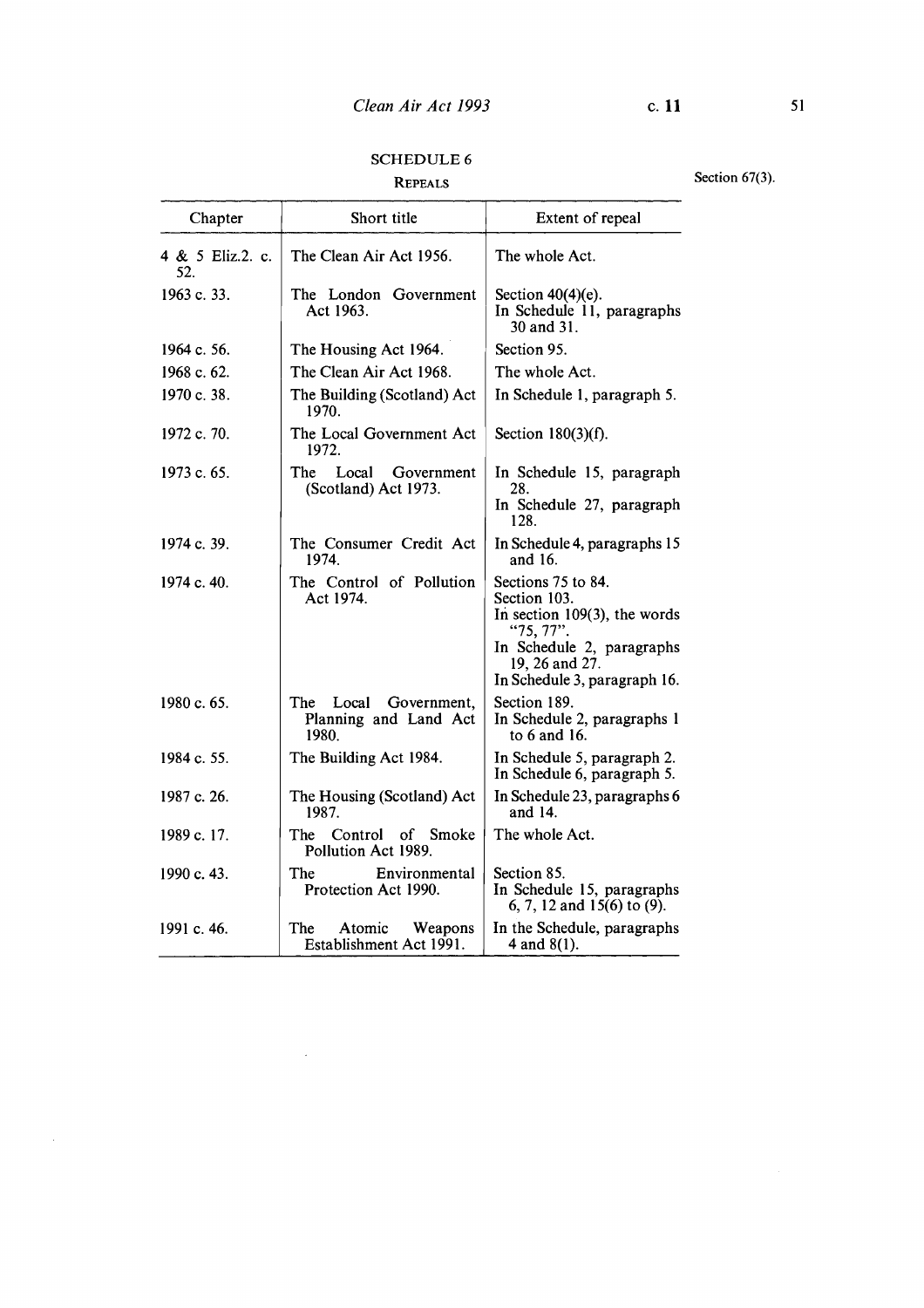## SCHEDULE 6

### REPEALS

Section 67(3).

| Chapter | Short title | Extent of repeal |
|---|---|---|
| 4 & 5 Eliz.2. c. 52. | The Clean Air Act 1956. | The whole Act. |
| 1963 c. 33. | The London Government Act 1963. | Section 40(4)(e). In Schedule 11, paragraphs 30 and 31. |
| 1964 c. 56. | The Housing Act 1964. | Section 95. |
| 1968 c. 62. | The Clean Air Act 1968. | The whole Act. |
| 1970 c. 38. | The Building (Scotland) Act 1970. | In Schedule 1, paragraph 5. |
| 1972 c. 70. | The Local Government Act 1972. | Section 180(3)(f). |
| 1973 c. 65. | The Local Government (Scotland) Act 1973. | In Schedule 15, paragraph 28. In Schedule 27, paragraph 128. |
| 1974 c. 39. | The Consumer Credit Act 1974. | In Schedule 4, paragraphs 15 and 16. |
| 1974 c. 40. | The Control of Pollution Act 1974. | Sections 75 to 84. Section 103. In section 109(3), the words "75, 77". In Schedule 2, paragraphs 19, 26 and 27. In Schedule 3, paragraph 16. |
| 1980 c. 65. | The Local Government, Planning and Land Act 1980. | Section 189. In Schedule 2, paragraphs 1 to 6 and 16. |
| 1984 c. 55. | The Building Act 1984. | In Schedule 5, paragraph 2. In Schedule 6, paragraph 5. |
| 1987 c. 26. | The Housing (Scotland) Act 1987. | In Schedule 23, paragraphs 6 and 14. |
| 1989 c. 17. | The Control of Smoke Pollution Act 1989. | The whole Act. |
| 1990 c. 43. | The Environmental Protection Act 1990. | Section 85. In Schedule 15, paragraphs 6, 7, 12 and 15(6) to (9). |
| 1991 c. 46. | The Atomic Weapons Establishment Act 1991. | In the Schedule, paragraphs 4 and 8(1). |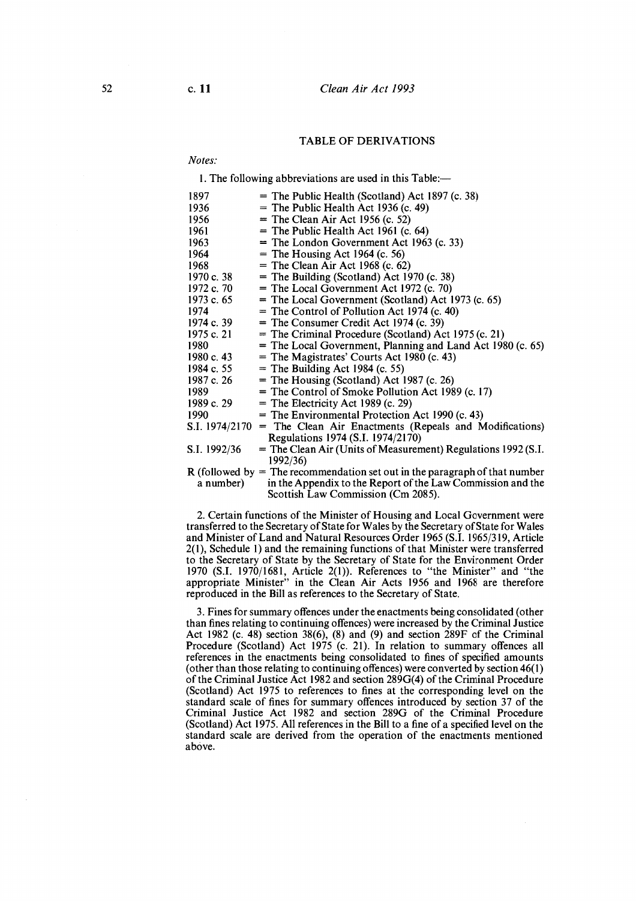## TABLE OF DERIVATIONS

*Notes:*

1. The following abbreviations are used in this Table:—

| | |
|---|---|
| 1897 | = The Public Health (Scotland) Act 1897 (c. 38) |
| 1936 | = The Public Health Act 1936 (c. 49) |
| 1956 | = The Clean Air Act 1956 (c. 52) |
| 1961 | = The Public Health Act 1961 (c. 64) |
| 1963 | = The London Government Act 1963 (c. 33) |
| 1964 | = The Housing Act 1964 (c. 56) |
| 1968 | = The Clean Air Act 1968 (c. 62) |
| 1970 c. 38 | = The Building (Scotland) Act 1970 (c. 38) |
| 1972 c. 70 | = The Local Government Act 1972 (c. 70) |
| 1973 c. 65 | = The Local Government (Scotland) Act 1973 (c. 65) |
| 1974 | = The Control of Pollution Act 1974 (c. 40) |
| 1974 c. 39 | = The Consumer Credit Act 1974 (c. 39) |
| 1975 c. 21 | = The Criminal Procedure (Scotland) Act 1975 (c. 21) |
| 1980 | = The Local Government, Planning and Land Act 1980 (c. 65) |
| 1980 c. 43 | = The Magistrates' Courts Act 1980 (c. 43) |
| 1984 c. 55 | = The Building Act 1984 (c. 55) |
| 1987 c. 26 | = The Housing (Scotland) Act 1987 (c. 26) |
| 1989 | = The Control of Smoke Pollution Act 1989 (c. 17) |
| 1989 c. 29 | = The Electricity Act 1989 (c. 29) |
| 1990 | = The Environmental Protection Act 1990 (c. 43) |
| S.I. 1974/2170 | = The Clean Air Enactments (Repeals and Modifications) Regulations 1974 (S.I. 1974/2170) |
| S.I. 1992/36 | = The Clean Air (Units of Measurement) Regulations 1992 (S.I. 1992/36) |
| R (followed by a number) | = The recommendation set out in the paragraph of that number in the Appendix to the Report of the Law Commission and the Scottish Law Commission (Cm 2085). |

2. Certain functions of the Minister of Housing and Local Government were transferred to the Secretary of State for Wales by the Secretary of State for Wales and Minister of Land and Natural Resources Order 1965 (S.I. 1965/319, Article 2(1), Schedule 1) and the remaining functions of that Minister were transferred to the Secretary of State by the Secretary of State for the Environment Order 1970 (S.I. 1970/1681, Article 2(1)). References to "the Minister" and "the appropriate Minister" in the Clean Air Acts 1956 and 1968 are therefore reproduced in the Bill as references to the Secretary of State.

3. Fines for summary offences under the enactments being consolidated (other than fines relating to continuing offences) were increased by the Criminal Justice Act 1982 (c. 48) section 38(6), (8) and (9) and section 289F of the Criminal Procedure (Scotland) Act 1975 (c. 21). In relation to summary offences all references in the enactments being consolidated to fines of specified amounts (other than those relating to continuing offences) were converted by section 46(1) of the Criminal Justice Act 1982 and section 289G(4) of the Criminal Procedure (Scotland) Act 1975 to references to fines at the corresponding level on the standard scale of fines for summary offences introduced by section 37 of the Criminal Justice Act 1982 and section 289G of the Criminal Procedure (Scotland) Act 1975. All references in the Bill to a fine of a specified level on the standard scale are derived from the operation of the enactments mentioned above.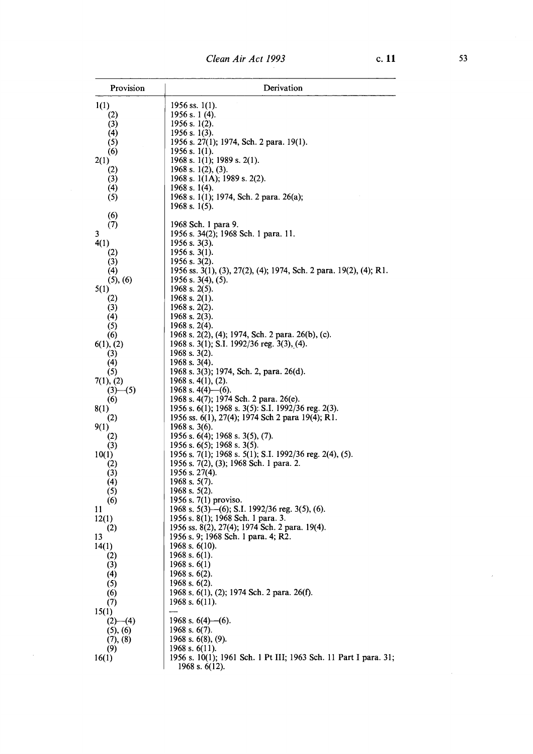| Provision | Derivation |
|---|---|
| 1(1) | 1956 ss. 1(1). |
| (2) | 1956 s. 1 (4). |
| (3) | 1956 s. 1(2). |
| (4) | 1956 s. 1(3). |
| (5) | 1956 s. 27(1); 1974, Sch. 2 para. 19(1). |
| (6) | 1956 s. 1(1). |
| 2(1) | 1968 s. 1(1); 1989 s. 2(1). |
| (2) | 1968 s. 1(2), (3). |
| (3) | 1968 s. 1(1A); 1989 s. 2(2). |
| (4) | 1968 s. 1(4). |
| (5) | 1968 s. 1(1); 1974, Sch. 2 para. 26(a); 1968 s. 1(5). |
| (6) | |
| (7) | 1968 Sch. 1 para 9. |
| 3 | 1956 s. 34(2); 1968 Sch. 1 para. 11. |
| 4(1) | 1956 s. 3(3). |
| (2) | 1956 s. 3(1). |
| (3) | 1956 s. 3(2). |
| (4) | 1956 ss. 3(1), (3), 27(2), (4); 1974, Sch. 2 para. 19(2), (4); R1. |
| (5), (6) | 1956 s. 3(4), (5). |
| 5(1) | 1968 s. 2(5). |
| (2) | 1968 s. 2(1). |
| (3) | 1968 s. 2(2). |
| (4) | 1968 s. 2(3). |
| (5) | 1968 s. 2(4). |
| (6) | 1968 s. 2(2), (4); 1974, Sch. 2 para. 26(b), (c). |
| 6(1), (2) | 1968 s. 3(1); S.I. 1992/36 reg. 3(3), (4). |
| (3) | 1968 s. 3(2). |
| (4) | 1968 s. 3(4). |
| (5) | 1968 s. 3(3); 1974, Sch. 2, para. 26(d). |
| 7(1), (2) | 1968 s. 4(1), (2). |
| (3)—(5) | 1968 s. 4(4)—(6). |
| (6) | 1968 s. 4(7); 1974 Sch. 2 para. 26(e). |
| 8(1) | 1956 s. 6(1); 1968 s. 3(5): S.I. 1992/36 reg. 2(3). |
| (2) | 1956 ss. 6(1), 27(4); 1974 Sch 2 para 19(4); R1. |
| 9(1) | 1968 s. 3(6). |
| (2) | 1956 s. 6(4); 1968 s. 3(5), (7). |
| (3) | 1956 s. 6(5); 1968 s. 3(5). |
| 10(1) | 1956 s. 7(1); 1968 s. 5(1); S.I. 1992/36 reg. 2(4), (5). |
| (2) | 1956 s. 7(2), (3); 1968 Sch. 1 para. 2. |
| (3) | 1956 s. 27(4). |
| (4) | 1968 s. 5(7). |
| (5) | 1968 s. 5(2). |
| (6) | 1956 s. 7(1) proviso. |
| 11 | 1968 s. 5(3)—(6); S.I. 1992/36 reg. 3(5), (6). |
| 12(1) | 1956 s. 8(1); 1968 Sch. 1 para. 3. |
| (2) | 1956 ss. 8(2), 27(4); 1974 Sch. 2 para. 19(4). |
| 13 | 1956 s. 9; 1968 Sch. 1 para. 4; R2. |
| 14(1) | 1968 s. 6(10). |
| (2) | 1968 s. 6(1). |
| (3) | 1968 s. 6(1) |
| (4) | 1968 s. 6(2). |
| (5) | 1968 s. 6(2). |
| (6) | 1968 s. 6(1), (2); 1974 Sch. 2 para. 26(f). |
| (7) | 1968 s. 6(11). |
| 15(1) | — |
| (2)—(4) | 1968 s. 6(4)—(6). |
| (5), (6) | 1968 s. 6(7). |
| (7), (8) | 1968 s. 6(8), (9). |
| (9) | 1968 s. 6(11). |
| 16(1) | 1956 s. 10(1); 1961 Sch. 1 Pt III; 1963 Sch. 11 Part I para. 31; 1968 s. 6(12). |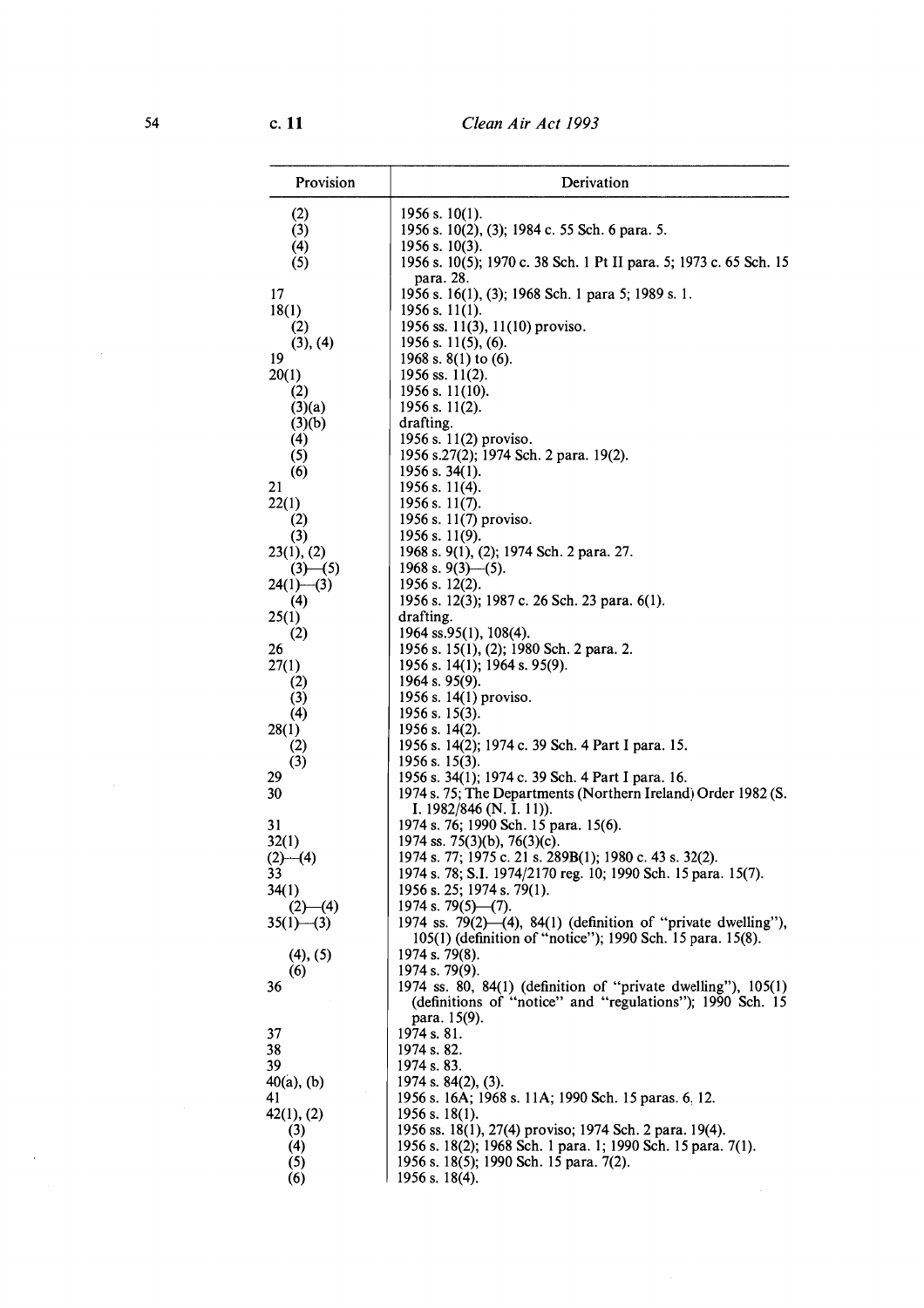| Provision | Derivation |
|---|---|
| (2) | 1956 s. 10(1). |
| (3) | 1956 s. 10(2), (3); 1984 c. 55 Sch. 6 para. 5. |
| (4) | 1956 s. 10(3). |
| (5) | 1956 s. 10(5); 1970 c. 38 Sch. 1 Pt II para. 5; 1973 c. 65 Sch. 15 para. 28. |
| 17 | 1956 s. 16(1), (3); 1968 Sch. 1 para 5; 1989 s. 1. |
| 18(1) | 1956 s. 11(1). |
| (2) | 1956 ss. 11(3), 11(10) proviso. |
| (3), (4) | 1956 s. 11(5), (6). |
| 19 | 1968 s. 8(1) to (6). |
| 20(1) | 1956 ss. 11(2). |
| (2) | 1956 s. 11(10). |
| (3)(a) | 1956 s. 11(2). |
| (3)(b) | drafting. |
| (4) | 1956 s. 11(2) proviso. |
| (5) | 1956 s.27(2); 1974 Sch. 2 para. 19(2). |
| (6) | 1956 s. 34(1). |
| 21 | 1956 s. 11(4). |
| 22(1) | 1956 s. 11(7). |
| (2) | 1956 s. 11(7) proviso. |
| (3) | 1956 s. 11(9). |
| 23(1), (2) | 1968 s. 9(1), (2); 1974 Sch. 2 para. 27. |
| (3)—(5) | 1968 s. 9(3)—(5). |
| 24(1)—(3) | 1956 s. 12(2). |
| (4) | 1956 s. 12(3); 1987 c. 26 Sch. 23 para. 6(1). |
| 25(1) | drafting. |
| (2) | 1964 ss.95(1), 108(4). |
| 26 | 1956 s. 15(1), (2); 1980 Sch. 2 para. 2. |
| 27(1) | 1956 s. 14(1); 1964 s. 95(9). |
| (2) | 1964 s. 95(9). |
| (3) | 1956 s. 14(1) proviso. |
| (4) | 1956 s. 15(3). |
| 28(1) | 1956 s. 14(2). |
| (2) | 1956 s. 14(2); 1974 c. 39 Sch. 4 Part I para. 15. |
| (3) | 1956 s. 15(3). |
| 29 | 1956 s. 34(1); 1974 c. 39 Sch. 4 Part I para. 16. |
| 30 | 1974 s. 75; The Departments (Northern Ireland) Order 1982 (S. I. 1982/846 (N. I. 11)). |
| 31 | 1974 s. 76; 1990 Sch. 15 para. 15(6). |
| 32(1) | 1974 ss. 75(3)(b), 76(3)(c). |
| (2)—(4) | 1974 s. 77; 1975 c. 21 s. 289B(1); 1980 c. 43 s. 32(2). |
| 33 | 1974 s. 78; S.I. 1974/2170 reg. 10; 1990 Sch. 15 para. 15(7). |
| 34(1) | 1956 s. 25; 1974 s. 79(1). |
| (2)—(4) | 1974 s. 79(5)—(7). |
| 35(1)—(3) | 1974 ss. 79(2)—(4), 84(1) (definition of "private dwelling"), 105(1) (definition of "notice"); 1990 Sch. 15 para. 15(8). |
| (4), (5) | 1974 s. 79(8). |
| (6) | 1974 s. 79(9). |
| 36 | 1974 ss. 80, 84(1) (definition of "private dwelling"), 105(1) (definitions of "notice" and "regulations"); 1990 Sch. 15 para. 15(9). |
| 37 | 1974 s. 81. |
| 38 | 1974 s. 82. |
| 39 | 1974 s. 83. |
| 40(a), (b) | 1974 s. 84(2), (3). |
| 41 | 1956 s. 16A; 1968 s. 11A; 1990 Sch. 15 paras. 6, 12. |
| 42(1), (2) | 1956 s. 18(1). |
| (3) | 1956 ss. 18(1), 27(4) proviso; 1974 Sch. 2 para. 19(4). |
| (4) | 1956 s. 18(2); 1968 Sch. 1 para. 1; 1990 Sch. 15 para. 7(1). |
| (5) | 1956 s. 18(5); 1990 Sch. 15 para. 7(2). |
| (6) | 1956 s. 18(4). |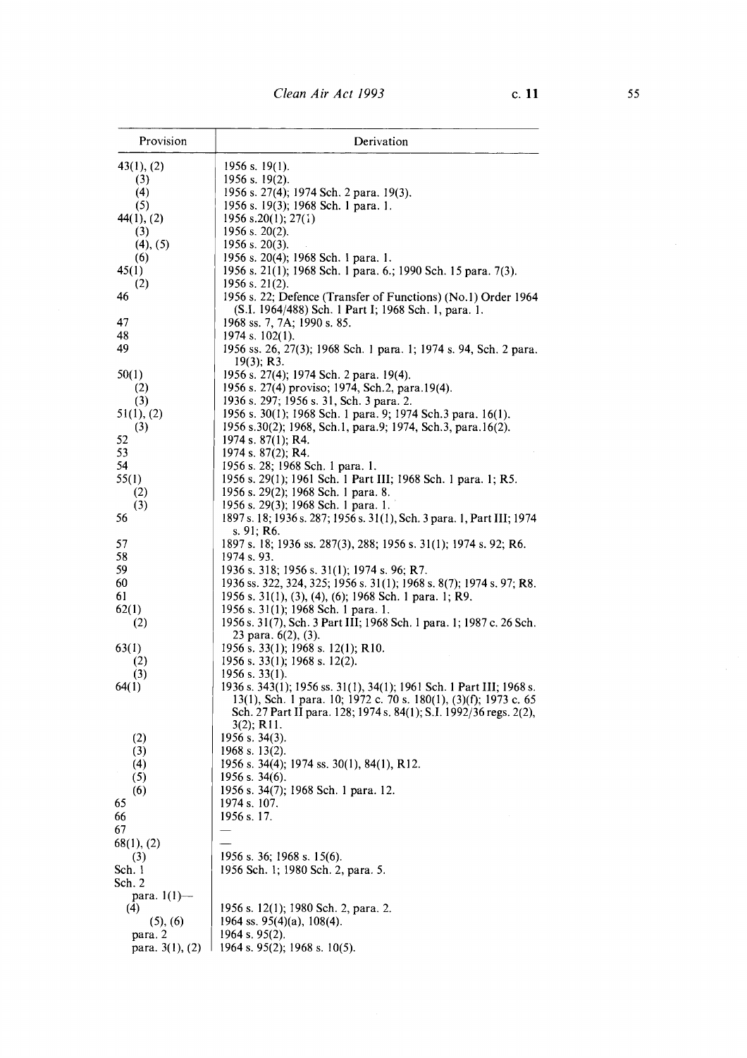| Provision | Derivation |
|---|---|
| 43(1), (2) | 1956 s. 19(1). |
| (3) | 1956 s. 19(2). |
| (4) | 1956 s. 27(4); 1974 Sch. 2 para. 19(3). |
| (5) | 1956 s. 19(3); 1968 Sch. 1 para. 1. |
| 44(1), (2) | 1956 s.20(1); 27(1) |
| (3) | 1956 s. 20(2). |
| (4), (5) | 1956 s. 20(3). |
| (6) | 1956 s. 20(4); 1968 Sch. 1 para. 1. |
| 45(1) | 1956 s. 21(1); 1968 Sch. 1 para. 6.; 1990 Sch. 15 para. 7(3). |
| (2) | 1956 s. 21(2). |
| 46 | 1956 s. 22; Defence (Transfer of Functions) (No.1) Order 1964 (S.I. 1964/488) Sch. 1 Part I; 1968 Sch. 1, para. 1. |
| 47 | 1968 ss. 7, 7A; 1990 s. 85. |
| 48 | 1974 s. 102(1). |
| 49 | 1956 ss. 26, 27(3); 1968 Sch. 1 para. 1; 1974 s. 94, Sch. 2 para. 19(3); R3. |
| 50(1) | 1956 s. 27(4); 1974 Sch. 2 para. 19(4). |
| (2) | 1956 s. 27(4) proviso; 1974, Sch.2, para.19(4). |
| (3) | 1936 s. 297; 1956 s. 31, Sch. 3 para. 2. |
| 51(1), (2) | 1956 s. 30(1); 1968 Sch. 1 para. 9; 1974 Sch.3 para. 16(1). |
| (3) | 1956 s.30(2); 1968, Sch.1, para.9; 1974, Sch.3, para.16(2). |
| 52 | 1974 s. 87(1); R4. |
| 53 | 1974 s. 87(2); R4. |
| 54 | 1956 s. 28; 1968 Sch. 1 para. 1. |
| 55(1) | 1956 s. 29(1); 1961 Sch. 1 Part III; 1968 Sch. 1 para. 1; R5. |
| (2) | 1956 s. 29(2); 1968 Sch. 1 para. 8. |
| (3) | 1956 s. 29(3); 1968 Sch. 1 para. 1. |
| 56 | 1897 s. 18; 1936 s. 287; 1956 s. 31(1), Sch. 3 para. 1, Part III; 1974 s. 91; R6. |
| 57 | 1897 s. 18; 1936 ss. 287(3), 288; 1956 s. 31(1); 1974 s. 92; R6. |
| 58 | 1974 s. 93. |
| 59 | 1936 s. 318; 1956 s. 31(1); 1974 s. 96; R7. |
| 60 | 1936 ss. 322, 324, 325; 1956 s. 31(1); 1968 s. 8(7); 1974 s. 97; R8. |
| 61 | 1956 s. 31(1), (3), (4), (6); 1968 Sch. 1 para. 1; R9. |
| 62(1) | 1956 s. 31(1); 1968 Sch. 1 para. 1. |
| (2) | 1956 s. 31(7), Sch. 3 Part III; 1968 Sch. 1 para. 1; 1987 c. 26 Sch. 23 para. 6(2), (3). |
| 63(1) | 1956 s. 33(1); 1968 s. 12(1); R10. |
| (2) | 1956 s. 33(1); 1968 s. 12(2). |
| (3) | 1956 s. 33(1). |
| 64(1) | 1936 s. 343(1); 1956 ss. 31(1), 34(1); 1961 Sch. 1 Part III; 1968 s. 13(1), Sch. 1 para. 10; 1972 c. 70 s. 180(1), (3)(f); 1973 c. 65 Sch. 27 Part II para. 128; 1974 s. 84(1); S.I. 1992/36 regs. 2(2), 3(2); R11. |
| (2) | 1956 s. 34(3). |
| (3) | 1968 s. 13(2). |
| (4) | 1956 s. 34(4); 1974 ss. 30(1), 84(1), R12. |
| (5) | 1956 s. 34(6). |
| (6) | 1956 s. 34(7); 1968 Sch. 1 para. 12. |
| 65 | 1974 s. 107. |
| 66 | 1956 s. 17. |
| 67 | — |
| 68(1), (2) | — |
| (3) | 1956 s. 36; 1968 s. 15(6). |
| Sch. 1 | 1956 Sch. 1; 1980 Sch. 2, para. 5. |
| Sch. 2 | |
| para. 1(1)—(4) | 1956 s. 12(1); 1980 Sch. 2, para. 2. |
| (5), (6) | 1964 ss. 95(4)(a), 108(4). |
| para. 2 | 1964 s. 95(2). |
| para. 3(1), (2) | 1964 s. 95(2); 1968 s. 10(5). |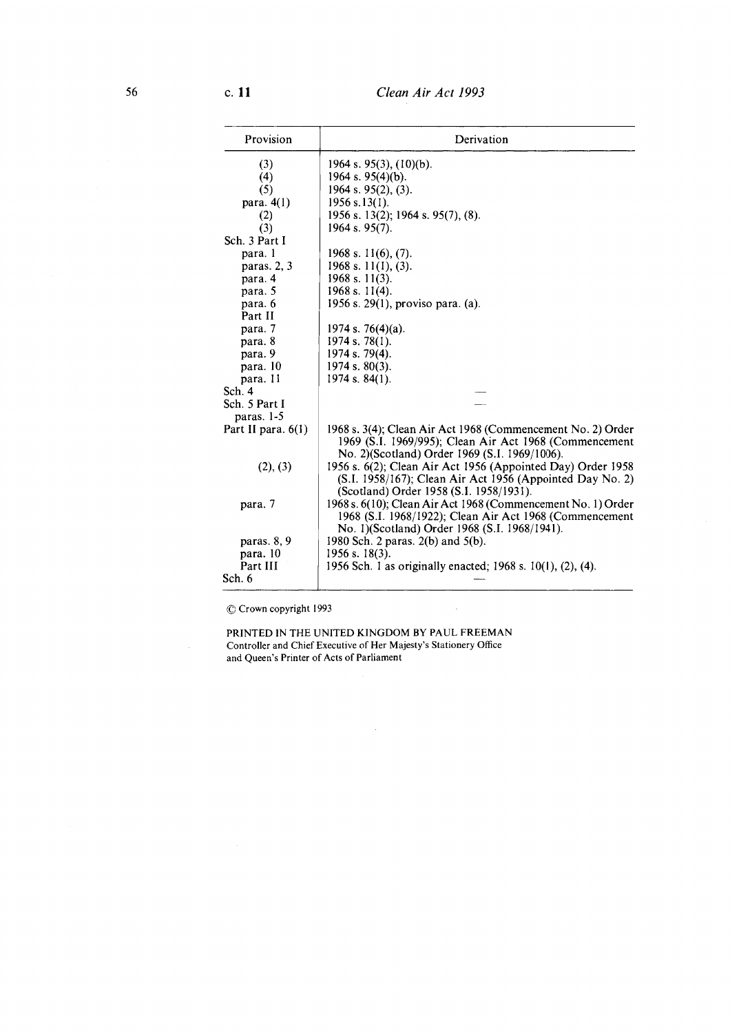| Provision | Derivation |
|---|---|
| (3) | 1964 s. 95(3), (10)(b). |
| (4) | 1964 s. 95(4)(b). |
| (5) | 1964 s. 95(2), (3). |
| para. 4(1) | 1956 s.13(1). |
| (2) | 1956 s. 13(2); 1964 s. 95(7), (8). |
| (3) | 1964 s. 95(7). |
| Sch. 3 Part I | |
| para. 1 | 1968 s. 11(6), (7). |
| paras. 2, 3 | 1968 s. 11(1), (3). |
| para. 4 | 1968 s. 11(3). |
| para. 5 | 1968 s. 11(4). |
| para. 6 | 1956 s. 29(1), proviso para. (a). |
| Part II | |
| para. 7 | 1974 s. 76(4)(a). |
| para. 8 | 1974 s. 78(1). |
| para. 9 | 1974 s. 79(4). |
| para. 10 | 1974 s. 80(3). |
| para. 11 | 1974 s. 84(1). |
| Sch. 4 | — |
| Sch. 5 Part I paras. 1-5 | — |
| Part II para. 6(1) | 1968 s. 3(4); Clean Air Act 1968 (Commencement No. 2) Order 1969 (S.I. 1969/995); Clean Air Act 1968 (Commencement No. 2)(Scotland) Order 1969 (S.I. 1969/1006). |
| (2), (3) | 1956 s. 6(2); Clean Air Act 1956 (Appointed Day) Order 1958 (S.I. 1958/167); Clean Air Act 1956 (Appointed Day No. 2) (Scotland) Order 1958 (S.I. 1958/1931). |
| para. 7 | 1968 s. 6(10); Clean Air Act 1968 (Commencement No. 1) Order 1968 (S.I. 1968/1922); Clean Air Act 1968 (Commencement No. 1)(Scotland) Order 1968 (S.I. 1968/1941). |
| paras. 8, 9 | 1980 Sch. 2 paras. 2(b) and 5(b). |
| para. 10 | 1956 s. 18(3). |
| Part III | 1956 Sch. 1 as originally enacted; 1968 s. 10(1), (2), (4). |
| Sch. 6 | — |

© Crown copyright 1993

PRINTED IN THE UNITED KINGDOM BY PAUL FREEMAN
Controller and Chief Executive of Her Majesty's Stationery Office
and Queen's Printer of Acts of Parliament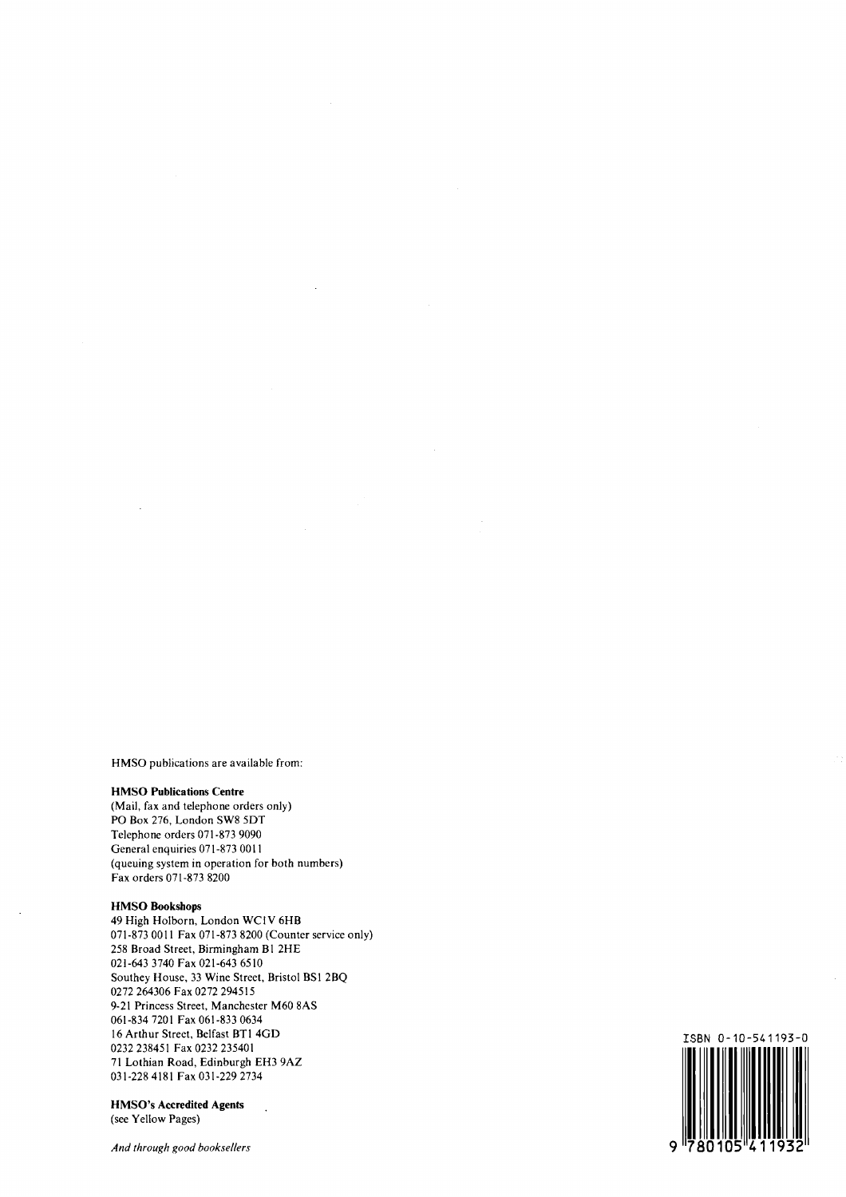HMSO publications are available from:

**HMSO Publications Centre**
(Mail, fax and telephone orders only)
PO Box 276, London SW8 5DT
Telephone orders 071-873 9090
General enquiries 071-873 0011
(queuing system in operation for both numbers)
Fax orders 071-873 8200

**HMSO Bookshops**
49 High Holborn, London WC1V 6HB
071-873 0011 Fax 071-873 8200 (Counter service only)
258 Broad Street, Birmingham B1 2HE
021-643 3740 Fax 021-643 6510
Southey House, 33 Wine Street, Bristol BS1 2BQ
0272 264306 Fax 0272 294515
9-21 Princess Street, Manchester M60 8AS
061-834 7201 Fax 061-833 0634
16 Arthur Street, Belfast BT1 4GD
0232 238451 Fax 0232 235401
71 Lothian Road, Edinburgh EH3 9AZ
031-228 4181 Fax 031-229 2734

**HMSO's Accredited Agents**
(see Yellow Pages)

*And through good booksellers*

ISBN 0-10-541193-0

9 780105 411932